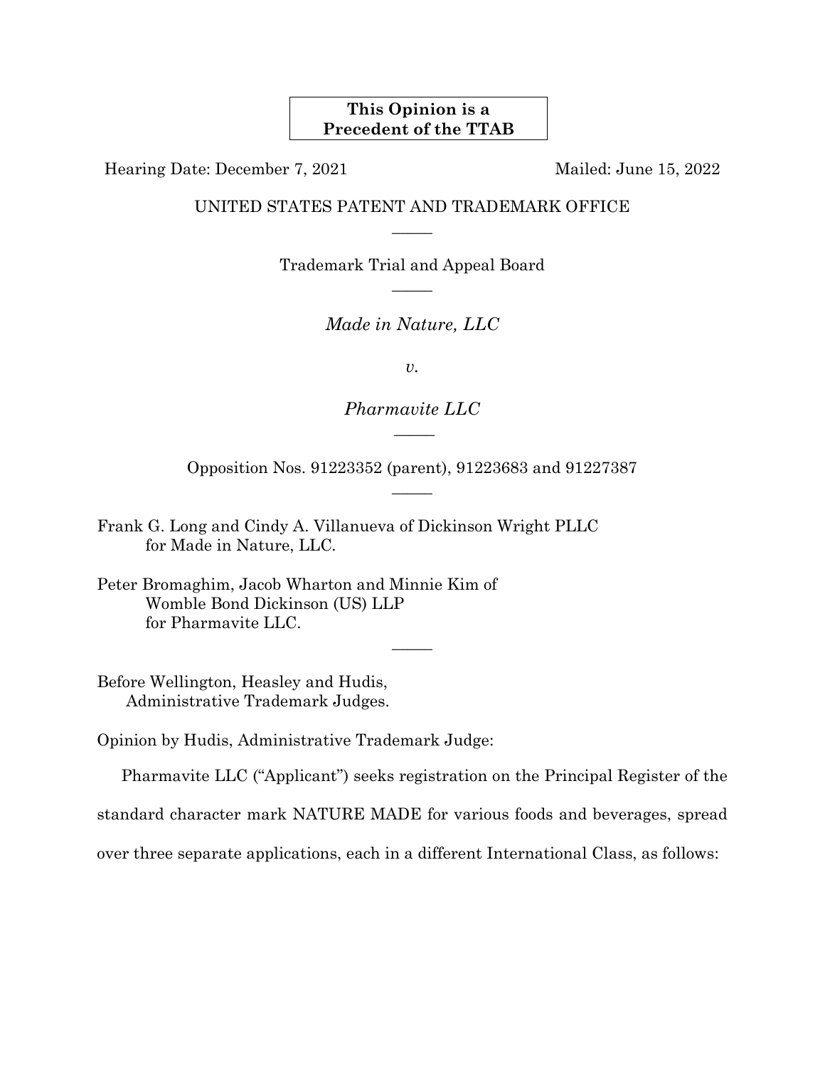**This Opinion is a Precedent of the TTAB**

Hearing Date: December 7, 2021 Mailed: June 15, 2022

UNITED STATES PATENT AND TRADEMARK OFFICE

———

Trademark Trial and Appeal Board

———

*Made in Nature, LLC*

*v.*

*Pharmavite LLC*

———

Opposition Nos. 91223352 (parent), 91223683 and 91227387

———

Frank G. Long and Cindy A. Villanueva of Dickinson Wright PLLC
for Made in Nature, LLC.

Peter Bromaghim, Jacob Wharton and Minnie Kim of
Womble Bond Dickinson (US) LLP
for Pharmavite LLC.

———

Before Wellington, Heasley and Hudis,
Administrative Trademark Judges.

Opinion by Hudis, Administrative Trademark Judge:

Pharmavite LLC ("Applicant") seeks registration on the Principal Register of the standard character mark NATURE MADE for various foods and beverages, spread over three separate applications, each in a different International Class, as follows: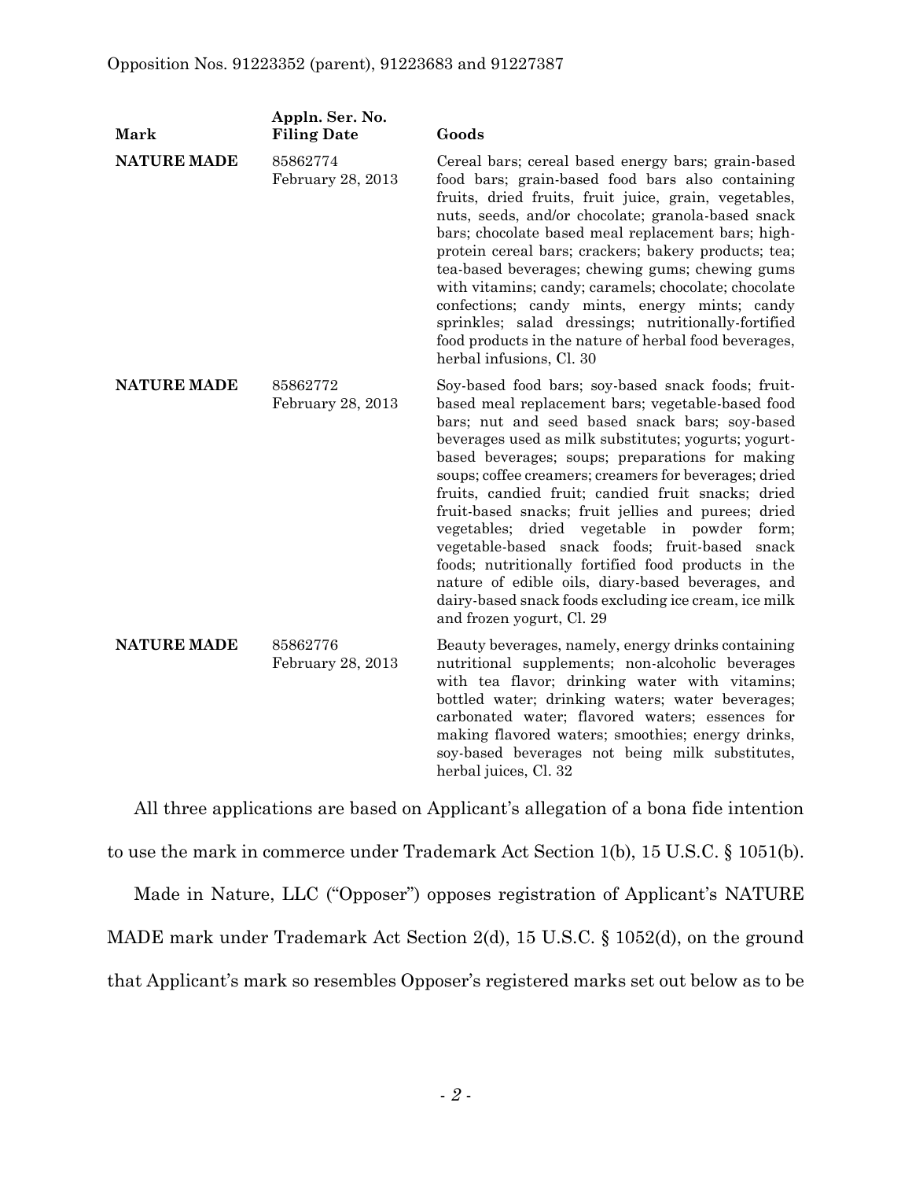| Mark | Appln. Ser. No. Filing Date | Goods |
|---|---|---|
| **NATURE MADE** | 85862774 February 28, 2013 | Cereal bars; cereal based energy bars; grain-based food bars; grain-based food bars also containing fruits, dried fruits, fruit juice, grain, vegetables, nuts, seeds, and/or chocolate; granola-based snack bars; chocolate based meal replacement bars; high-protein cereal bars; crackers; bakery products; tea; tea-based beverages; chewing gums; chewing gums with vitamins; candy; caramels; chocolate; chocolate confections; candy mints, energy mints; candy sprinkles; salad dressings; nutritionally-fortified food products in the nature of herbal food beverages, herbal infusions, Cl. 30 |
| **NATURE MADE** | 85862772 February 28, 2013 | Soy-based food bars; soy-based snack foods; fruit-based meal replacement bars; vegetable-based food bars; nut and seed based snack bars; soy-based beverages used as milk substitutes; yogurts; yogurt-based beverages; soups; preparations for making soups; coffee creamers; creamers for beverages; dried fruits, candied fruit; candied fruit snacks; dried fruit-based snacks; fruit jellies and purees; dried vegetables; dried vegetable in powder form; vegetable-based snack foods; fruit-based snack foods; nutritionally fortified food products in the nature of edible oils, diary-based beverages, and dairy-based snack foods excluding ice cream, ice milk and frozen yogurt, Cl. 29 |
| **NATURE MADE** | 85862776 February 28, 2013 | Beauty beverages, namely, energy drinks containing nutritional supplements; non-alcoholic beverages with tea flavor; drinking water with vitamins; bottled water; drinking waters; water beverages; carbonated water; flavored waters; essences for making flavored waters; smoothies; energy drinks, soy-based beverages not being milk substitutes, herbal juices, Cl. 32 |

All three applications are based on Applicant's allegation of a bona fide intention to use the mark in commerce under Trademark Act Section 1(b), 15 U.S.C. § 1051(b).

Made in Nature, LLC ("Opposer") opposes registration of Applicant's NATURE MADE mark under Trademark Act Section 2(d), 15 U.S.C. § 1052(d), on the ground that Applicant's mark so resembles Opposer's registered marks set out below as to be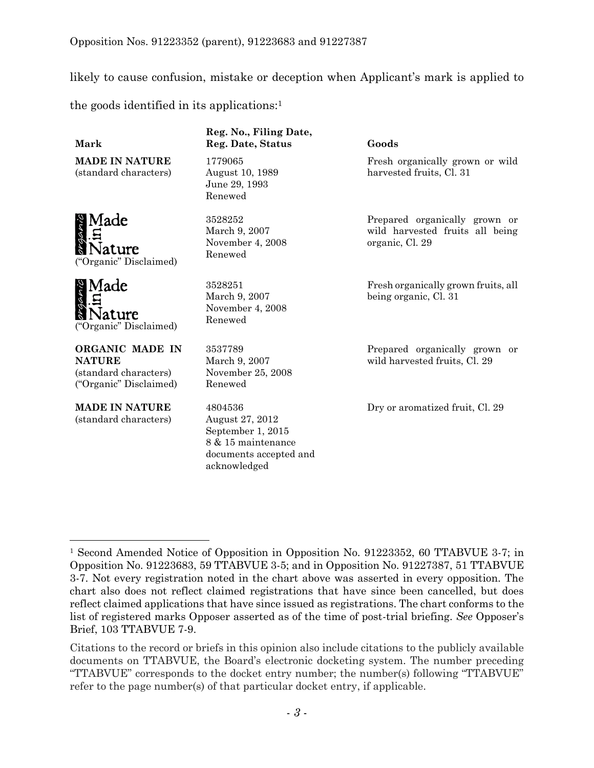likely to cause confusion, mistake or deception when Applicant's mark is applied to the goods identified in its applications:[1]

| Mark | Reg. No., Filing Date, Reg. Date, Status | Goods |
| --- | --- | --- |
| **MADE IN NATURE** (standard characters) | 1779065 August 10, 1989 June 29, 1993 Renewed | Fresh organically grown or wild harvested fruits, Cl. 31 |
| organic Made in Nature ("Organic" Disclaimed) | 3528252 March 9, 2007 November 4, 2008 Renewed | Prepared organically grown or wild harvested fruits all being organic, Cl. 29 |
| organic Made in Nature ("Organic" Disclaimed) | 3528251 March 9, 2007 November 4, 2008 Renewed | Fresh organically grown fruits, all being organic, Cl. 31 |
| **ORGANIC MADE IN NATURE** (standard characters) ("Organic" Disclaimed) | 3537789 March 9, 2007 November 25, 2008 Renewed | Prepared organically grown or wild harvested fruits, Cl. 29 |
| **MADE IN NATURE** (standard characters) | 4804536 August 27, 2012 September 1, 2015 8 & 15 maintenance documents accepted and acknowledged | Dry or aromatized fruit, Cl. 29 |

[1] Second Amended Notice of Opposition in Opposition No. 91223352, 60 TTABVUE 3-7; in Opposition No. 91223683, 59 TTABVUE 3-5; and in Opposition No. 91227387, 51 TTABVUE 3-7. Not every registration noted in the chart above was asserted in every opposition. The chart also does not reflect claimed registrations that have since been cancelled, but does reflect claimed applications that have since issued as registrations. The chart conforms to the list of registered marks Opposer asserted as of the time of post-trial briefing. *See* Opposer's Brief, 103 TTABVUE 7-9.

Citations to the record or briefs in this opinion also include citations to the publicly available documents on TTABVUE, the Board's electronic docketing system. The number preceding "TTABVUE" corresponds to the docket entry number; the number(s) following "TTABVUE" refer to the page number(s) of that particular docket entry, if applicable.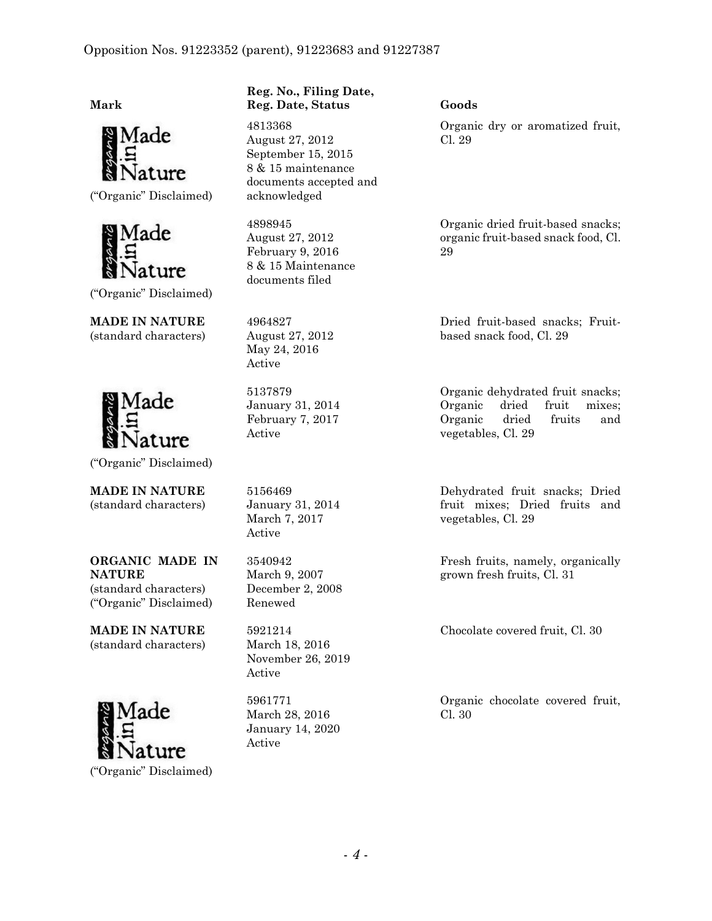| Mark | Reg. No., Filing Date, Reg. Date, Status | Goods |
|---|---|---|
| Made in Nature (design mark with "organic") ("Organic" Disclaimed) | 4813368<br>August 27, 2012<br>September 15, 2015<br>8 & 15 maintenance documents accepted and acknowledged | Organic dry or aromatized fruit, Cl. 29 |
| Made in Nature (design mark with "organic") ("Organic" Disclaimed) | 4898945<br>August 27, 2012<br>February 9, 2016<br>8 & 15 Maintenance documents filed | Organic dried fruit-based snacks; organic fruit-based snack food, Cl. 29 |
| **MADE IN NATURE** (standard characters) | 4964827<br>August 27, 2012<br>May 24, 2016<br>Active | Dried fruit-based snacks; Fruit-based snack food, Cl. 29 |
| Made in Nature (design mark with "organic") ("Organic" Disclaimed) | 5137879<br>January 31, 2014<br>February 7, 2017<br>Active | Organic dehydrated fruit snacks; Organic dried fruit mixes; Organic dried fruits and vegetables, Cl. 29 |
| **MADE IN NATURE** (standard characters) | 5156469<br>January 31, 2014<br>March 7, 2017<br>Active | Dehydrated fruit snacks; Dried fruit mixes; Dried fruits and vegetables, Cl. 29 |
| **ORGANIC MADE IN NATURE** (standard characters) ("Organic" Disclaimed) | 3540942<br>March 9, 2007<br>December 2, 2008<br>Renewed | Fresh fruits, namely, organically grown fresh fruits, Cl. 31 |
| **MADE IN NATURE** (standard characters) | 5921214<br>March 18, 2016<br>November 26, 2019<br>Active | Chocolate covered fruit, Cl. 30 |
| Made in Nature (design mark with "organic") ("Organic" Disclaimed) | 5961771<br>March 28, 2016<br>January 14, 2020<br>Active | Organic chocolate covered fruit, Cl. 30 |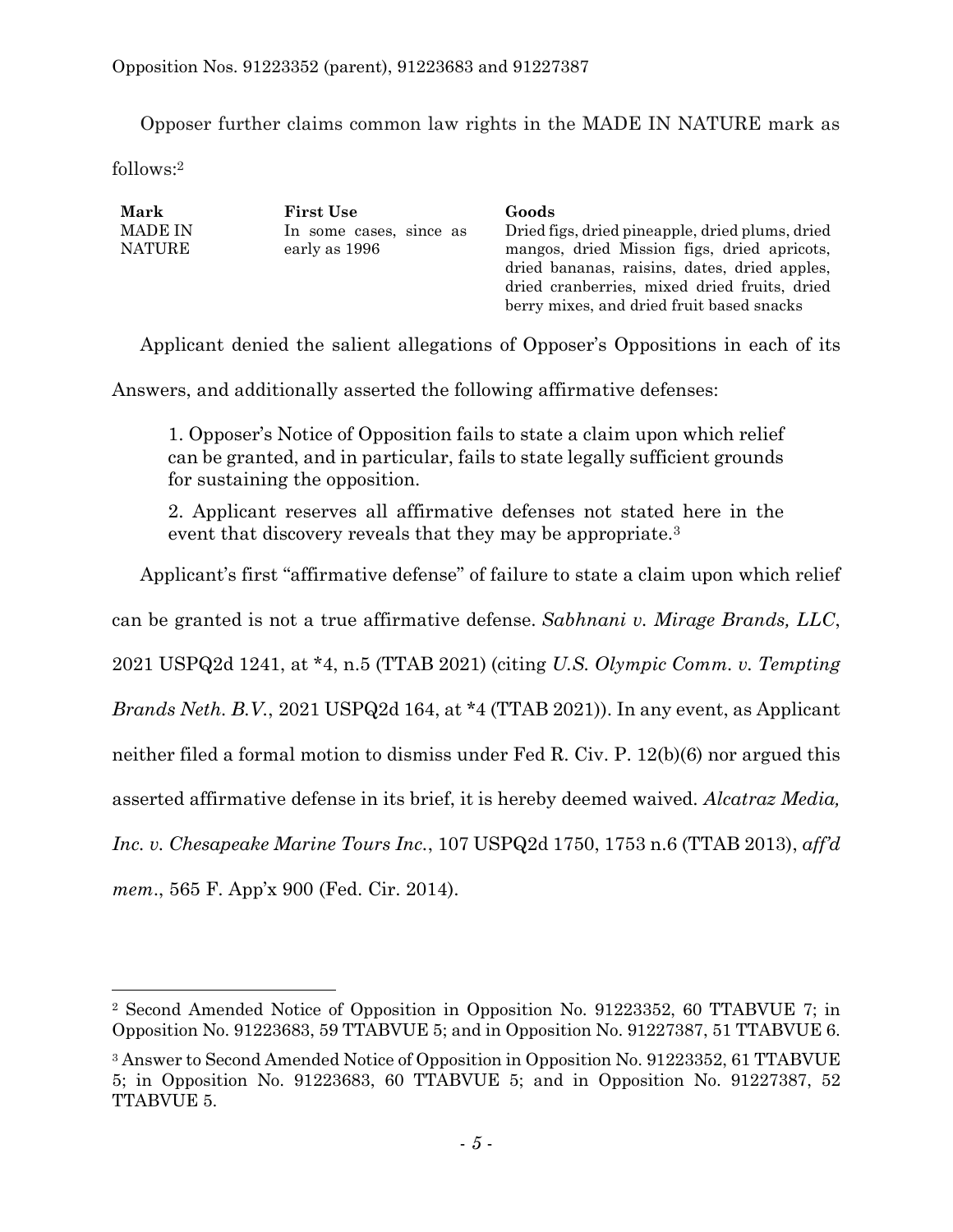Opposer further claims common law rights in the MADE IN NATURE mark as follows:[2]

| **Mark** | **First Use** | **Goods** |
| --- | --- | --- |
| MADE IN NATURE | In some cases, since as early as 1996 | Dried figs, dried pineapple, dried plums, dried mangos, dried Mission figs, dried apricots, dried bananas, raisins, dates, dried apples, dried cranberries, mixed dried fruits, dried berry mixes, and dried fruit based snacks |

Applicant denied the salient allegations of Opposer's Oppositions in each of its Answers, and additionally asserted the following affirmative defenses:

> 1. Opposer's Notice of Opposition fails to state a claim upon which relief can be granted, and in particular, fails to state legally sufficient grounds for sustaining the opposition.
>
> 2. Applicant reserves all affirmative defenses not stated here in the event that discovery reveals that they may be appropriate.[3]

Applicant's first "affirmative defense" of failure to state a claim upon which relief can be granted is not a true affirmative defense. *Sabhnani v. Mirage Brands, LLC*, 2021 USPQ2d 1241, at *4, n.5 (TTAB 2021) (citing *U.S. Olympic Comm. v. Tempting Brands Neth. B.V.*, 2021 USPQ2d 164, at *4 (TTAB 2021)). In any event, as Applicant neither filed a formal motion to dismiss under Fed R. Civ. P. 12(b)(6) nor argued this asserted affirmative defense in its brief, it is hereby deemed waived. *Alcatraz Media, Inc. v. Chesapeake Marine Tours Inc.*, 107 USPQ2d 1750, 1753 n.6 (TTAB 2013), *aff'd mem.*, 565 F. App'x 900 (Fed. Cir. 2014).

---

[2] Second Amended Notice of Opposition in Opposition No. 91223352, 60 TTABVUE 7; in Opposition No. 91223683, 59 TTABVUE 5; and in Opposition No. 91227387, 51 TTABVUE 6.

[3] Answer to Second Amended Notice of Opposition in Opposition No. 91223352, 61 TTABVUE 5; in Opposition No. 91223683, 60 TTABVUE 5; and in Opposition No. 91227387, 52 TTABVUE 5.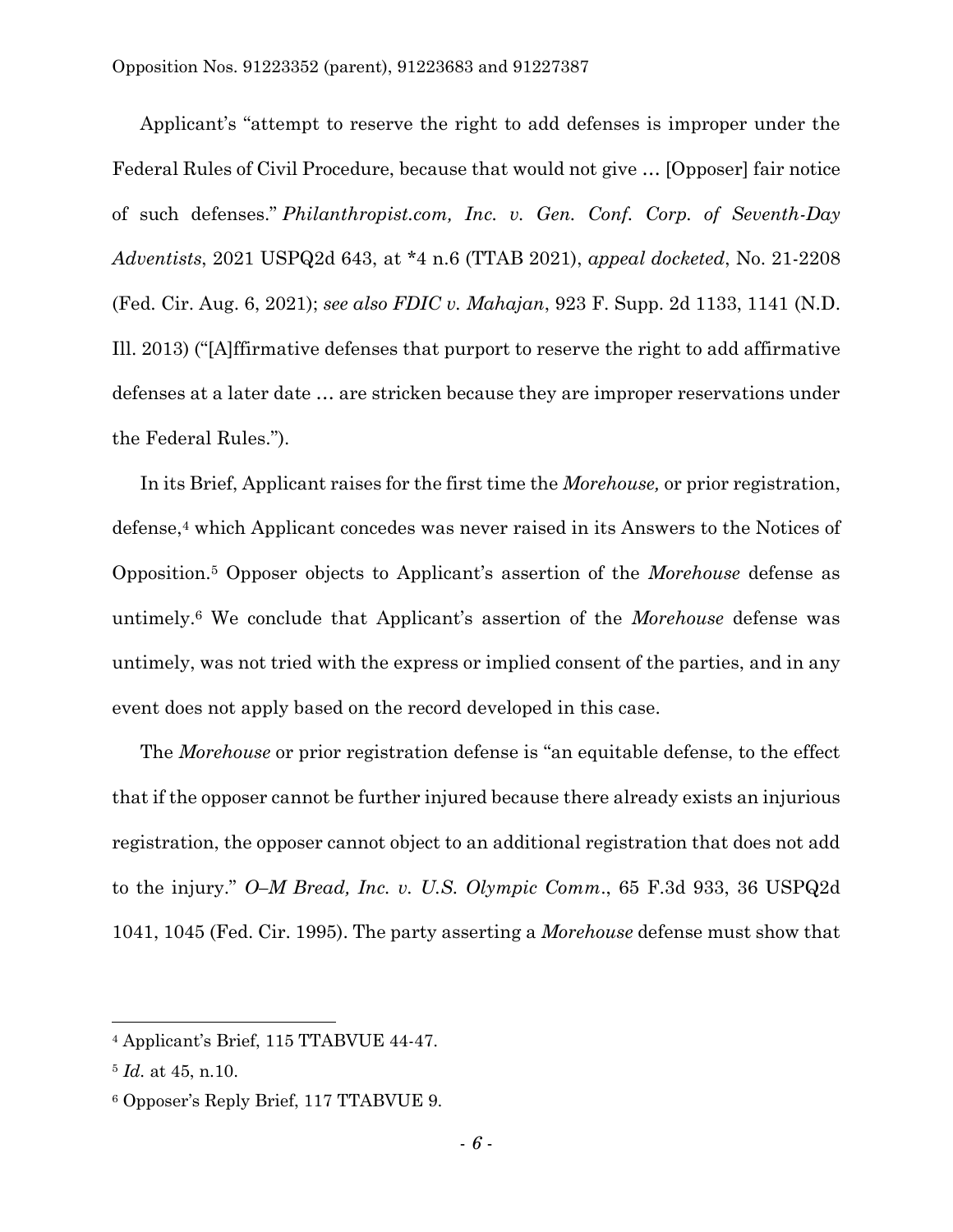Applicant's "attempt to reserve the right to add defenses is improper under the Federal Rules of Civil Procedure, because that would not give … [Opposer] fair notice of such defenses." *Philanthropist.com, Inc. v. Gen. Conf. Corp. of Seventh-Day Adventists*, 2021 USPQ2d 643, at *4 n.6 (TTAB 2021), *appeal docketed*, No. 21-2208 (Fed. Cir. Aug. 6, 2021); *see also FDIC v. Mahajan*, 923 F. Supp. 2d 1133, 1141 (N.D. Ill. 2013) ("[A]ffirmative defenses that purport to reserve the right to add affirmative defenses at a later date … are stricken because they are improper reservations under the Federal Rules.").

In its Brief, Applicant raises for the first time the *Morehouse,* or prior registration, defense,[4] which Applicant concedes was never raised in its Answers to the Notices of Opposition.[5] Opposer objects to Applicant's assertion of the *Morehouse* defense as untimely.[6] We conclude that Applicant's assertion of the *Morehouse* defense was untimely, was not tried with the express or implied consent of the parties, and in any event does not apply based on the record developed in this case.

The *Morehouse* or prior registration defense is "an equitable defense, to the effect that if the opposer cannot be further injured because there already exists an injurious registration, the opposer cannot object to an additional registration that does not add to the injury." *O–M Bread, Inc. v. U.S. Olympic Comm.*, 65 F.3d 933, 36 USPQ2d 1041, 1045 (Fed. Cir. 1995). The party asserting a *Morehouse* defense must show that

---

[4] Applicant's Brief, 115 TTABVUE 44-47.

[5] *Id.* at 45, n.10.

[6] Opposer's Reply Brief, 117 TTABVUE 9.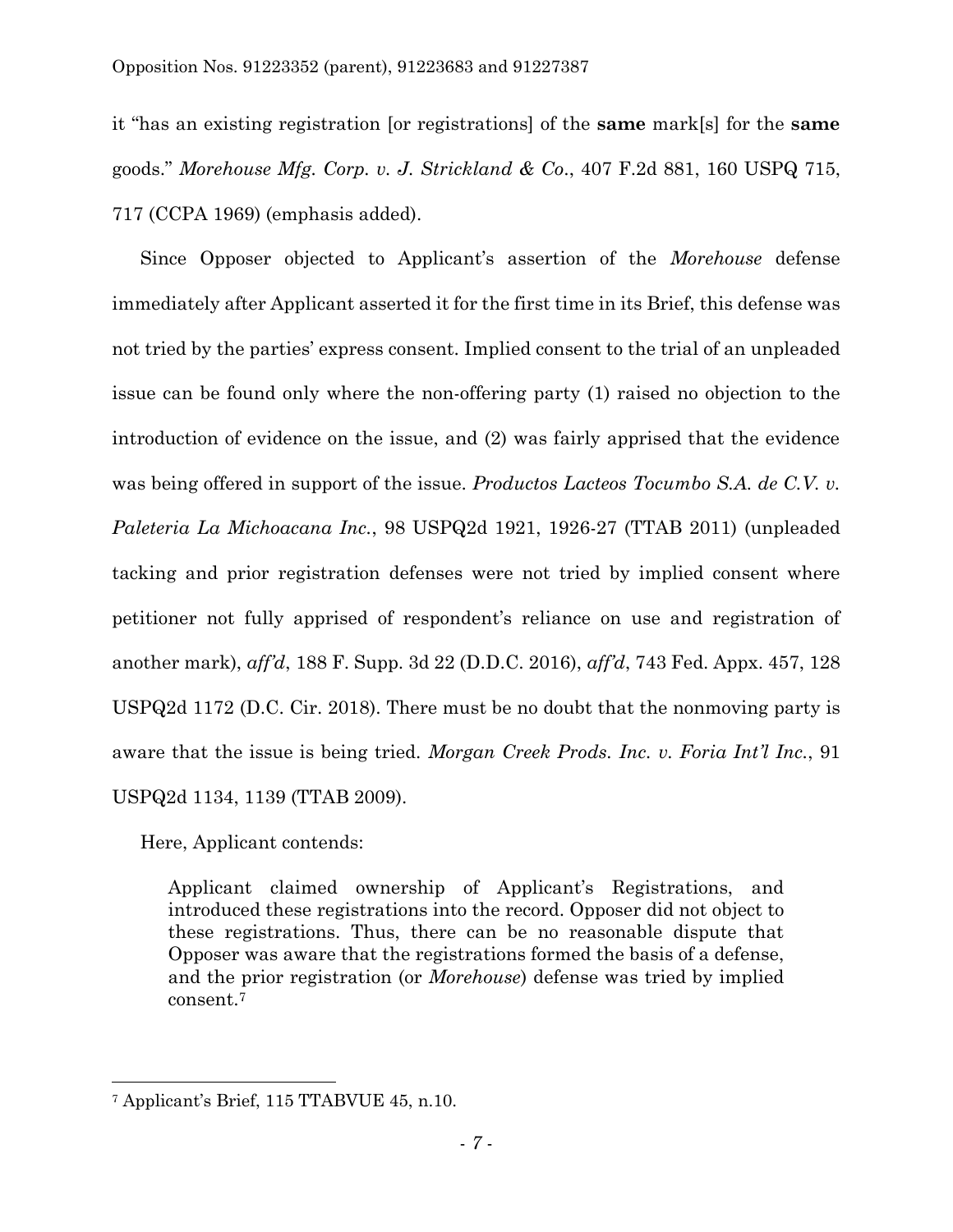it "has an existing registration [or registrations] of the **same** mark[s] for the **same** goods." *Morehouse Mfg. Corp. v. J. Strickland & Co.*, 407 F.2d 881, 160 USPQ 715, 717 (CCPA 1969) (emphasis added).

Since Opposer objected to Applicant's assertion of the *Morehouse* defense immediately after Applicant asserted it for the first time in its Brief, this defense was not tried by the parties' express consent. Implied consent to the trial of an unpleaded issue can be found only where the non-offering party (1) raised no objection to the introduction of evidence on the issue, and (2) was fairly apprised that the evidence was being offered in support of the issue. *Productos Lacteos Tocumbo S.A. de C.V. v. Paleteria La Michoacana Inc.*, 98 USPQ2d 1921, 1926-27 (TTAB 2011) (unpleaded tacking and prior registration defenses were not tried by implied consent where petitioner not fully apprised of respondent's reliance on use and registration of another mark), *aff'd*, 188 F. Supp. 3d 22 (D.D.C. 2016), *aff'd*, 743 Fed. Appx. 457, 128 USPQ2d 1172 (D.C. Cir. 2018). There must be no doubt that the nonmoving party is aware that the issue is being tried. *Morgan Creek Prods. Inc. v. Foria Int'l Inc.*, 91 USPQ2d 1134, 1139 (TTAB 2009).

Here, Applicant contends:

> Applicant claimed ownership of Applicant's Registrations, and introduced these registrations into the record. Opposer did not object to these registrations. Thus, there can be no reasonable dispute that Opposer was aware that the registrations formed the basis of a defense, and the prior registration (or *Morehouse*) defense was tried by implied consent.[7]

---

[7] Applicant's Brief, 115 TTABVUE 45, n.10.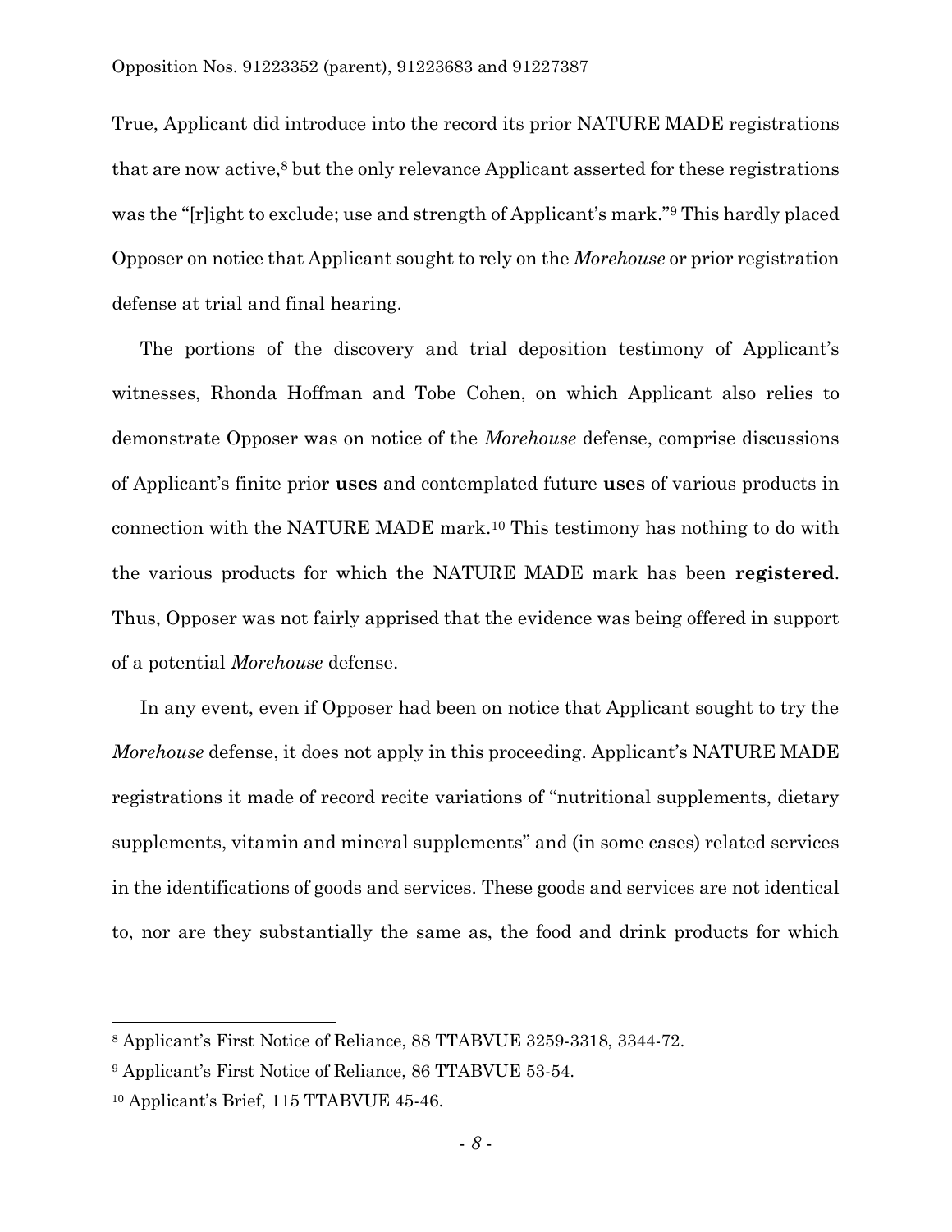True, Applicant did introduce into the record its prior NATURE MADE registrations that are now active,[8] but the only relevance Applicant asserted for these registrations was the "[r]ight to exclude; use and strength of Applicant's mark."[9] This hardly placed Opposer on notice that Applicant sought to rely on the *Morehouse* or prior registration defense at trial and final hearing.

The portions of the discovery and trial deposition testimony of Applicant's witnesses, Rhonda Hoffman and Tobe Cohen, on which Applicant also relies to demonstrate Opposer was on notice of the *Morehouse* defense, comprise discussions of Applicant's finite prior **uses** and contemplated future **uses** of various products in connection with the NATURE MADE mark.[10] This testimony has nothing to do with the various products for which the NATURE MADE mark has been **registered**. Thus, Opposer was not fairly apprised that the evidence was being offered in support of a potential *Morehouse* defense.

In any event, even if Opposer had been on notice that Applicant sought to try the *Morehouse* defense, it does not apply in this proceeding. Applicant's NATURE MADE registrations it made of record recite variations of "nutritional supplements, dietary supplements, vitamin and mineral supplements" and (in some cases) related services in the identifications of goods and services. These goods and services are not identical to, nor are they substantially the same as, the food and drink products for which

---

[8] Applicant's First Notice of Reliance, 88 TTABVUE 3259-3318, 3344-72.

[9] Applicant's First Notice of Reliance, 86 TTABVUE 53-54.

[10] Applicant's Brief, 115 TTABVUE 45-46.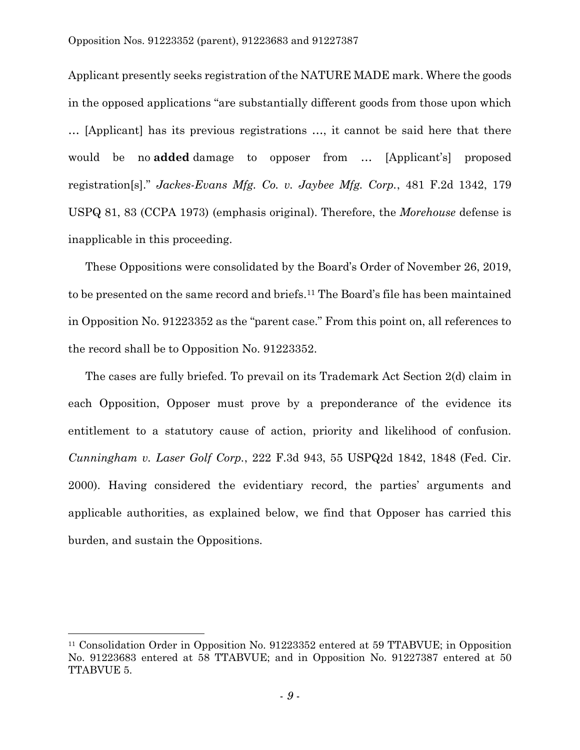Applicant presently seeks registration of the NATURE MADE mark. Where the goods in the opposed applications "are substantially different goods from those upon which … [Applicant] has its previous registrations …, it cannot be said here that there would be no **added** damage to opposer from … [Applicant's] proposed registration[s]." *Jackes-Evans Mfg. Co. v. Jaybee Mfg. Corp.*, 481 F.2d 1342, 179 USPQ 81, 83 (CCPA 1973) (emphasis original). Therefore, the *Morehouse* defense is inapplicable in this proceeding.

These Oppositions were consolidated by the Board's Order of November 26, 2019, to be presented on the same record and briefs.[11] The Board's file has been maintained in Opposition No. 91223352 as the "parent case." From this point on, all references to the record shall be to Opposition No. 91223352.

The cases are fully briefed. To prevail on its Trademark Act Section 2(d) claim in each Opposition, Opposer must prove by a preponderance of the evidence its entitlement to a statutory cause of action, priority and likelihood of confusion. *Cunningham v. Laser Golf Corp.*, 222 F.3d 943, 55 USPQ2d 1842, 1848 (Fed. Cir. 2000). Having considered the evidentiary record, the parties' arguments and applicable authorities, as explained below, we find that Opposer has carried this burden, and sustain the Oppositions.

---

[11] Consolidation Order in Opposition No. 91223352 entered at 59 TTABVUE; in Opposition No. 91223683 entered at 58 TTABVUE; and in Opposition No. 91227387 entered at 50 TTABVUE 5.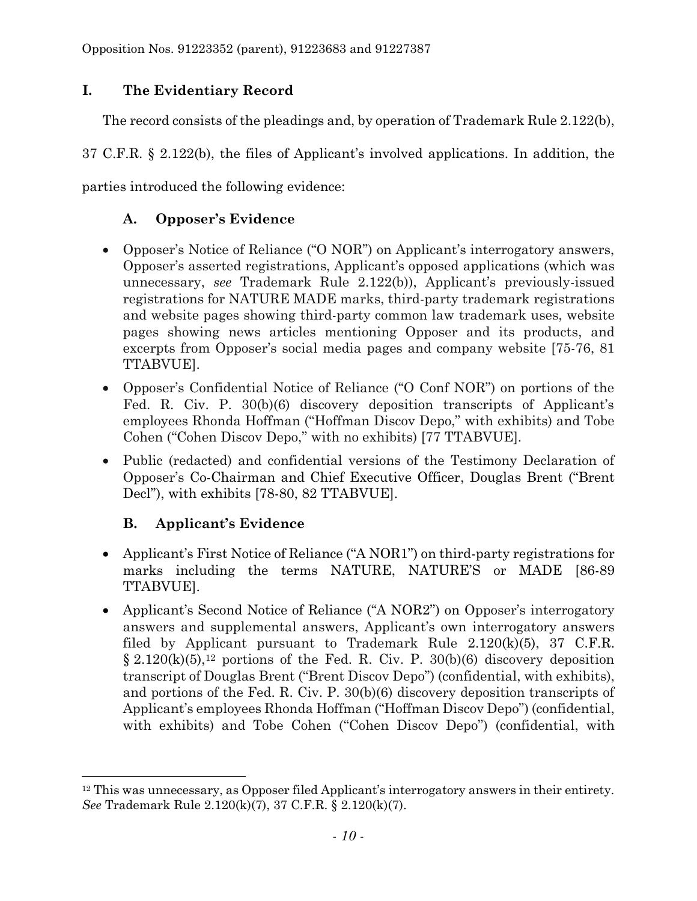## I. The Evidentiary Record

The record consists of the pleadings and, by operation of Trademark Rule 2.122(b), 37 C.F.R. § 2.122(b), the files of Applicant's involved applications. In addition, the parties introduced the following evidence:

### A. Opposer's Evidence

- Opposer's Notice of Reliance ("O NOR") on Applicant's interrogatory answers, Opposer's asserted registrations, Applicant's opposed applications (which was unnecessary, *see* Trademark Rule 2.122(b)), Applicant's previously-issued registrations for NATURE MADE marks, third-party trademark registrations and website pages showing third-party common law trademark uses, website pages showing news articles mentioning Opposer and its products, and excerpts from Opposer's social media pages and company website [75-76, 81 TTABVUE].
- Opposer's Confidential Notice of Reliance ("O Conf NOR") on portions of the Fed. R. Civ. P. 30(b)(6) discovery deposition transcripts of Applicant's employees Rhonda Hoffman ("Hoffman Discov Depo," with exhibits) and Tobe Cohen ("Cohen Discov Depo," with no exhibits) [77 TTABVUE].
- Public (redacted) and confidential versions of the Testimony Declaration of Opposer's Co-Chairman and Chief Executive Officer, Douglas Brent ("Brent Decl"), with exhibits [78-80, 82 TTABVUE].

### B. Applicant's Evidence

- Applicant's First Notice of Reliance ("A NOR1") on third-party registrations for marks including the terms NATURE, NATURE'S or MADE [86-89 TTABVUE].
- Applicant's Second Notice of Reliance ("A NOR2") on Opposer's interrogatory answers and supplemental answers, Applicant's own interrogatory answers filed by Applicant pursuant to Trademark Rule 2.120(k)(5), 37 C.F.R. § 2.120(k)(5),[12] portions of the Fed. R. Civ. P. 30(b)(6) discovery deposition transcript of Douglas Brent ("Brent Discov Depo") (confidential, with exhibits), and portions of the Fed. R. Civ. P. 30(b)(6) discovery deposition transcripts of Applicant's employees Rhonda Hoffman ("Hoffman Discov Depo") (confidential, with exhibits) and Tobe Cohen ("Cohen Discov Depo") (confidential, with

---

[12] This was unnecessary, as Opposer filed Applicant's interrogatory answers in their entirety. *See* Trademark Rule 2.120(k)(7), 37 C.F.R. § 2.120(k)(7).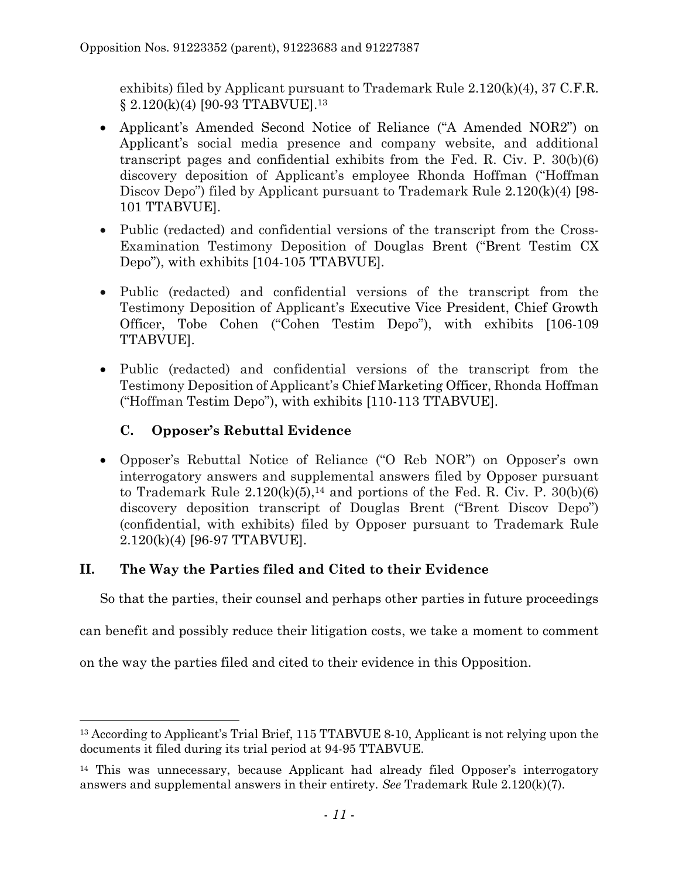exhibits) filed by Applicant pursuant to Trademark Rule 2.120(k)(4), 37 C.F.R. § 2.120(k)(4) [90-93 TTABVUE].[13]

- Applicant's Amended Second Notice of Reliance ("A Amended NOR2") on Applicant's social media presence and company website, and additional transcript pages and confidential exhibits from the Fed. R. Civ. P. 30(b)(6) discovery deposition of Applicant's employee Rhonda Hoffman ("Hoffman Discov Depo") filed by Applicant pursuant to Trademark Rule 2.120(k)(4) [98-101 TTABVUE].
- Public (redacted) and confidential versions of the transcript from the Cross-Examination Testimony Deposition of Douglas Brent ("Brent Testim CX Depo"), with exhibits [104-105 TTABVUE].
- Public (redacted) and confidential versions of the transcript from the Testimony Deposition of Applicant's Executive Vice President, Chief Growth Officer, Tobe Cohen ("Cohen Testim Depo"), with exhibits [106-109 TTABVUE].
- Public (redacted) and confidential versions of the transcript from the Testimony Deposition of Applicant's Chief Marketing Officer, Rhonda Hoffman ("Hoffman Testim Depo"), with exhibits [110-113 TTABVUE].

### C. Opposer's Rebuttal Evidence

- Opposer's Rebuttal Notice of Reliance ("O Reb NOR") on Opposer's own interrogatory answers and supplemental answers filed by Opposer pursuant to Trademark Rule 2.120(k)(5),[14] and portions of the Fed. R. Civ. P. 30(b)(6) discovery deposition transcript of Douglas Brent ("Brent Discov Depo") (confidential, with exhibits) filed by Opposer pursuant to Trademark Rule 2.120(k)(4) [96-97 TTABVUE].

## II. The Way the Parties filed and Cited to their Evidence

So that the parties, their counsel and perhaps other parties in future proceedings can benefit and possibly reduce their litigation costs, we take a moment to comment on the way the parties filed and cited to their evidence in this Opposition.

---

[13] According to Applicant's Trial Brief, 115 TTABVUE 8-10, Applicant is not relying upon the documents it filed during its trial period at 94-95 TTABVUE.

[14] This was unnecessary, because Applicant had already filed Opposer's interrogatory answers and supplemental answers in their entirety. *See* Trademark Rule 2.120(k)(7).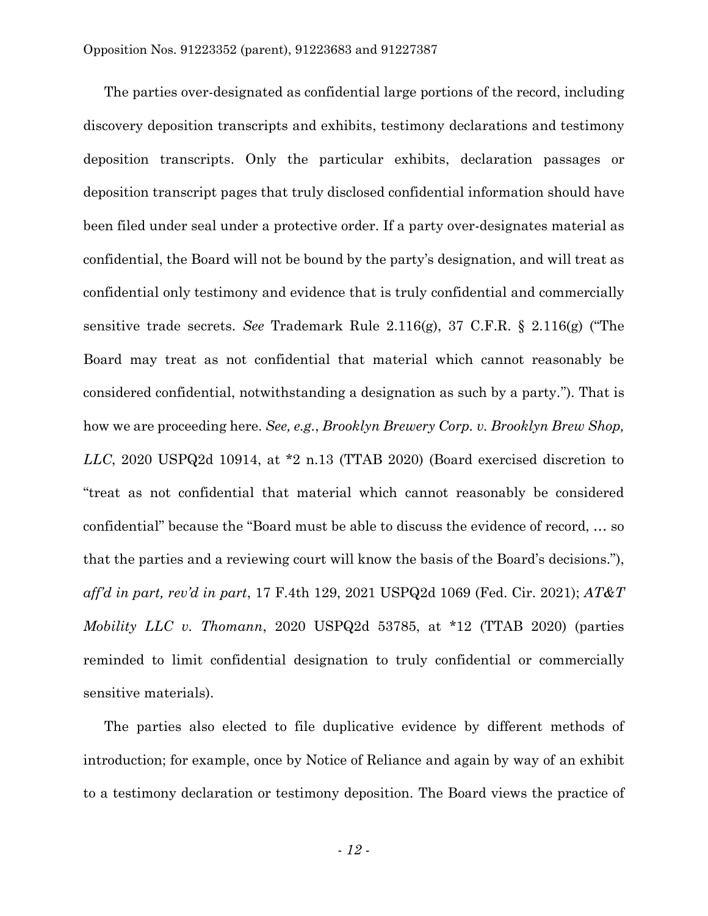The parties over-designated as confidential large portions of the record, including discovery deposition transcripts and exhibits, testimony declarations and testimony deposition transcripts. Only the particular exhibits, declaration passages or deposition transcript pages that truly disclosed confidential information should have been filed under seal under a protective order. If a party over-designates material as confidential, the Board will not be bound by the party's designation, and will treat as confidential only testimony and evidence that is truly confidential and commercially sensitive trade secrets. *See* Trademark Rule 2.116(g), 37 C.F.R. § 2.116(g) ("The Board may treat as not confidential that material which cannot reasonably be considered confidential, notwithstanding a designation as such by a party."). That is how we are proceeding here. *See, e.g.*, *Brooklyn Brewery Corp. v. Brooklyn Brew Shop, LLC*, 2020 USPQ2d 10914, at *2 n.13 (TTAB 2020) (Board exercised discretion to "treat as not confidential that material which cannot reasonably be considered confidential" because the "Board must be able to discuss the evidence of record, … so that the parties and a reviewing court will know the basis of the Board's decisions."), *aff'd in part, rev'd in part*, 17 F.4th 129, 2021 USPQ2d 1069 (Fed. Cir. 2021); *AT&T Mobility LLC v. Thomann*, 2020 USPQ2d 53785, at *12 (TTAB 2020) (parties reminded to limit confidential designation to truly confidential or commercially sensitive materials).

The parties also elected to file duplicative evidence by different methods of introduction; for example, once by Notice of Reliance and again by way of an exhibit to a testimony declaration or testimony deposition. The Board views the practice of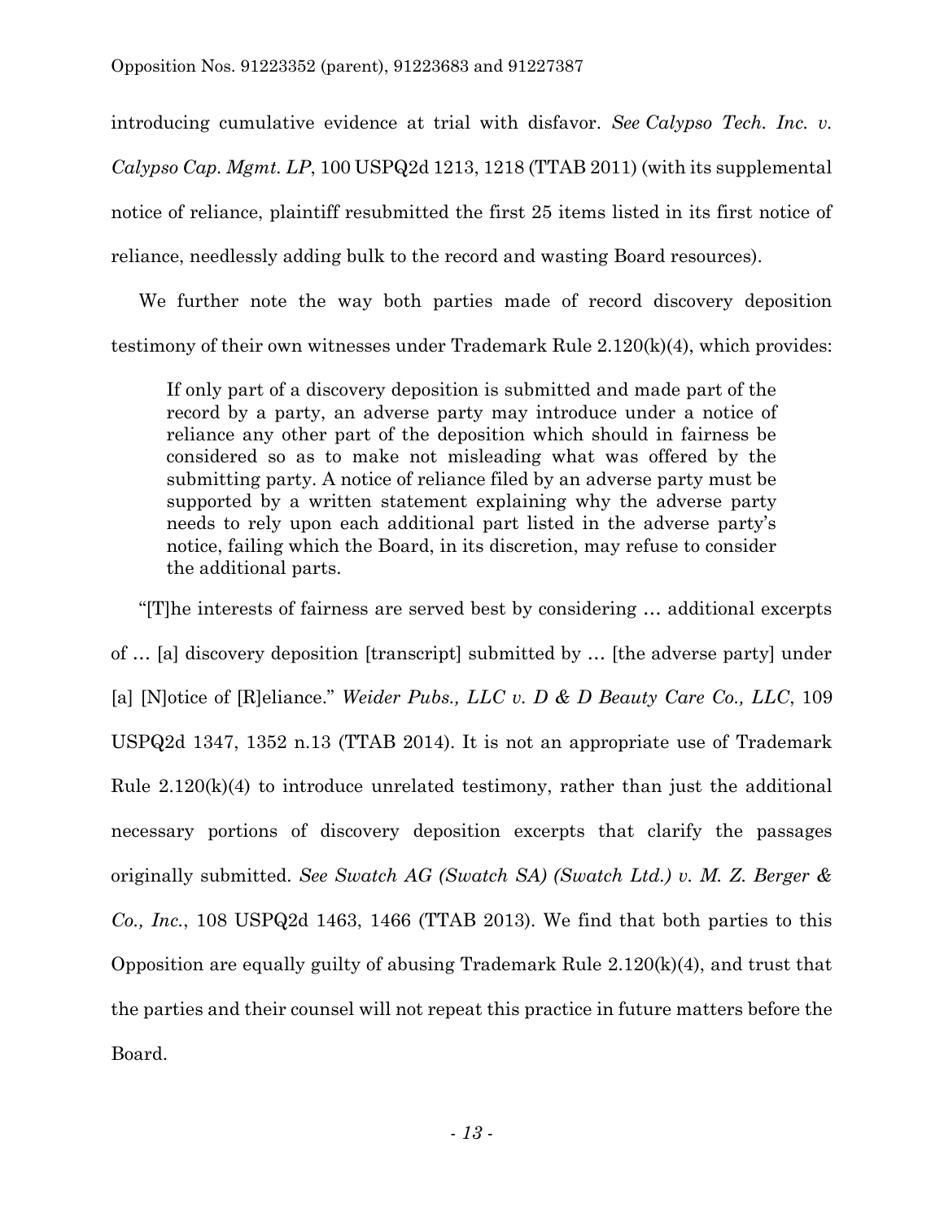introducing cumulative evidence at trial with disfavor. *See Calypso Tech. Inc. v. Calypso Cap. Mgmt. LP*, 100 USPQ2d 1213, 1218 (TTAB 2011) (with its supplemental notice of reliance, plaintiff resubmitted the first 25 items listed in its first notice of reliance, needlessly adding bulk to the record and wasting Board resources).

We further note the way both parties made of record discovery deposition testimony of their own witnesses under Trademark Rule 2.120(k)(4), which provides:

> If only part of a discovery deposition is submitted and made part of the record by a party, an adverse party may introduce under a notice of reliance any other part of the deposition which should in fairness be considered so as to make not misleading what was offered by the submitting party. A notice of reliance filed by an adverse party must be supported by a written statement explaining why the adverse party needs to rely upon each additional part listed in the adverse party's notice, failing which the Board, in its discretion, may refuse to consider the additional parts.

"[T]he interests of fairness are served best by considering … additional excerpts of … [a] discovery deposition [transcript] submitted by … [the adverse party] under [a] [N]otice of [R]eliance." *Weider Pubs., LLC v. D & D Beauty Care Co., LLC*, 109 USPQ2d 1347, 1352 n.13 (TTAB 2014). It is not an appropriate use of Trademark Rule 2.120(k)(4) to introduce unrelated testimony, rather than just the additional necessary portions of discovery deposition excerpts that clarify the passages originally submitted. *See Swatch AG (Swatch SA) (Swatch Ltd.) v. M. Z. Berger & Co., Inc.*, 108 USPQ2d 1463, 1466 (TTAB 2013). We find that both parties to this Opposition are equally guilty of abusing Trademark Rule 2.120(k)(4), and trust that the parties and their counsel will not repeat this practice in future matters before the Board.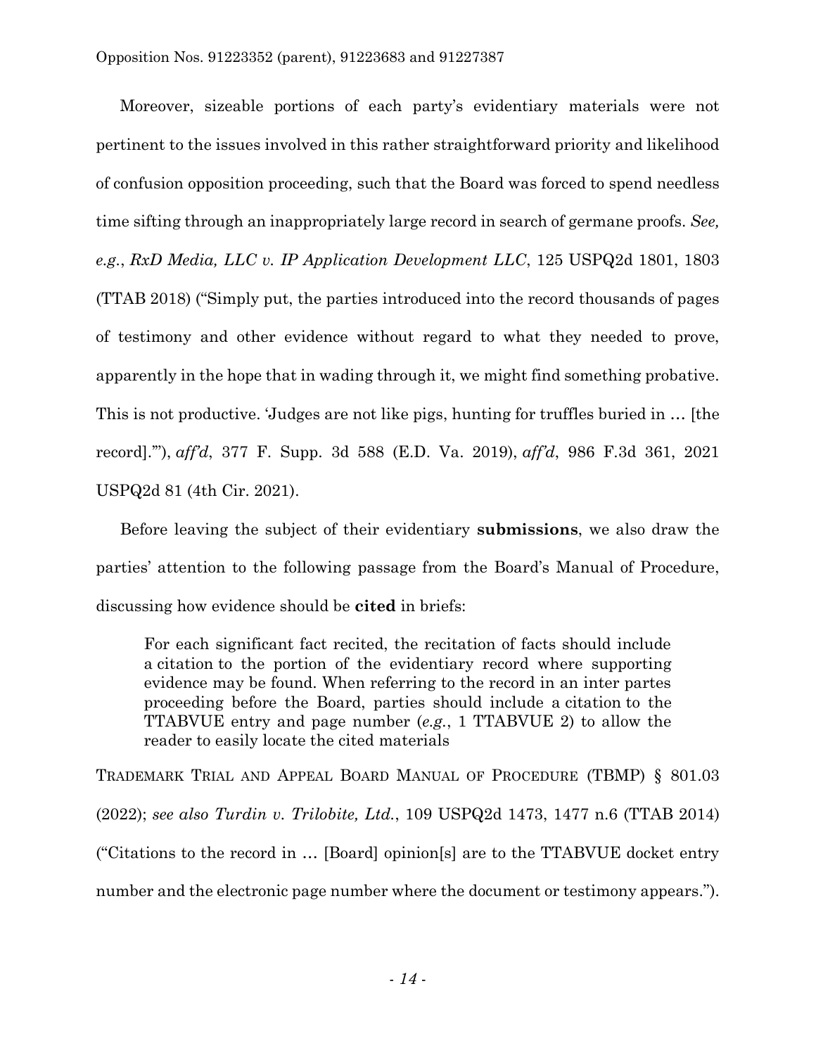Moreover, sizeable portions of each party's evidentiary materials were not pertinent to the issues involved in this rather straightforward priority and likelihood of confusion opposition proceeding, such that the Board was forced to spend needless time sifting through an inappropriately large record in search of germane proofs. *See, e.g.*, *RxD Media, LLC v. IP Application Development LLC*, 125 USPQ2d 1801, 1803 (TTAB 2018) ("Simply put, the parties introduced into the record thousands of pages of testimony and other evidence without regard to what they needed to prove, apparently in the hope that in wading through it, we might find something probative. This is not productive. 'Judges are not like pigs, hunting for truffles buried in … [the record].'"), *aff'd*, 377 F. Supp. 3d 588 (E.D. Va. 2019), *aff'd*, 986 F.3d 361, 2021 USPQ2d 81 (4th Cir. 2021).

Before leaving the subject of their evidentiary **submissions**, we also draw the parties' attention to the following passage from the Board's Manual of Procedure, discussing how evidence should be **cited** in briefs:

> For each significant fact recited, the recitation of facts should include a citation to the portion of the evidentiary record where supporting evidence may be found. When referring to the record in an inter partes proceeding before the Board, parties should include a citation to the TTABVUE entry and page number (*e.g.*, 1 TTABVUE 2) to allow the reader to easily locate the cited materials

TRADEMARK TRIAL AND APPEAL BOARD MANUAL OF PROCEDURE (TBMP) § 801.03 (2022); *see also Turdin v. Trilobite, Ltd.*, 109 USPQ2d 1473, 1477 n.6 (TTAB 2014) ("Citations to the record in … [Board] opinion[s] are to the TTABVUE docket entry number and the electronic page number where the document or testimony appears.").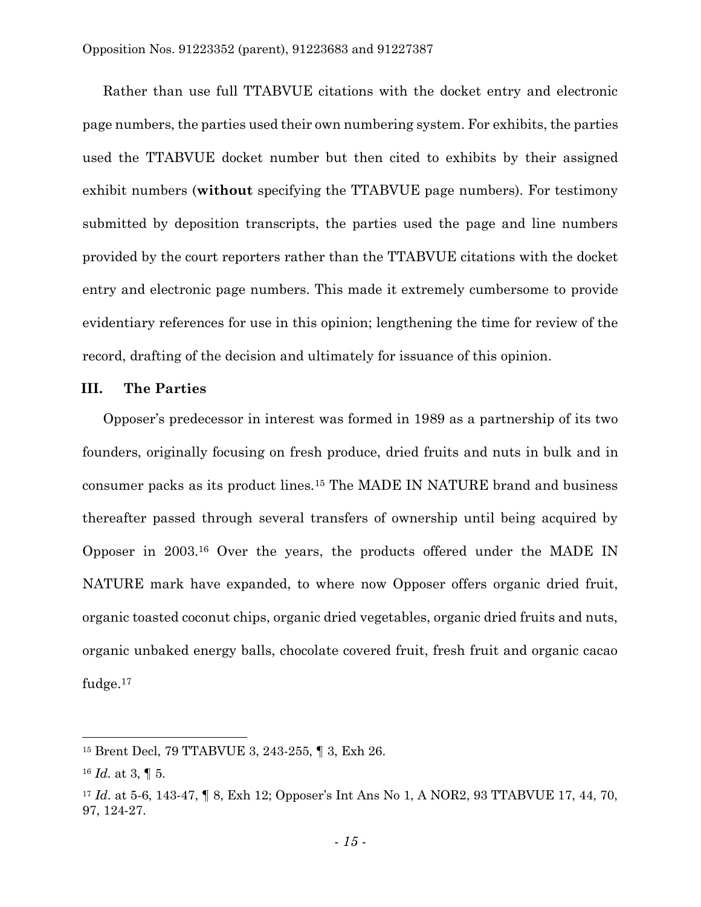Rather than use full TTABVUE citations with the docket entry and electronic page numbers, the parties used their own numbering system. For exhibits, the parties used the TTABVUE docket number but then cited to exhibits by their assigned exhibit numbers (**without** specifying the TTABVUE page numbers). For testimony submitted by deposition transcripts, the parties used the page and line numbers provided by the court reporters rather than the TTABVUE citations with the docket entry and electronic page numbers. This made it extremely cumbersome to provide evidentiary references for use in this opinion; lengthening the time for review of the record, drafting of the decision and ultimately for issuance of this opinion.

## III. The Parties

Opposer's predecessor in interest was formed in 1989 as a partnership of its two founders, originally focusing on fresh produce, dried fruits and nuts in bulk and in consumer packs as its product lines.[15] The MADE IN NATURE brand and business thereafter passed through several transfers of ownership until being acquired by Opposer in 2003.[16] Over the years, the products offered under the MADE IN NATURE mark have expanded, to where now Opposer offers organic dried fruit, organic toasted coconut chips, organic dried vegetables, organic dried fruits and nuts, organic unbaked energy balls, chocolate covered fruit, fresh fruit and organic cacao fudge.[17]

---

[15] Brent Decl, 79 TTABVUE 3, 243-255, ¶ 3, Exh 26.

[16] *Id.* at 3, ¶ 5.

[17] *Id.* at 5-6, 143-47, ¶ 8, Exh 12; Opposer's Int Ans No 1, A NOR2, 93 TTABVUE 17, 44, 70, 97, 124-27.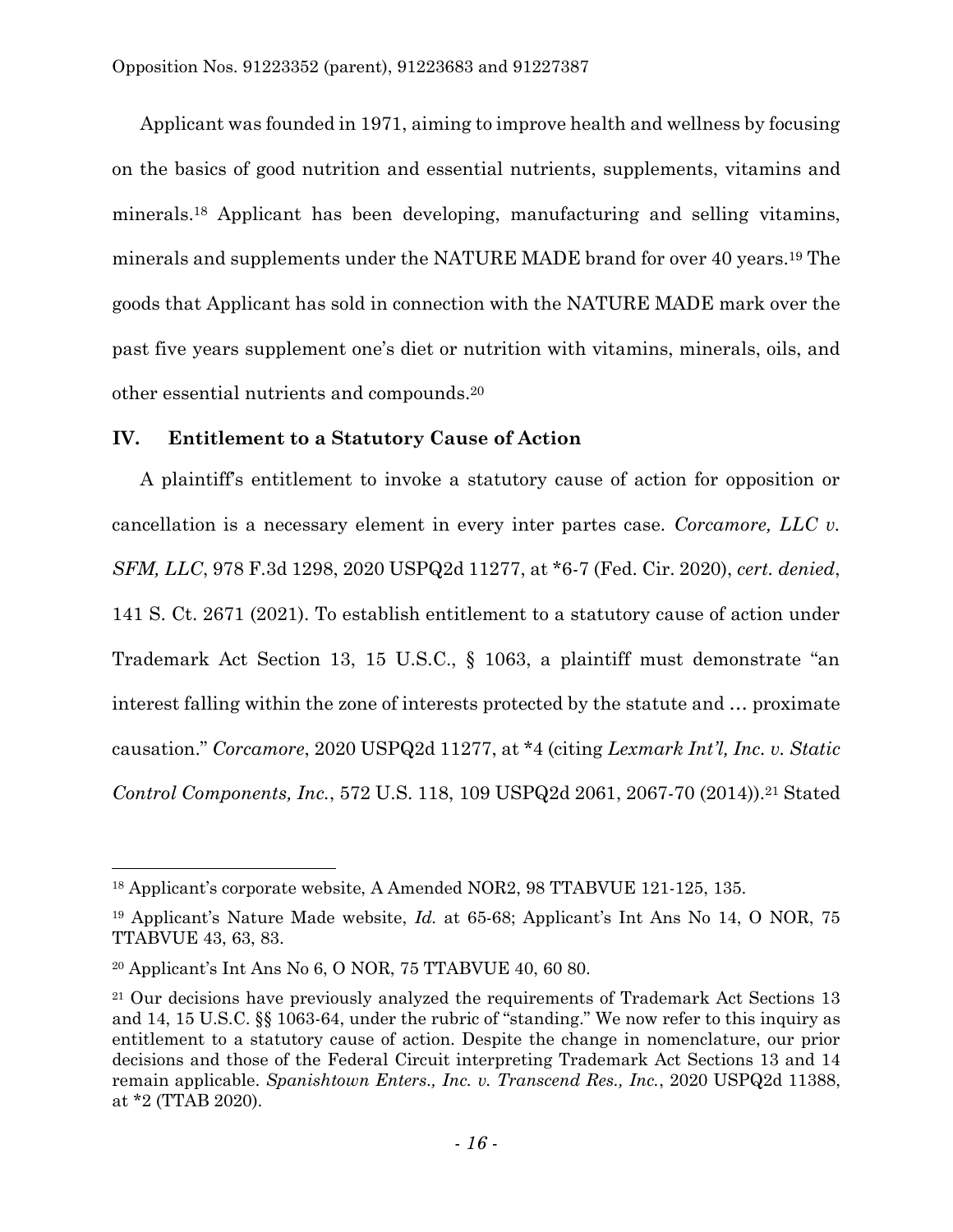Applicant was founded in 1971, aiming to improve health and wellness by focusing on the basics of good nutrition and essential nutrients, supplements, vitamins and minerals.[18] Applicant has been developing, manufacturing and selling vitamins, minerals and supplements under the NATURE MADE brand for over 40 years.[19] The goods that Applicant has sold in connection with the NATURE MADE mark over the past five years supplement one's diet or nutrition with vitamins, minerals, oils, and other essential nutrients and compounds.[20]

## IV. Entitlement to a Statutory Cause of Action

A plaintiff's entitlement to invoke a statutory cause of action for opposition or cancellation is a necessary element in every inter partes case. *Corcamore, LLC v. SFM, LLC*, 978 F.3d 1298, 2020 USPQ2d 11277, at *6-7 (Fed. Cir. 2020), *cert. denied*, 141 S. Ct. 2671 (2021). To establish entitlement to a statutory cause of action under Trademark Act Section 13, 15 U.S.C., § 1063, a plaintiff must demonstrate "an interest falling within the zone of interests protected by the statute and … proximate causation." *Corcamore*, 2020 USPQ2d 11277, at *4 (citing *Lexmark Int'l, Inc. v. Static Control Components, Inc.*, 572 U.S. 118, 109 USPQ2d 2061, 2067-70 (2014)).[21] Stated

---

[18] Applicant's corporate website, A Amended NOR2, 98 TTABVUE 121-125, 135.

[19] Applicant's Nature Made website, *Id.* at 65-68; Applicant's Int Ans No 14, O NOR, 75 TTABVUE 43, 63, 83.

[20] Applicant's Int Ans No 6, O NOR, 75 TTABVUE 40, 60 80.

[21] Our decisions have previously analyzed the requirements of Trademark Act Sections 13 and 14, 15 U.S.C. §§ 1063-64, under the rubric of "standing." We now refer to this inquiry as entitlement to a statutory cause of action. Despite the change in nomenclature, our prior decisions and those of the Federal Circuit interpreting Trademark Act Sections 13 and 14 remain applicable. *Spanishtown Enters., Inc. v. Transcend Res., Inc.*, 2020 USPQ2d 11388, at *2 (TTAB 2020).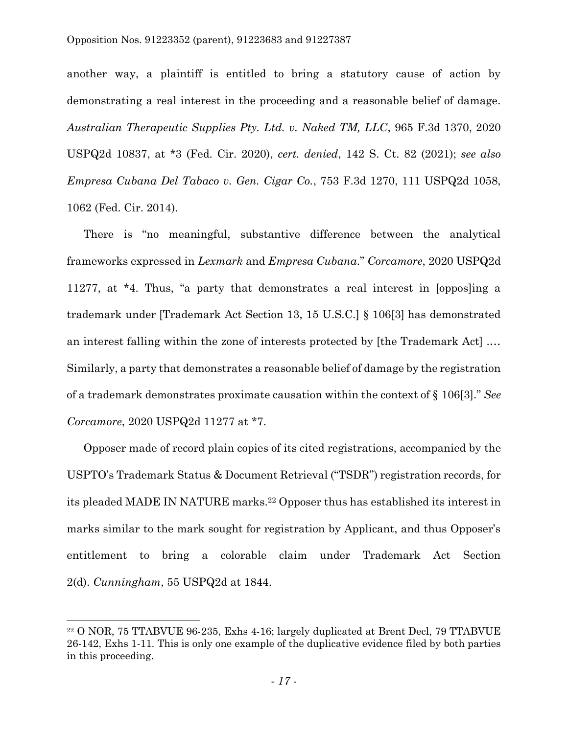another way, a plaintiff is entitled to bring a statutory cause of action by demonstrating a real interest in the proceeding and a reasonable belief of damage. *Australian Therapeutic Supplies Pty. Ltd. v. Naked TM, LLC*, 965 F.3d 1370, 2020 USPQ2d 10837, at *3 (Fed. Cir. 2020), *cert. denied*, 142 S. Ct. 82 (2021); *see also Empresa Cubana Del Tabaco v. Gen. Cigar Co.*, 753 F.3d 1270, 111 USPQ2d 1058, 1062 (Fed. Cir. 2014).

There is "no meaningful, substantive difference between the analytical frameworks expressed in *Lexmark* and *Empresa Cubana*." *Corcamore*, 2020 USPQ2d 11277, at *4. Thus, "a party that demonstrates a real interest in [oppos]ing a trademark under [Trademark Act Section 13, 15 U.S.C.] § 106[3] has demonstrated an interest falling within the zone of interests protected by [the Trademark Act] .… Similarly, a party that demonstrates a reasonable belief of damage by the registration of a trademark demonstrates proximate causation within the context of § 106[3]." *See Corcamore*, 2020 USPQ2d 11277 at *7.

Opposer made of record plain copies of its cited registrations, accompanied by the USPTO's Trademark Status & Document Retrieval ("TSDR") registration records, for its pleaded MADE IN NATURE marks.[22] Opposer thus has established its interest in marks similar to the mark sought for registration by Applicant, and thus Opposer's entitlement to bring a colorable claim under Trademark Act Section 2(d). *Cunningham*, 55 USPQ2d at 1844.

[22] O NOR, 75 TTABVUE 96-235, Exhs 4-16; largely duplicated at Brent Decl, 79 TTABVUE 26-142, Exhs 1-11. This is only one example of the duplicative evidence filed by both parties in this proceeding.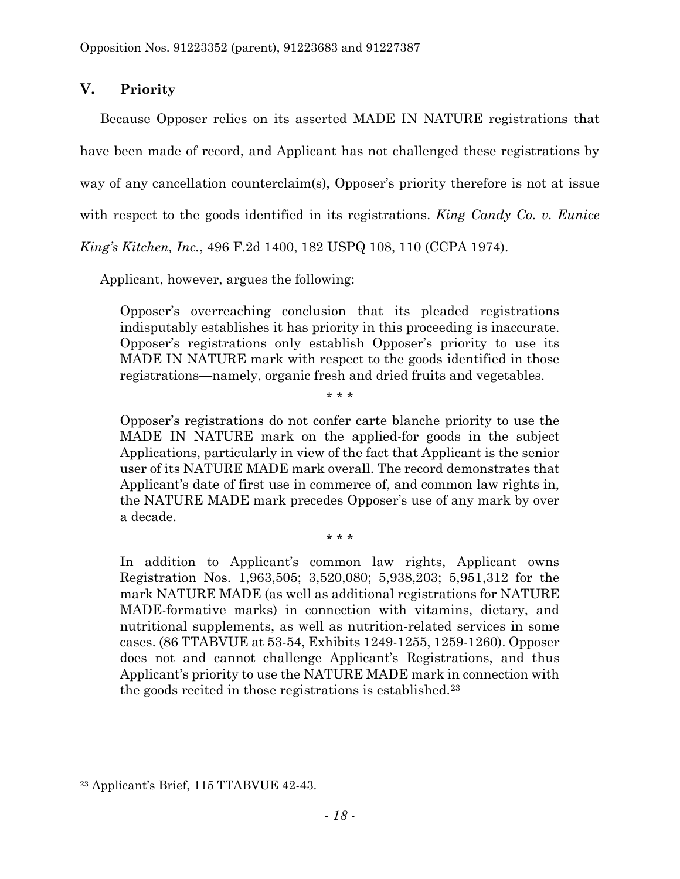## V. Priority

Because Opposer relies on its asserted MADE IN NATURE registrations that have been made of record, and Applicant has not challenged these registrations by way of any cancellation counterclaim(s), Opposer's priority therefore is not at issue with respect to the goods identified in its registrations. *King Candy Co. v. Eunice King's Kitchen, Inc.*, 496 F.2d 1400, 182 USPQ 108, 110 (CCPA 1974).

Applicant, however, argues the following:

> Opposer's overreaching conclusion that its pleaded registrations indisputably establishes it has priority in this proceeding is inaccurate. Opposer's registrations only establish Opposer's priority to use its MADE IN NATURE mark with respect to the goods identified in those registrations—namely, organic fresh and dried fruits and vegetables.
>
> \* \* \*
>
> Opposer's registrations do not confer carte blanche priority to use the MADE IN NATURE mark on the applied-for goods in the subject Applications, particularly in view of the fact that Applicant is the senior user of its NATURE MADE mark overall. The record demonstrates that Applicant's date of first use in commerce of, and common law rights in, the NATURE MADE mark precedes Opposer's use of any mark by over a decade.
>
> \* \* \*
>
> In addition to Applicant's common law rights, Applicant owns Registration Nos. 1,963,505; 3,520,080; 5,938,203; 5,951,312 for the mark NATURE MADE (as well as additional registrations for NATURE MADE-formative marks) in connection with vitamins, dietary, and nutritional supplements, as well as nutrition-related services in some cases. (86 TTABVUE at 53-54, Exhibits 1249-1255, 1259-1260). Opposer does not and cannot challenge Applicant's Registrations, and thus Applicant's priority to use the NATURE MADE mark in connection with the goods recited in those registrations is established.[23]

[23] Applicant's Brief, 115 TTABVUE 42-43.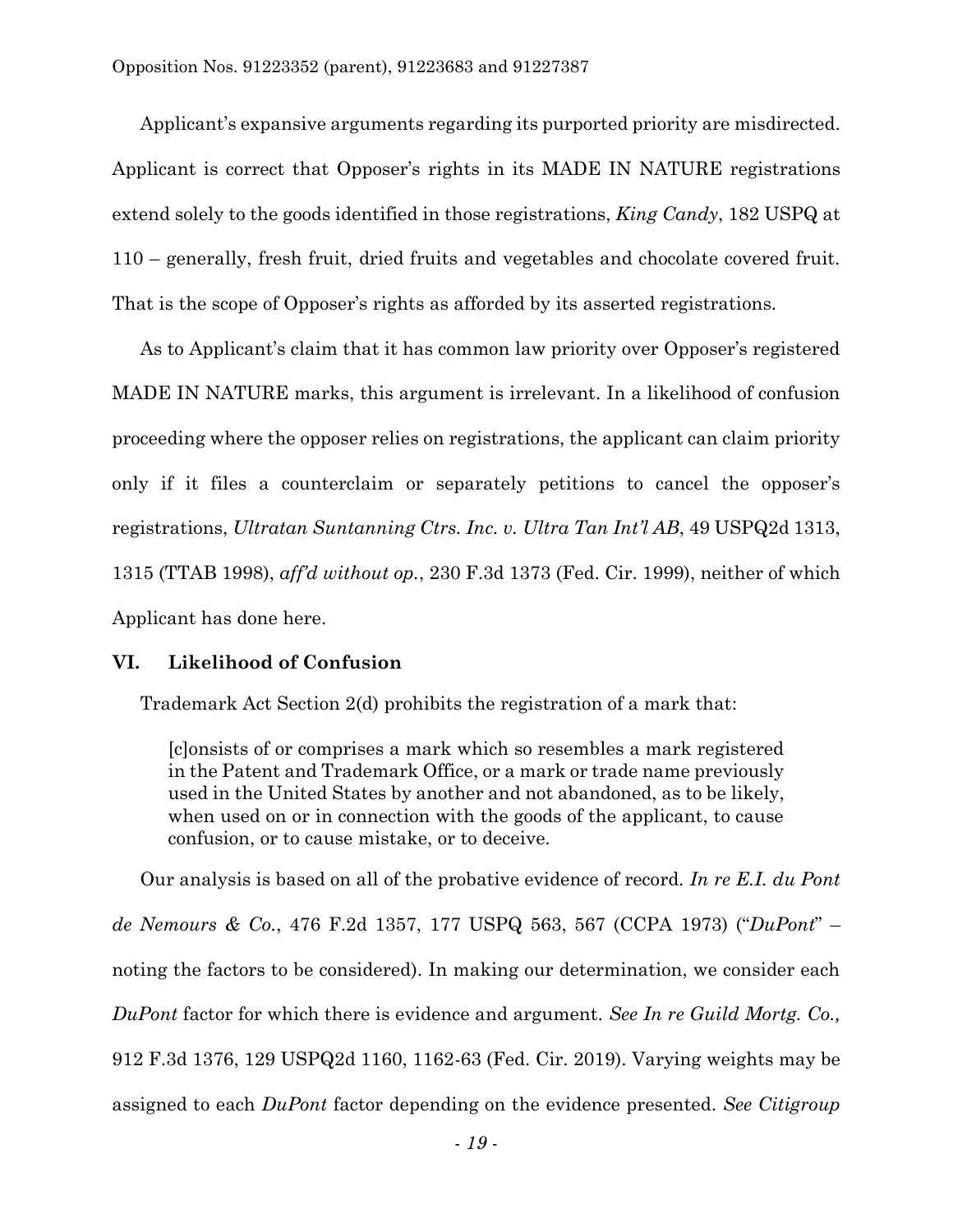Applicant's expansive arguments regarding its purported priority are misdirected. Applicant is correct that Opposer's rights in its MADE IN NATURE registrations extend solely to the goods identified in those registrations, *King Candy*, 182 USPQ at 110 – generally, fresh fruit, dried fruits and vegetables and chocolate covered fruit. That is the scope of Opposer's rights as afforded by its asserted registrations.

As to Applicant's claim that it has common law priority over Opposer's registered MADE IN NATURE marks, this argument is irrelevant. In a likelihood of confusion proceeding where the opposer relies on registrations, the applicant can claim priority only if it files a counterclaim or separately petitions to cancel the opposer's registrations, *Ultratan Suntanning Ctrs. Inc. v. Ultra Tan Int'l AB*, 49 USPQ2d 1313, 1315 (TTAB 1998), *aff'd without op.*, 230 F.3d 1373 (Fed. Cir. 1999), neither of which Applicant has done here.

## VI. Likelihood of Confusion

Trademark Act Section 2(d) prohibits the registration of a mark that:

> [c]onsists of or comprises a mark which so resembles a mark registered in the Patent and Trademark Office, or a mark or trade name previously used in the United States by another and not abandoned, as to be likely, when used on or in connection with the goods of the applicant, to cause confusion, or to cause mistake, or to deceive.

Our analysis is based on all of the probative evidence of record. *In re E.I. du Pont de Nemours & Co.*, 476 F.2d 1357, 177 USPQ 563, 567 (CCPA 1973) ("*DuPont*" – noting the factors to be considered). In making our determination, we consider each *DuPont* factor for which there is evidence and argument. *See In re Guild Mortg. Co.,* 912 F.3d 1376, 129 USPQ2d 1160, 1162-63 (Fed. Cir. 2019). Varying weights may be assigned to each *DuPont* factor depending on the evidence presented. *See Citigroup*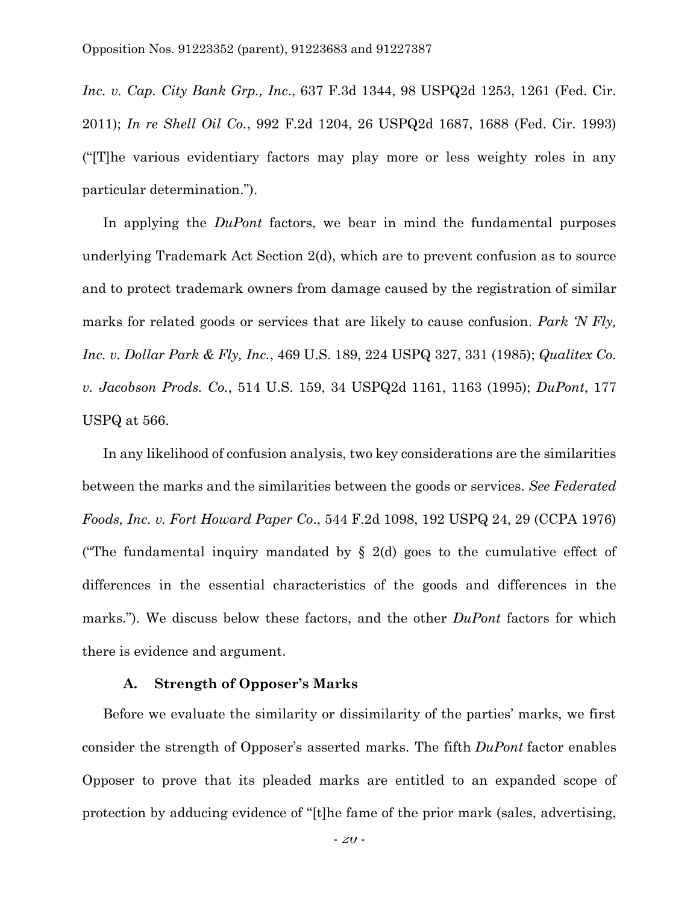*Inc. v. Cap. City Bank Grp., Inc.*, 637 F.3d 1344, 98 USPQ2d 1253, 1261 (Fed. Cir. 2011); *In re Shell Oil Co.*, 992 F.2d 1204, 26 USPQ2d 1687, 1688 (Fed. Cir. 1993) ("[T]he various evidentiary factors may play more or less weighty roles in any particular determination.").

In applying the *DuPont* factors, we bear in mind the fundamental purposes underlying Trademark Act Section 2(d), which are to prevent confusion as to source and to protect trademark owners from damage caused by the registration of similar marks for related goods or services that are likely to cause confusion. *Park 'N Fly, Inc. v. Dollar Park & Fly, Inc.*, 469 U.S. 189, 224 USPQ 327, 331 (1985); *Qualitex Co. v. Jacobson Prods. Co.*, 514 U.S. 159, 34 USPQ2d 1161, 1163 (1995); *DuPont*, 177 USPQ at 566.

In any likelihood of confusion analysis, two key considerations are the similarities between the marks and the similarities between the goods or services. *See Federated Foods, Inc. v. Fort Howard Paper Co.*, 544 F.2d 1098, 192 USPQ 24, 29 (CCPA 1976) ("The fundamental inquiry mandated by § 2(d) goes to the cumulative effect of differences in the essential characteristics of the goods and differences in the marks."). We discuss below these factors, and the other *DuPont* factors for which there is evidence and argument.

### A. Strength of Opposer's Marks

Before we evaluate the similarity or dissimilarity of the parties' marks, we first consider the strength of Opposer's asserted marks. The fifth *DuPont* factor enables Opposer to prove that its pleaded marks are entitled to an expanded scope of protection by adducing evidence of "[t]he fame of the prior mark (sales, advertising,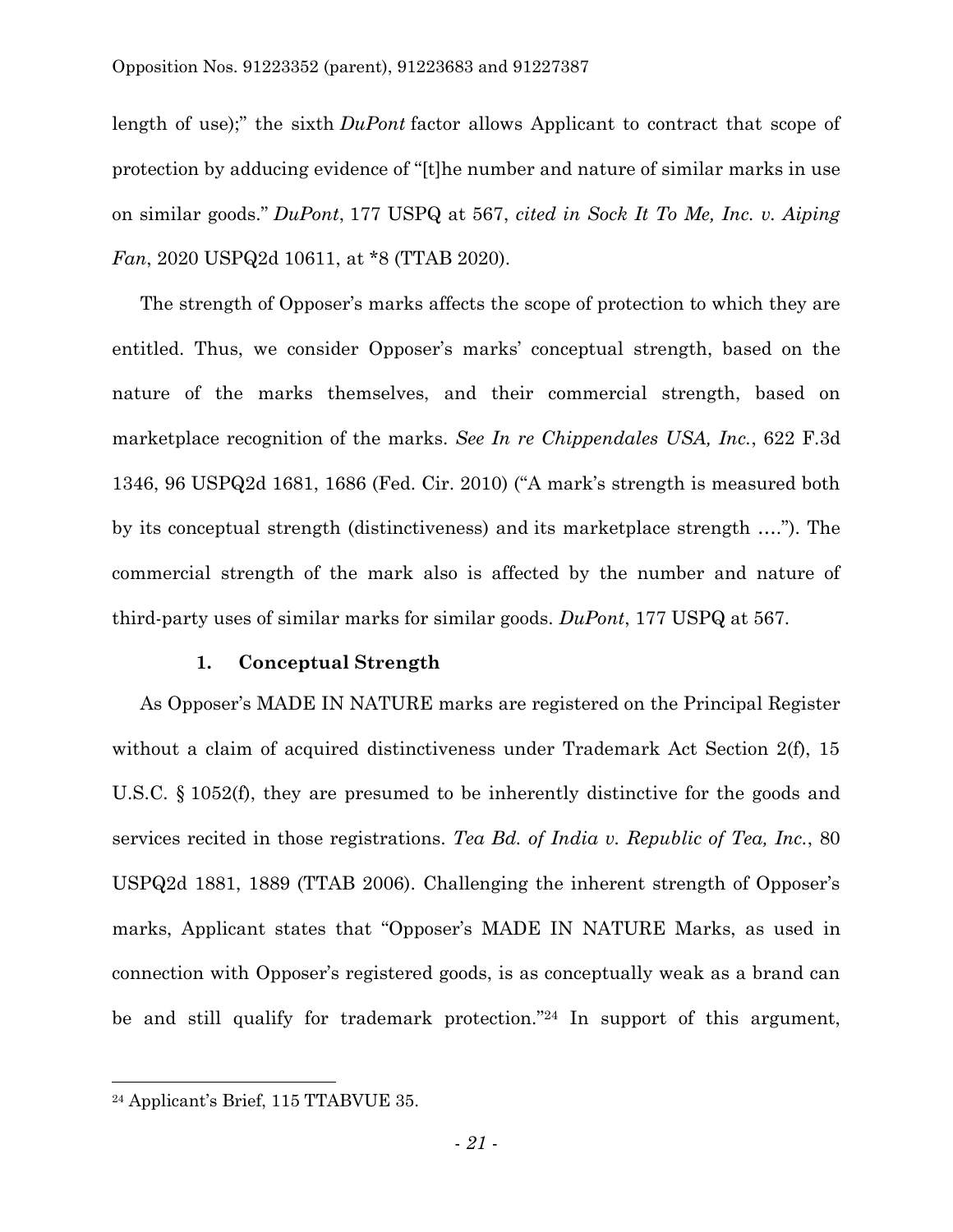length of use);" the sixth *DuPont* factor allows Applicant to contract that scope of protection by adducing evidence of "[t]he number and nature of similar marks in use on similar goods." *DuPont*, 177 USPQ at 567, *cited in Sock It To Me, Inc. v. Aiping Fan*, 2020 USPQ2d 10611, at *8 (TTAB 2020).

The strength of Opposer's marks affects the scope of protection to which they are entitled. Thus, we consider Opposer's marks' conceptual strength, based on the nature of the marks themselves, and their commercial strength, based on marketplace recognition of the marks. *See In re Chippendales USA, Inc.*, 622 F.3d 1346, 96 USPQ2d 1681, 1686 (Fed. Cir. 2010) ("A mark's strength is measured both by its conceptual strength (distinctiveness) and its marketplace strength …."). The commercial strength of the mark also is affected by the number and nature of third-party uses of similar marks for similar goods. *DuPont*, 177 USPQ at 567.

### 1. Conceptual Strength

As Opposer's MADE IN NATURE marks are registered on the Principal Register without a claim of acquired distinctiveness under Trademark Act Section 2(f), 15 U.S.C. § 1052(f), they are presumed to be inherently distinctive for the goods and services recited in those registrations. *Tea Bd. of India v. Republic of Tea, Inc.*, 80 USPQ2d 1881, 1889 (TTAB 2006). Challenging the inherent strength of Opposer's marks, Applicant states that "Opposer's MADE IN NATURE Marks, as used in connection with Opposer's registered goods, is as conceptually weak as a brand can be and still qualify for trademark protection."[24] In support of this argument,

[24] Applicant's Brief, 115 TTABVUE 35.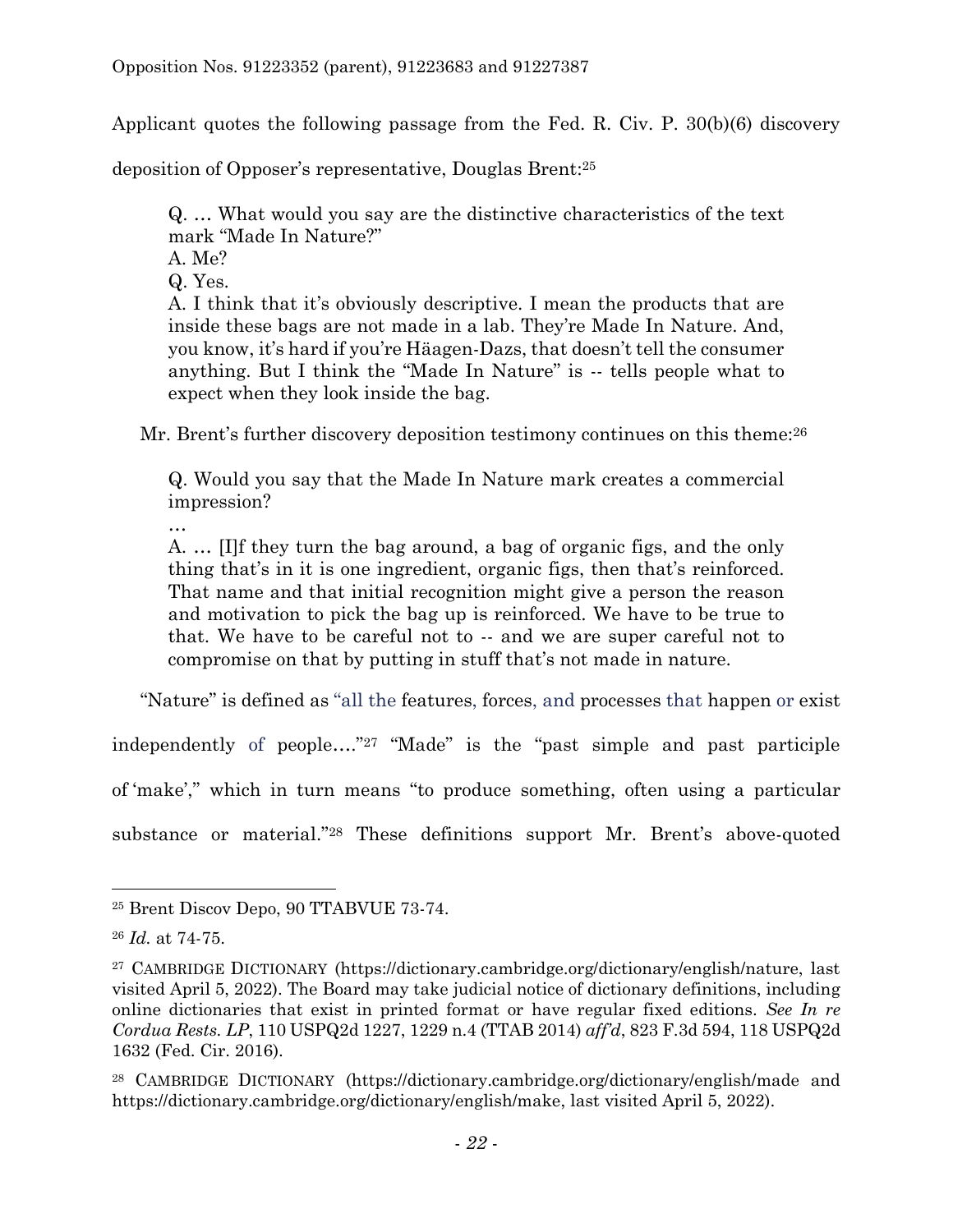Applicant quotes the following passage from the Fed. R. Civ. P. 30(b)(6) discovery deposition of Opposer's representative, Douglas Brent:[25]

> Q. … What would you say are the distinctive characteristics of the text mark "Made In Nature?"
> A. Me?
> Q. Yes.
> A. I think that it's obviously descriptive. I mean the products that are inside these bags are not made in a lab. They're Made In Nature. And, you know, it's hard if you're Häagen-Dazs, that doesn't tell the consumer anything. But I think the "Made In Nature" is -- tells people what to expect when they look inside the bag.

Mr. Brent's further discovery deposition testimony continues on this theme:[26]

> Q. Would you say that the Made In Nature mark creates a commercial impression?
> …
> A. … [I]f they turn the bag around, a bag of organic figs, and the only thing that's in it is one ingredient, organic figs, then that's reinforced. That name and that initial recognition might give a person the reason and motivation to pick the bag up is reinforced. We have to be true to that. We have to be careful not to -- and we are super careful not to compromise on that by putting in stuff that's not made in nature.

"Nature" is defined as "all the features, forces, and processes that happen or exist independently of people…."[27] "Made" is the "past simple and past participle of 'make'," which in turn means "to produce something, often using a particular substance or material."[28] These definitions support Mr. Brent's above-quoted

---

[25] Brent Discov Depo, 90 TTABVUE 73-74.

[26] *Id.* at 74-75.

[27] CAMBRIDGE DICTIONARY (https://dictionary.cambridge.org/dictionary/english/nature, last visited April 5, 2022). The Board may take judicial notice of dictionary definitions, including online dictionaries that exist in printed format or have regular fixed editions. *See In re Cordua Rests. LP*, 110 USPQ2d 1227, 1229 n.4 (TTAB 2014) *aff'd*, 823 F.3d 594, 118 USPQ2d 1632 (Fed. Cir. 2016).

[28] CAMBRIDGE DICTIONARY (https://dictionary.cambridge.org/dictionary/english/made and https://dictionary.cambridge.org/dictionary/english/make, last visited April 5, 2022).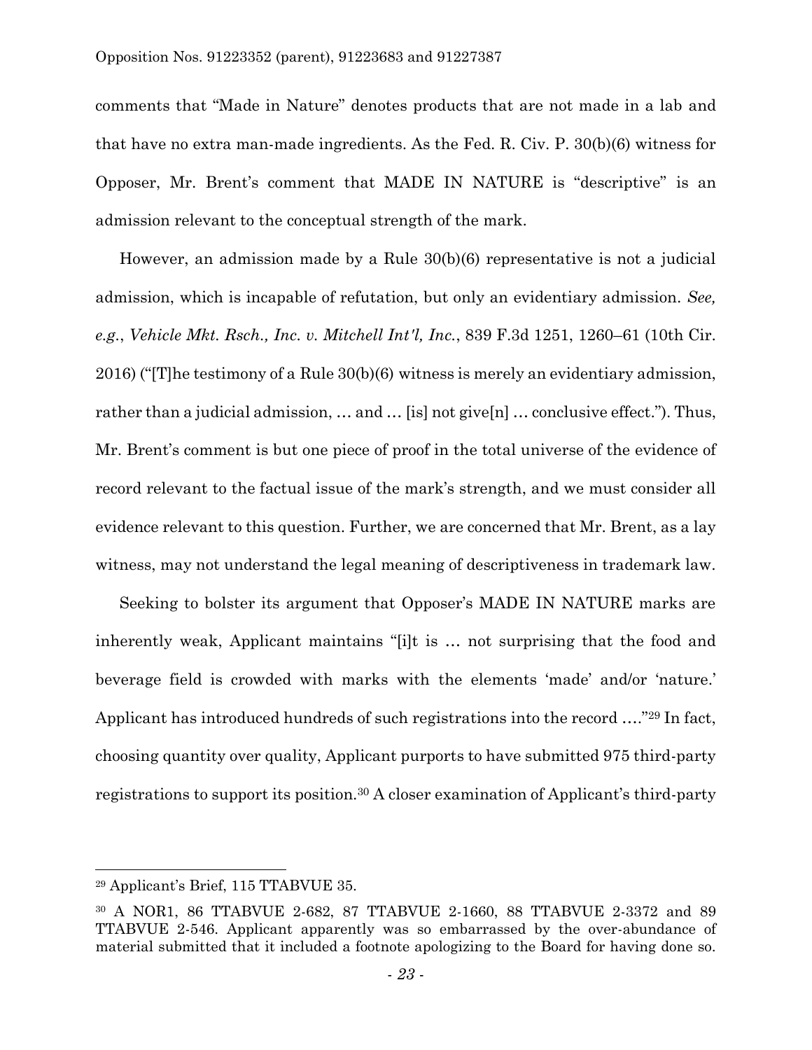comments that "Made in Nature" denotes products that are not made in a lab and that have no extra man-made ingredients. As the Fed. R. Civ. P. 30(b)(6) witness for Opposer, Mr. Brent's comment that MADE IN NATURE is "descriptive" is an admission relevant to the conceptual strength of the mark.

However, an admission made by a Rule 30(b)(6) representative is not a judicial admission, which is incapable of refutation, but only an evidentiary admission. *See, e.g.*, *Vehicle Mkt. Rsch., Inc. v. Mitchell Int'l, Inc.*, 839 F.3d 1251, 1260–61 (10th Cir. 2016) ("[T]he testimony of a Rule 30(b)(6) witness is merely an evidentiary admission, rather than a judicial admission, … and … [is] not give[n] … conclusive effect."). Thus, Mr. Brent's comment is but one piece of proof in the total universe of the evidence of record relevant to the factual issue of the mark's strength, and we must consider all evidence relevant to this question. Further, we are concerned that Mr. Brent, as a lay witness, may not understand the legal meaning of descriptiveness in trademark law.

Seeking to bolster its argument that Opposer's MADE IN NATURE marks are inherently weak, Applicant maintains "[i]t is … not surprising that the food and beverage field is crowded with marks with the elements 'made' and/or 'nature.' Applicant has introduced hundreds of such registrations into the record …."[29] In fact, choosing quantity over quality, Applicant purports to have submitted 975 third-party registrations to support its position.[30] A closer examination of Applicant's third-party

---

[29] Applicant's Brief, 115 TTABVUE 35.

[30] A NOR1, 86 TTABVUE 2-682, 87 TTABVUE 2-1660, 88 TTABVUE 2-3372 and 89 TTABVUE 2-546. Applicant apparently was so embarrassed by the over-abundance of material submitted that it included a footnote apologizing to the Board for having done so.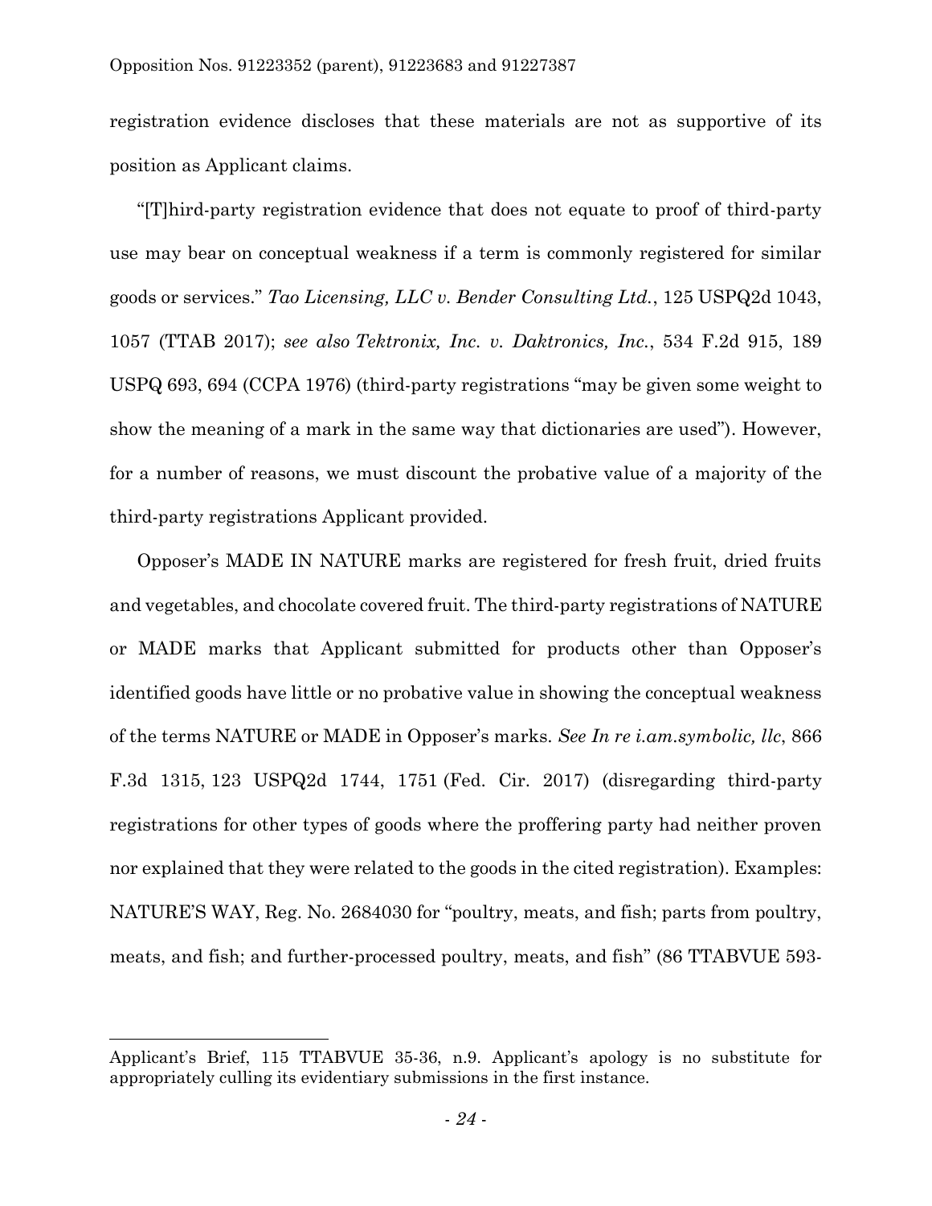registration evidence discloses that these materials are not as supportive of its position as Applicant claims.

"[T]hird-party registration evidence that does not equate to proof of third-party use may bear on conceptual weakness if a term is commonly registered for similar goods or services." *Tao Licensing, LLC v. Bender Consulting Ltd.*, 125 USPQ2d 1043, 1057 (TTAB 2017); *see also Tektronix, Inc. v. Daktronics, Inc.*, 534 F.2d 915, 189 USPQ 693, 694 (CCPA 1976) (third-party registrations "may be given some weight to show the meaning of a mark in the same way that dictionaries are used"). However, for a number of reasons, we must discount the probative value of a majority of the third-party registrations Applicant provided.

Opposer's MADE IN NATURE marks are registered for fresh fruit, dried fruits and vegetables, and chocolate covered fruit. The third-party registrations of NATURE or MADE marks that Applicant submitted for products other than Opposer's identified goods have little or no probative value in showing the conceptual weakness of the terms NATURE or MADE in Opposer's marks. *See In re i.am.symbolic, llc*, 866 F.3d 1315, 123 USPQ2d 1744, 1751 (Fed. Cir. 2017) (disregarding third-party registrations for other types of goods where the proffering party had neither proven nor explained that they were related to the goods in the cited registration). Examples: NATURE'S WAY, Reg. No. 2684030 for "poultry, meats, and fish; parts from poultry, meats, and fish; and further-processed poultry, meats, and fish" (86 TTABVUE 593-

---

Applicant's Brief, 115 TTABVUE 35-36, n.9. Applicant's apology is no substitute for appropriately culling its evidentiary submissions in the first instance.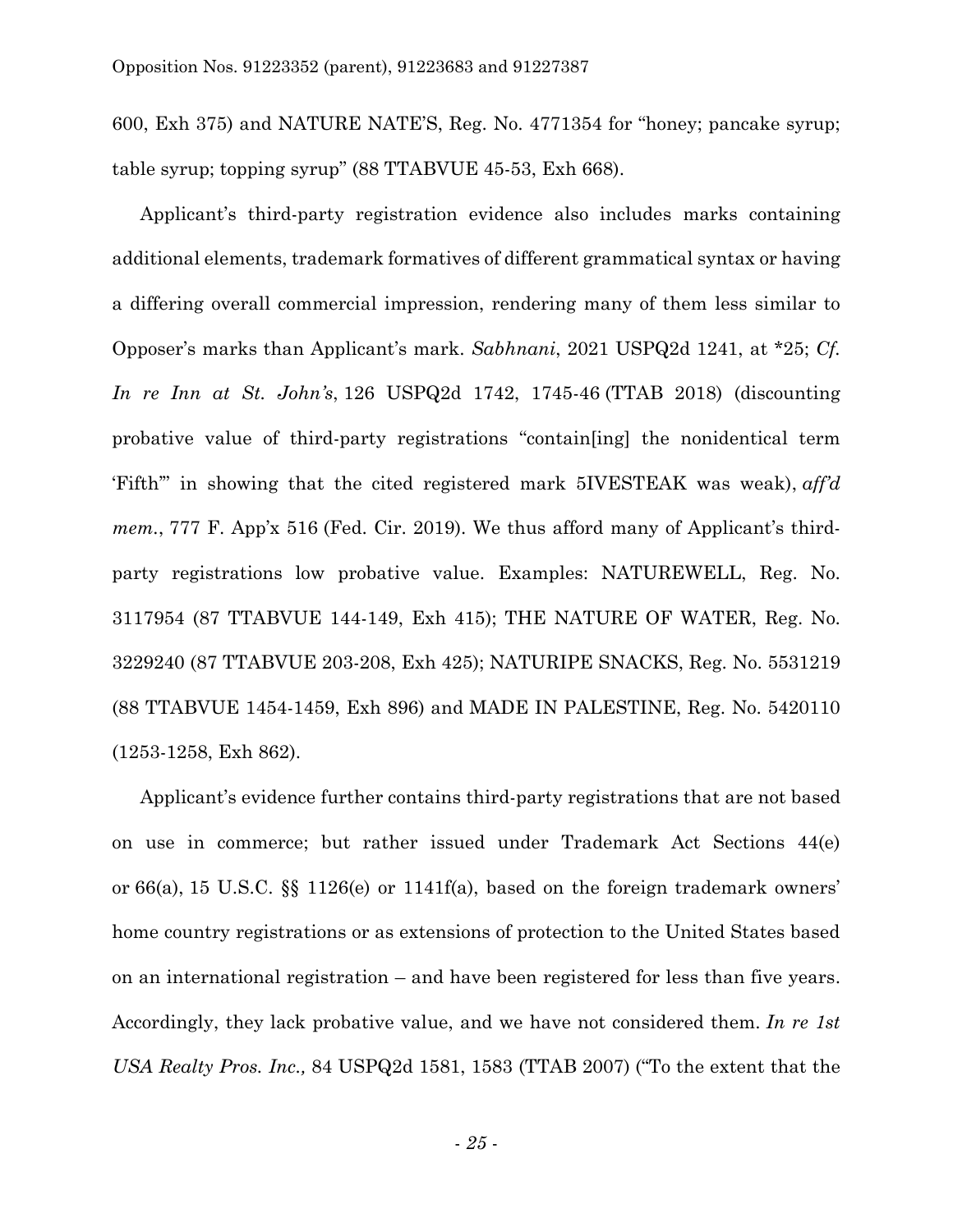600, Exh 375) and NATURE NATE'S, Reg. No. 4771354 for "honey; pancake syrup; table syrup; topping syrup" (88 TTABVUE 45-53, Exh 668).

Applicant's third-party registration evidence also includes marks containing additional elements, trademark formatives of different grammatical syntax or having a differing overall commercial impression, rendering many of them less similar to Opposer's marks than Applicant's mark. *Sabhnani*, 2021 USPQ2d 1241, at *25; *Cf. In re Inn at St. John's*, 126 USPQ2d 1742, 1745-46 (TTAB 2018) (discounting probative value of third-party registrations "contain[ing] the nonidentical term 'Fifth'" in showing that the cited registered mark 5IVESTEAK was weak), *aff'd mem.*, 777 F. App'x 516 (Fed. Cir. 2019). We thus afford many of Applicant's third-party registrations low probative value. Examples: NATUREWELL, Reg. No. 3117954 (87 TTABVUE 144-149, Exh 415); THE NATURE OF WATER, Reg. No. 3229240 (87 TTABVUE 203-208, Exh 425); NATURIPE SNACKS, Reg. No. 5531219 (88 TTABVUE 1454-1459, Exh 896) and MADE IN PALESTINE, Reg. No. 5420110 (1253-1258, Exh 862).

Applicant's evidence further contains third-party registrations that are not based on use in commerce; but rather issued under Trademark Act Sections 44(e) or 66(a), 15 U.S.C. §§ 1126(e) or 1141f(a), based on the foreign trademark owners' home country registrations or as extensions of protection to the United States based on an international registration – and have been registered for less than five years. Accordingly, they lack probative value, and we have not considered them. *In re 1st USA Realty Pros. Inc.,* 84 USPQ2d 1581, 1583 (TTAB 2007) ("To the extent that the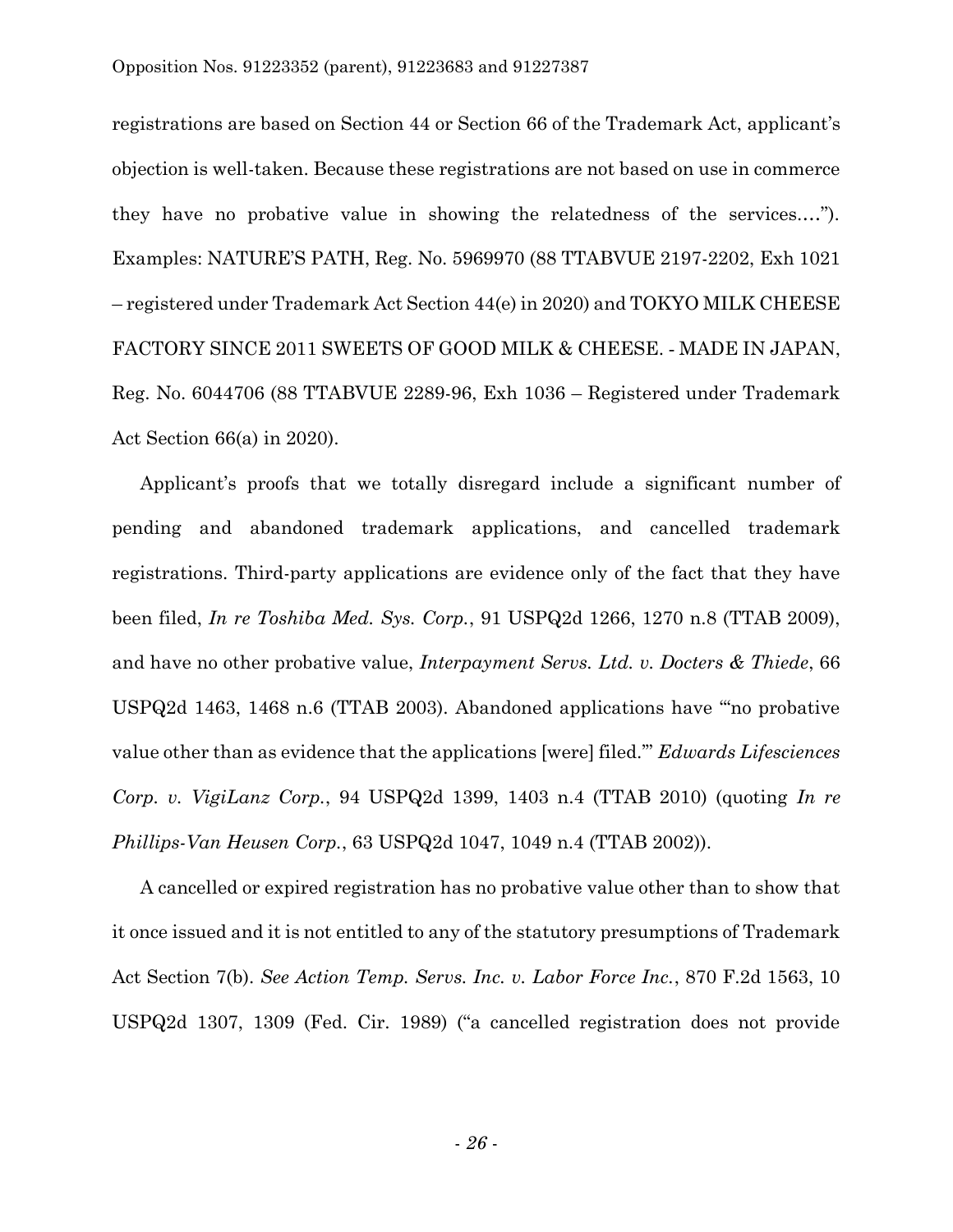registrations are based on Section 44 or Section 66 of the Trademark Act, applicant's objection is well-taken. Because these registrations are not based on use in commerce they have no probative value in showing the relatedness of the services….”). Examples: NATURE'S PATH, Reg. No. 5969970 (88 TTABVUE 2197-2202, Exh 1021 – registered under Trademark Act Section 44(e) in 2020) and TOKYO MILK CHEESE FACTORY SINCE 2011 SWEETS OF GOOD MILK & CHEESE. - MADE IN JAPAN, Reg. No. 6044706 (88 TTABVUE 2289-96, Exh 1036 – Registered under Trademark Act Section 66(a) in 2020).

Applicant's proofs that we totally disregard include a significant number of pending and abandoned trademark applications, and cancelled trademark registrations. Third-party applications are evidence only of the fact that they have been filed, *In re Toshiba Med. Sys. Corp.*, 91 USPQ2d 1266, 1270 n.8 (TTAB 2009), and have no other probative value, *Interpayment Servs. Ltd. v. Docters & Thiede*, 66 USPQ2d 1463, 1468 n.6 (TTAB 2003). Abandoned applications have "'no probative value other than as evidence that the applications [were] filed.'" *Edwards Lifesciences Corp. v. VigiLanz Corp.*, 94 USPQ2d 1399, 1403 n.4 (TTAB 2010) (quoting *In re Phillips-Van Heusen Corp.*, 63 USPQ2d 1047, 1049 n.4 (TTAB 2002)).

A cancelled or expired registration has no probative value other than to show that it once issued and it is not entitled to any of the statutory presumptions of Trademark Act Section 7(b). *See Action Temp. Servs. Inc. v. Labor Force Inc.*, 870 F.2d 1563, 10 USPQ2d 1307, 1309 (Fed. Cir. 1989) ("a cancelled registration does not provide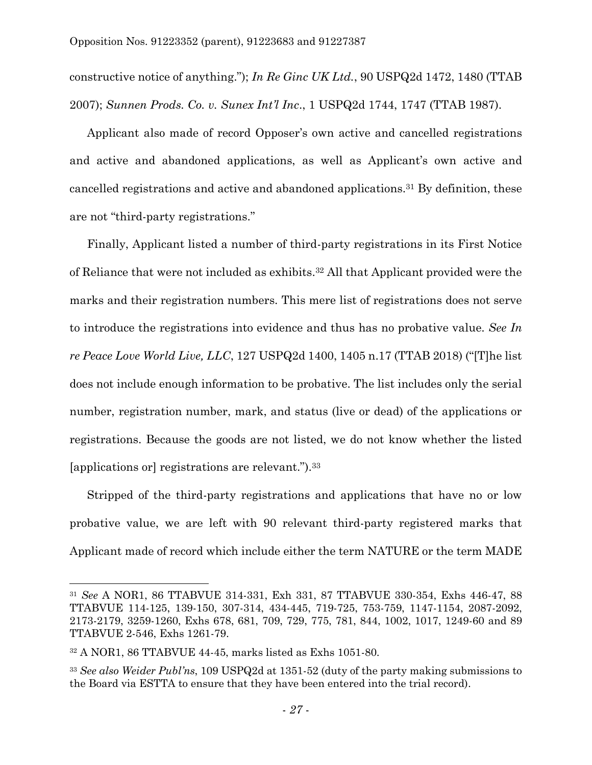constructive notice of anything."); *In Re Ginc UK Ltd.*, 90 USPQ2d 1472, 1480 (TTAB 2007); *Sunnen Prods. Co. v. Sunex Int'l Inc*., 1 USPQ2d 1744, 1747 (TTAB 1987).

Applicant also made of record Opposer's own active and cancelled registrations and active and abandoned applications, as well as Applicant's own active and cancelled registrations and active and abandoned applications.[31] By definition, these are not "third-party registrations."

Finally, Applicant listed a number of third-party registrations in its First Notice of Reliance that were not included as exhibits.[32] All that Applicant provided were the marks and their registration numbers. This mere list of registrations does not serve to introduce the registrations into evidence and thus has no probative value. *See In re Peace Love World Live, LLC*, 127 USPQ2d 1400, 1405 n.17 (TTAB 2018) ("[T]he list does not include enough information to be probative. The list includes only the serial number, registration number, mark, and status (live or dead) of the applications or registrations. Because the goods are not listed, we do not know whether the listed [applications or] registrations are relevant.").[33]

Stripped of the third-party registrations and applications that have no or low probative value, we are left with 90 relevant third-party registered marks that Applicant made of record which include either the term NATURE or the term MADE

---

[31] *See* A NOR1, 86 TTABVUE 314-331, Exh 331, 87 TTABVUE 330-354, Exhs 446-47, 88 TTABVUE 114-125, 139-150, 307-314, 434-445, 719-725, 753-759, 1147-1154, 2087-2092, 2173-2179, 3259-1260, Exhs 678, 681, 709, 729, 775, 781, 844, 1002, 1017, 1249-60 and 89 TTABVUE 2-546, Exhs 1261-79.

[32] A NOR1, 86 TTABVUE 44-45, marks listed as Exhs 1051-80.

[33] *See also Weider Publ'ns*, 109 USPQ2d at 1351-52 (duty of the party making submissions to the Board via ESTTA to ensure that they have been entered into the trial record).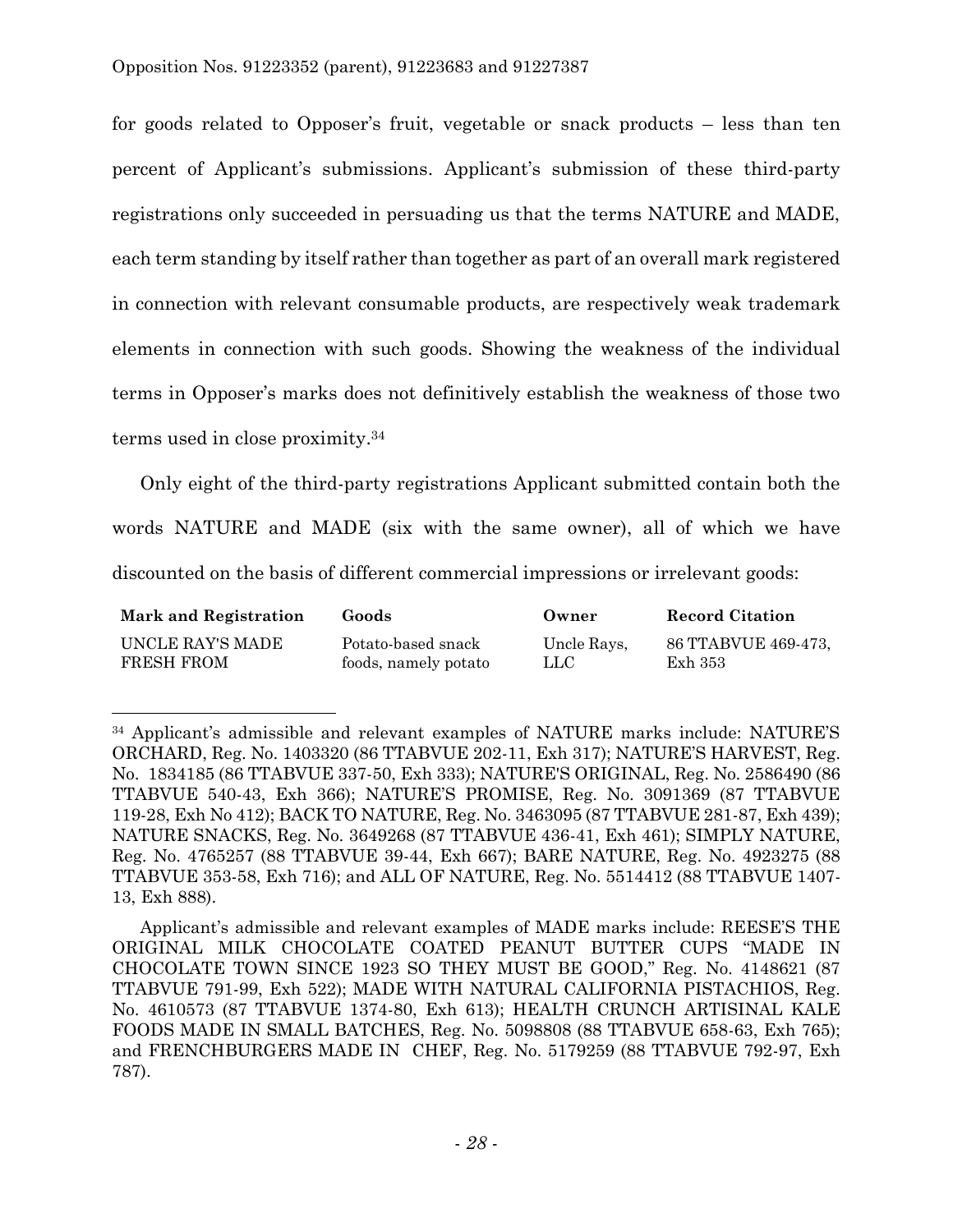for goods related to Opposer's fruit, vegetable or snack products – less than ten percent of Applicant's submissions. Applicant's submission of these third-party registrations only succeeded in persuading us that the terms NATURE and MADE, each term standing by itself rather than together as part of an overall mark registered in connection with relevant consumable products, are respectively weak trademark elements in connection with such goods. Showing the weakness of the individual terms in Opposer's marks does not definitively establish the weakness of those two terms used in close proximity.[34]

Only eight of the third-party registrations Applicant submitted contain both the words NATURE and MADE (six with the same owner), all of which we have discounted on the basis of different commercial impressions or irrelevant goods:

| Mark and Registration | Goods | Owner | Record Citation |
|---|---|---|---|
| UNCLE RAY'S MADE FRESH FROM | Potato-based snack foods, namely potato | Uncle Rays, LLC | 86 TTABVUE 469-473, Exh 353 |

---

[34] Applicant's admissible and relevant examples of NATURE marks include: NATURE'S ORCHARD, Reg. No. 1403320 (86 TTABVUE 202-11, Exh 317); NATURE'S HARVEST, Reg. No. 1834185 (86 TTABVUE 337-50, Exh 333); NATURE'S ORIGINAL, Reg. No. 2586490 (86 TTABVUE 540-43, Exh 366); NATURE'S PROMISE, Reg. No. 3091369 (87 TTABVUE 119-28, Exh No 412); BACK TO NATURE, Reg. No. 3463095 (87 TTABVUE 281-87, Exh 439); NATURE SNACKS, Reg. No. 3649268 (87 TTABVUE 436-41, Exh 461); SIMPLY NATURE, Reg. No. 4765257 (88 TTABVUE 39-44, Exh 667); BARE NATURE, Reg. No. 4923275 (88 TTABVUE 353-58, Exh 716); and ALL OF NATURE, Reg. No. 5514412 (88 TTABVUE 1407-13, Exh 888).

Applicant's admissible and relevant examples of MADE marks include: REESE'S THE ORIGINAL MILK CHOCOLATE COATED PEANUT BUTTER CUPS "MADE IN CHOCOLATE TOWN SINCE 1923 SO THEY MUST BE GOOD," Reg. No. 4148621 (87 TTABVUE 791-99, Exh 522); MADE WITH NATURAL CALIFORNIA PISTACHIOS, Reg. No. 4610573 (87 TTABVUE 1374-80, Exh 613); HEALTH CRUNCH ARTISINAL KALE FOODS MADE IN SMALL BATCHES, Reg. No. 5098808 (88 TTABVUE 658-63, Exh 765); and FRENCHBURGERS MADE IN CHEF, Reg. No. 5179259 (88 TTABVUE 792-97, Exh 787).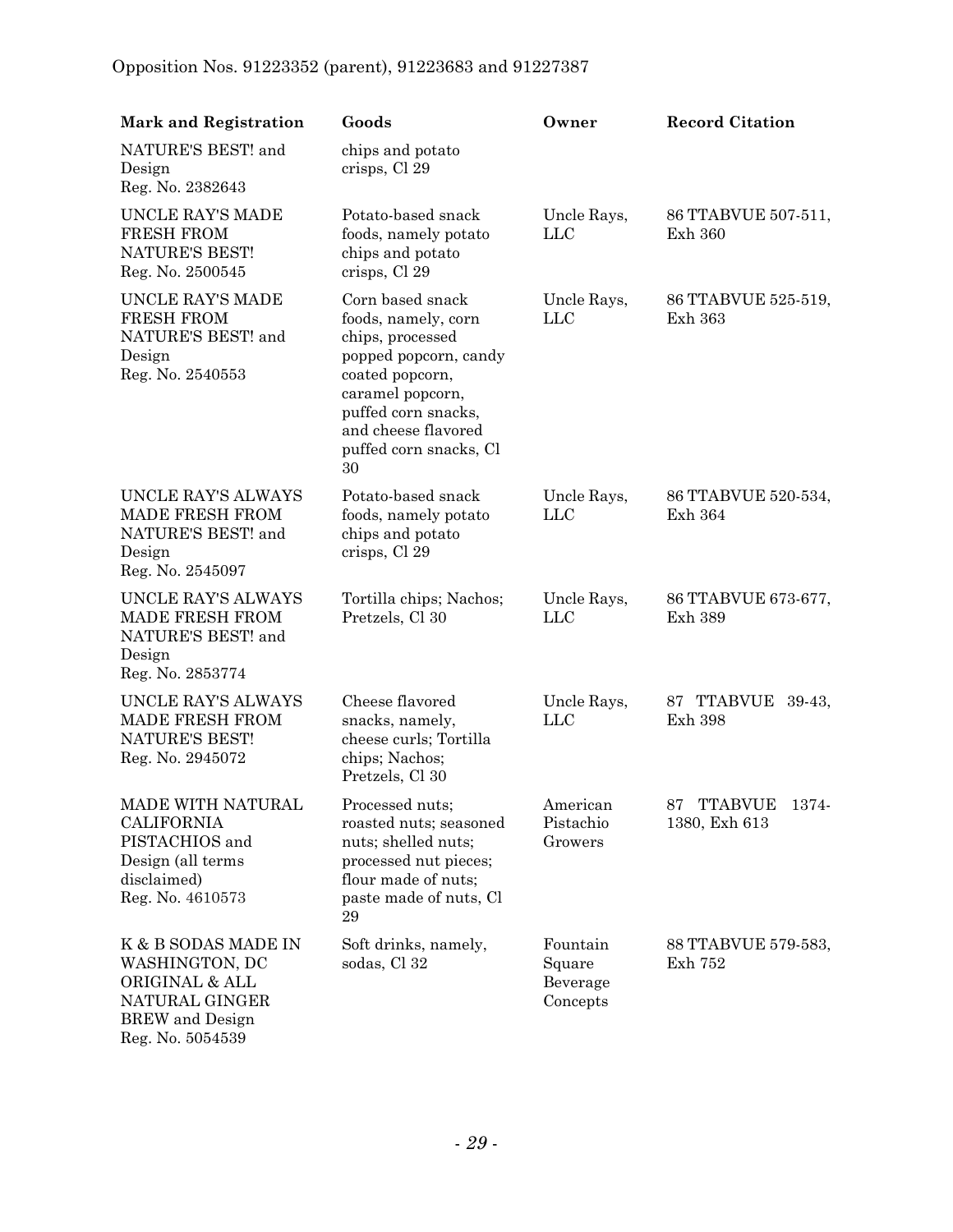| Mark and Registration | Goods | Owner | Record Citation |
|---|---|---|---|
| NATURE'S BEST! and Design Reg. No. 2382643 | chips and potato crisps, Cl 29 | | |
| UNCLE RAY'S MADE FRESH FROM NATURE'S BEST! Reg. No. 2500545 | Potato-based snack foods, namely potato chips and potato crisps, Cl 29 | Uncle Rays, LLC | 86 TTABVUE 507-511, Exh 360 |
| UNCLE RAY'S MADE FRESH FROM NATURE'S BEST! and Design Reg. No. 2540553 | Corn based snack foods, namely, corn chips, processed popped popcorn, candy coated popcorn, caramel popcorn, puffed corn snacks, and cheese flavored puffed corn snacks, Cl 30 | Uncle Rays, LLC | 86 TTABVUE 525-519, Exh 363 |
| UNCLE RAY'S ALWAYS MADE FRESH FROM NATURE'S BEST! and Design Reg. No. 2545097 | Potato-based snack foods, namely potato chips and potato crisps, Cl 29 | Uncle Rays, LLC | 86 TTABVUE 520-534, Exh 364 |
| UNCLE RAY'S ALWAYS MADE FRESH FROM NATURE'S BEST! and Design Reg. No. 2853774 | Tortilla chips; Nachos; Pretzels, Cl 30 | Uncle Rays, LLC | 86 TTABVUE 673-677, Exh 389 |
| UNCLE RAY'S ALWAYS MADE FRESH FROM NATURE'S BEST! Reg. No. 2945072 | Cheese flavored snacks, namely, cheese curls; Tortilla chips; Nachos; Pretzels, Cl 30 | Uncle Rays, LLC | 87 TTABVUE 39-43, Exh 398 |
| MADE WITH NATURAL CALIFORNIA PISTACHIOS and Design (all terms disclaimed) Reg. No. 4610573 | Processed nuts; roasted nuts; seasoned nuts; shelled nuts; processed nut pieces; flour made of nuts; paste made of nuts, Cl 29 | American Pistachio Growers | 87 TTABVUE 1374-1380, Exh 613 |
| K & B SODAS MADE IN WASHINGTON, DC ORIGINAL & ALL NATURAL GINGER BREW and Design Reg. No. 5054539 | Soft drinks, namely, sodas, Cl 32 | Fountain Square Beverage Concepts | 88 TTABVUE 579-583, Exh 752 |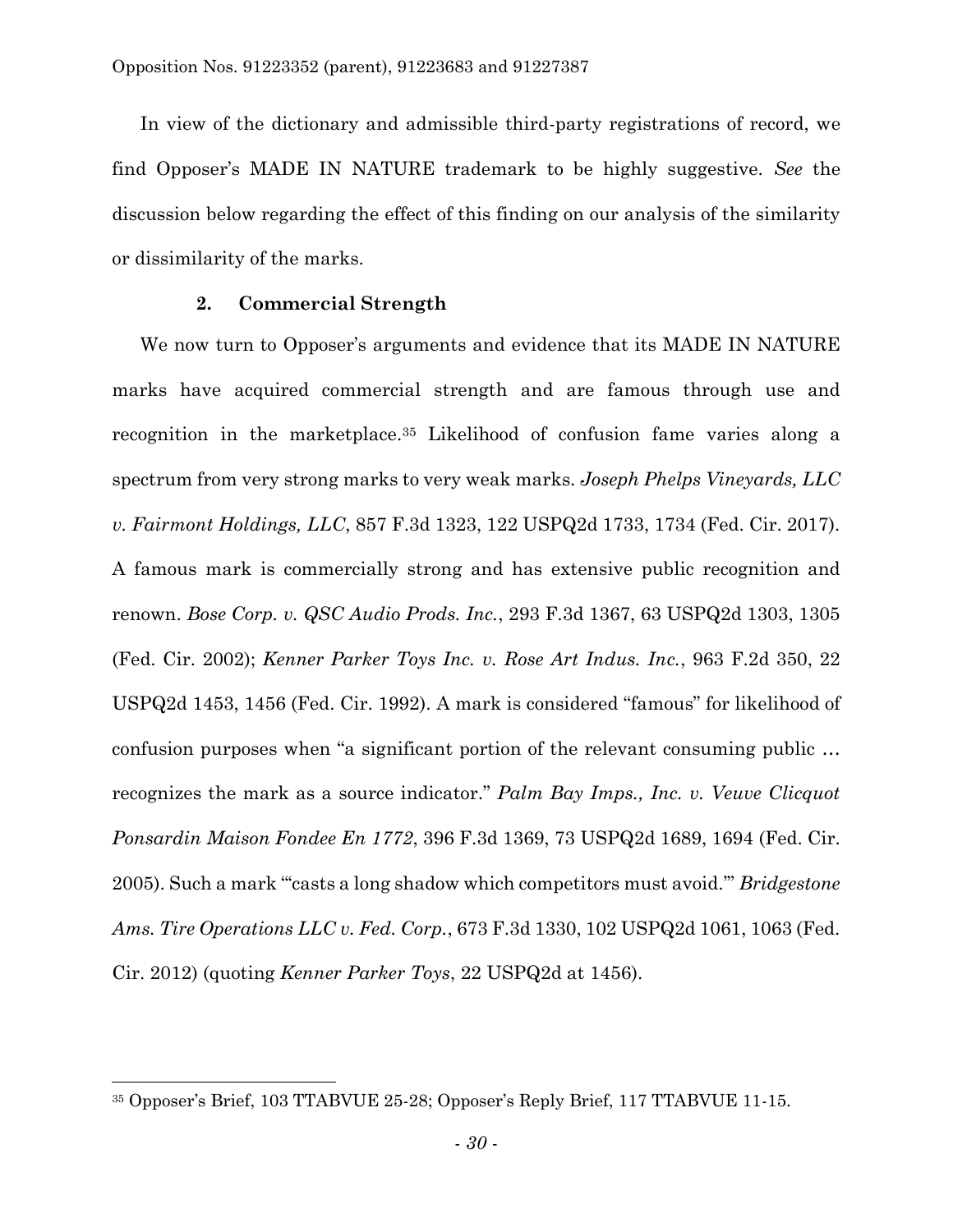In view of the dictionary and admissible third-party registrations of record, we find Opposer's MADE IN NATURE trademark to be highly suggestive. *See* the discussion below regarding the effect of this finding on our analysis of the similarity or dissimilarity of the marks.

### 2. Commercial Strength

We now turn to Opposer's arguments and evidence that its MADE IN NATURE marks have acquired commercial strength and are famous through use and recognition in the marketplace.[35] Likelihood of confusion fame varies along a spectrum from very strong marks to very weak marks. *Joseph Phelps Vineyards, LLC v. Fairmont Holdings, LLC*, 857 F.3d 1323, 122 USPQ2d 1733, 1734 (Fed. Cir. 2017). A famous mark is commercially strong and has extensive public recognition and renown. *Bose Corp. v. QSC Audio Prods. Inc.*, 293 F.3d 1367, 63 USPQ2d 1303, 1305 (Fed. Cir. 2002); *Kenner Parker Toys Inc. v. Rose Art Indus. Inc.*, 963 F.2d 350, 22 USPQ2d 1453, 1456 (Fed. Cir. 1992). A mark is considered "famous" for likelihood of confusion purposes when "a significant portion of the relevant consuming public … recognizes the mark as a source indicator." *Palm Bay Imps., Inc. v. Veuve Clicquot Ponsardin Maison Fondee En 1772*, 396 F.3d 1369, 73 USPQ2d 1689, 1694 (Fed. Cir. 2005). Such a mark "'casts a long shadow which competitors must avoid.'" *Bridgestone Ams. Tire Operations LLC v. Fed. Corp.*, 673 F.3d 1330, 102 USPQ2d 1061, 1063 (Fed. Cir. 2012) (quoting *Kenner Parker Toys*, 22 USPQ2d at 1456).

---

[35] Opposer's Brief, 103 TTABVUE 25-28; Opposer's Reply Brief, 117 TTABVUE 11-15.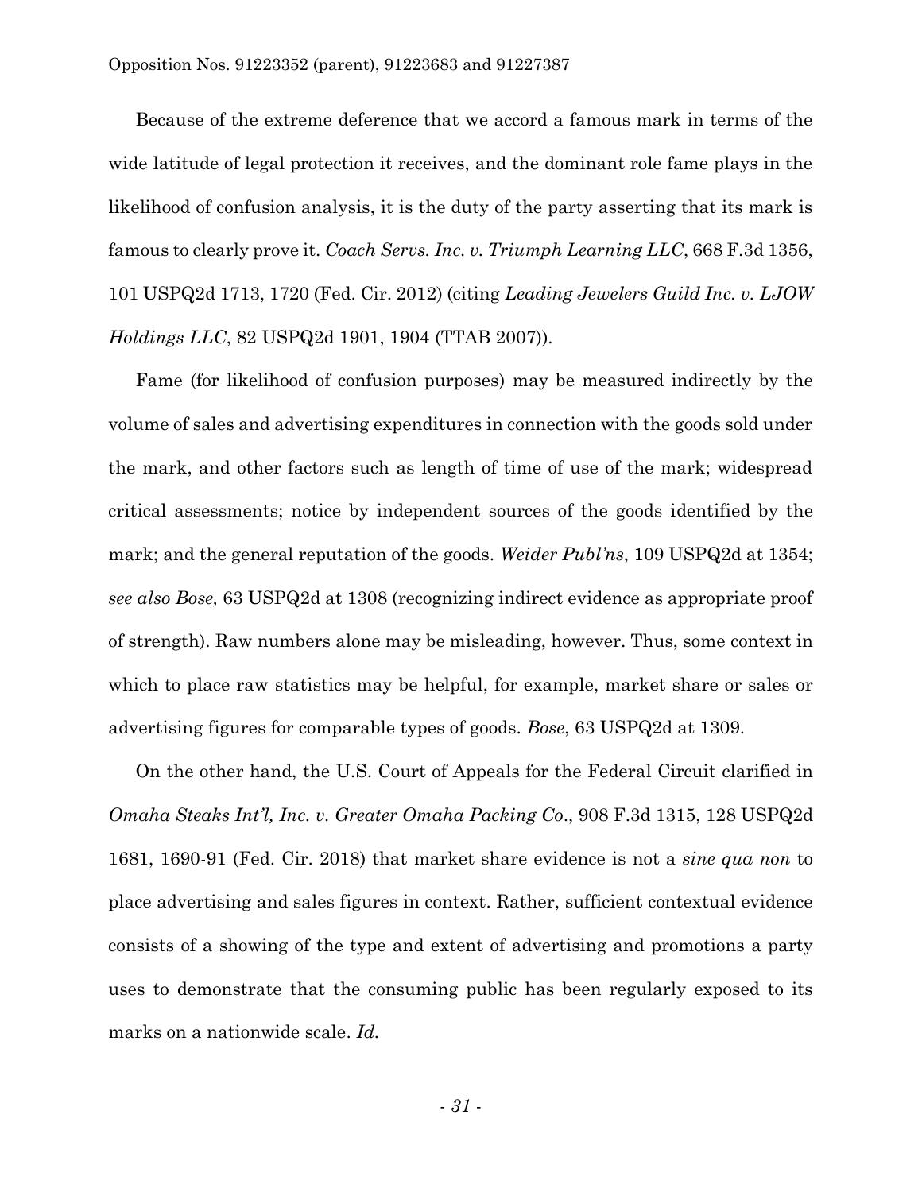Because of the extreme deference that we accord a famous mark in terms of the wide latitude of legal protection it receives, and the dominant role fame plays in the likelihood of confusion analysis, it is the duty of the party asserting that its mark is famous to clearly prove it. *Coach Servs. Inc. v. Triumph Learning LLC*, 668 F.3d 1356, 101 USPQ2d 1713, 1720 (Fed. Cir. 2012) (citing *Leading Jewelers Guild Inc. v. LJOW Holdings LLC*, 82 USPQ2d 1901, 1904 (TTAB 2007)).

Fame (for likelihood of confusion purposes) may be measured indirectly by the volume of sales and advertising expenditures in connection with the goods sold under the mark, and other factors such as length of time of use of the mark; widespread critical assessments; notice by independent sources of the goods identified by the mark; and the general reputation of the goods. *Weider Publ'ns*, 109 USPQ2d at 1354; *see also Bose,* 63 USPQ2d at 1308 (recognizing indirect evidence as appropriate proof of strength). Raw numbers alone may be misleading, however. Thus, some context in which to place raw statistics may be helpful, for example, market share or sales or advertising figures for comparable types of goods. *Bose*, 63 USPQ2d at 1309.

On the other hand, the U.S. Court of Appeals for the Federal Circuit clarified in *Omaha Steaks Int'l, Inc. v. Greater Omaha Packing Co*., 908 F.3d 1315, 128 USPQ2d 1681, 1690-91 (Fed. Cir. 2018) that market share evidence is not a *sine qua non* to place advertising and sales figures in context. Rather, sufficient contextual evidence consists of a showing of the type and extent of advertising and promotions a party uses to demonstrate that the consuming public has been regularly exposed to its marks on a nationwide scale. *Id.*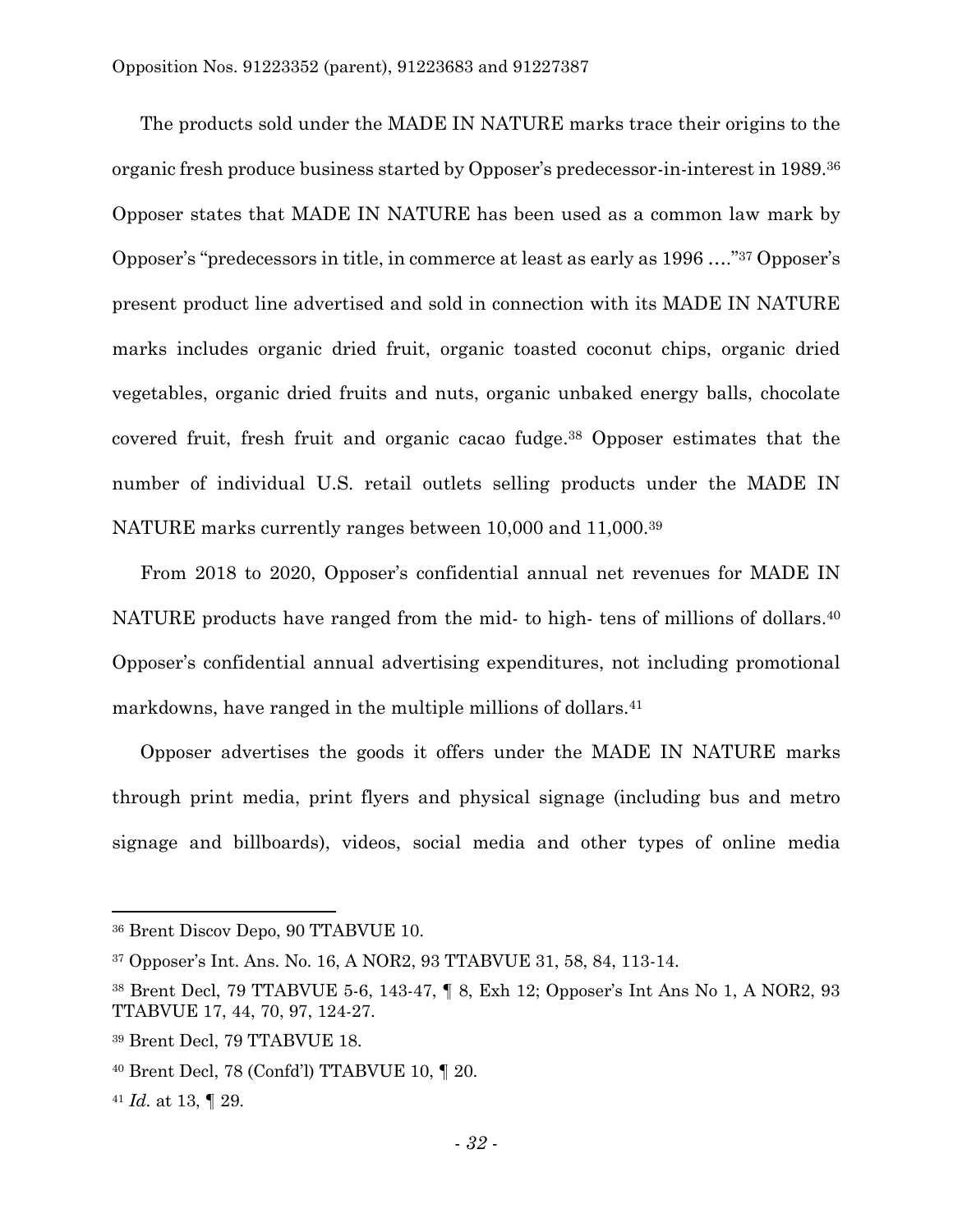The products sold under the MADE IN NATURE marks trace their origins to the organic fresh produce business started by Opposer's predecessor-in-interest in 1989.[36] Opposer states that MADE IN NATURE has been used as a common law mark by Opposer's "predecessors in title, in commerce at least as early as 1996 …."[37] Opposer's present product line advertised and sold in connection with its MADE IN NATURE marks includes organic dried fruit, organic toasted coconut chips, organic dried vegetables, organic dried fruits and nuts, organic unbaked energy balls, chocolate covered fruit, fresh fruit and organic cacao fudge.[38] Opposer estimates that the number of individual U.S. retail outlets selling products under the MADE IN NATURE marks currently ranges between 10,000 and 11,000.[39]

From 2018 to 2020, Opposer's confidential annual net revenues for MADE IN NATURE products have ranged from the mid- to high- tens of millions of dollars.[40] Opposer's confidential annual advertising expenditures, not including promotional markdowns, have ranged in the multiple millions of dollars.[41]

Opposer advertises the goods it offers under the MADE IN NATURE marks through print media, print flyers and physical signage (including bus and metro signage and billboards), videos, social media and other types of online media

---

[36] Brent Discov Depo, 90 TTABVUE 10.

[37] Opposer's Int. Ans. No. 16, A NOR2, 93 TTABVUE 31, 58, 84, 113-14.

[38] Brent Decl, 79 TTABVUE 5-6, 143-47, ¶ 8, Exh 12; Opposer's Int Ans No 1, A NOR2, 93 TTABVUE 17, 44, 70, 97, 124-27.

[39] Brent Decl, 79 TTABVUE 18.

[40] Brent Decl, 78 (Confd'l) TTABVUE 10, ¶ 20.

[41] *Id.* at 13, ¶ 29.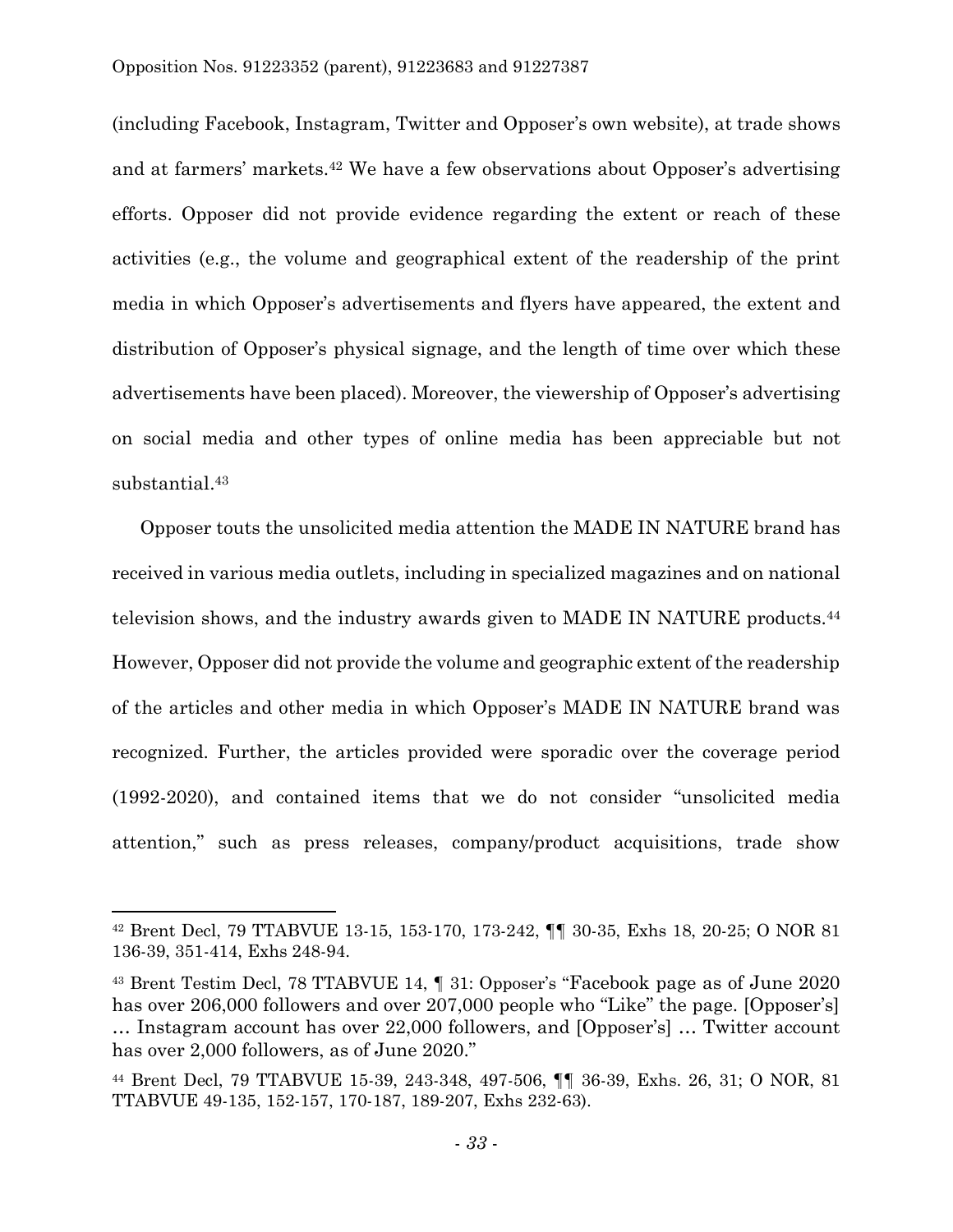(including Facebook, Instagram, Twitter and Opposer's own website), at trade shows and at farmers' markets.[42] We have a few observations about Opposer's advertising efforts. Opposer did not provide evidence regarding the extent or reach of these activities (e.g., the volume and geographical extent of the readership of the print media in which Opposer's advertisements and flyers have appeared, the extent and distribution of Opposer's physical signage, and the length of time over which these advertisements have been placed). Moreover, the viewership of Opposer's advertising on social media and other types of online media has been appreciable but not substantial.[43]

Opposer touts the unsolicited media attention the MADE IN NATURE brand has received in various media outlets, including in specialized magazines and on national television shows, and the industry awards given to MADE IN NATURE products.[44] However, Opposer did not provide the volume and geographic extent of the readership of the articles and other media in which Opposer's MADE IN NATURE brand was recognized. Further, the articles provided were sporadic over the coverage period (1992-2020), and contained items that we do not consider "unsolicited media attention," such as press releases, company/product acquisitions, trade show

---

[42] Brent Decl, 79 TTABVUE 13-15, 153-170, 173-242, ¶¶ 30-35, Exhs 18, 20-25; O NOR 81 136-39, 351-414, Exhs 248-94.

[43] Brent Testim Decl, 78 TTABVUE 14, ¶ 31: Opposer's "Facebook page as of June 2020 has over 206,000 followers and over 207,000 people who "Like" the page. [Opposer's] … Instagram account has over 22,000 followers, and [Opposer's] … Twitter account has over 2,000 followers, as of June 2020."

[44] Brent Decl, 79 TTABVUE 15-39, 243-348, 497-506, ¶¶ 36-39, Exhs. 26, 31; O NOR, 81 TTABVUE 49-135, 152-157, 170-187, 189-207, Exhs 232-63).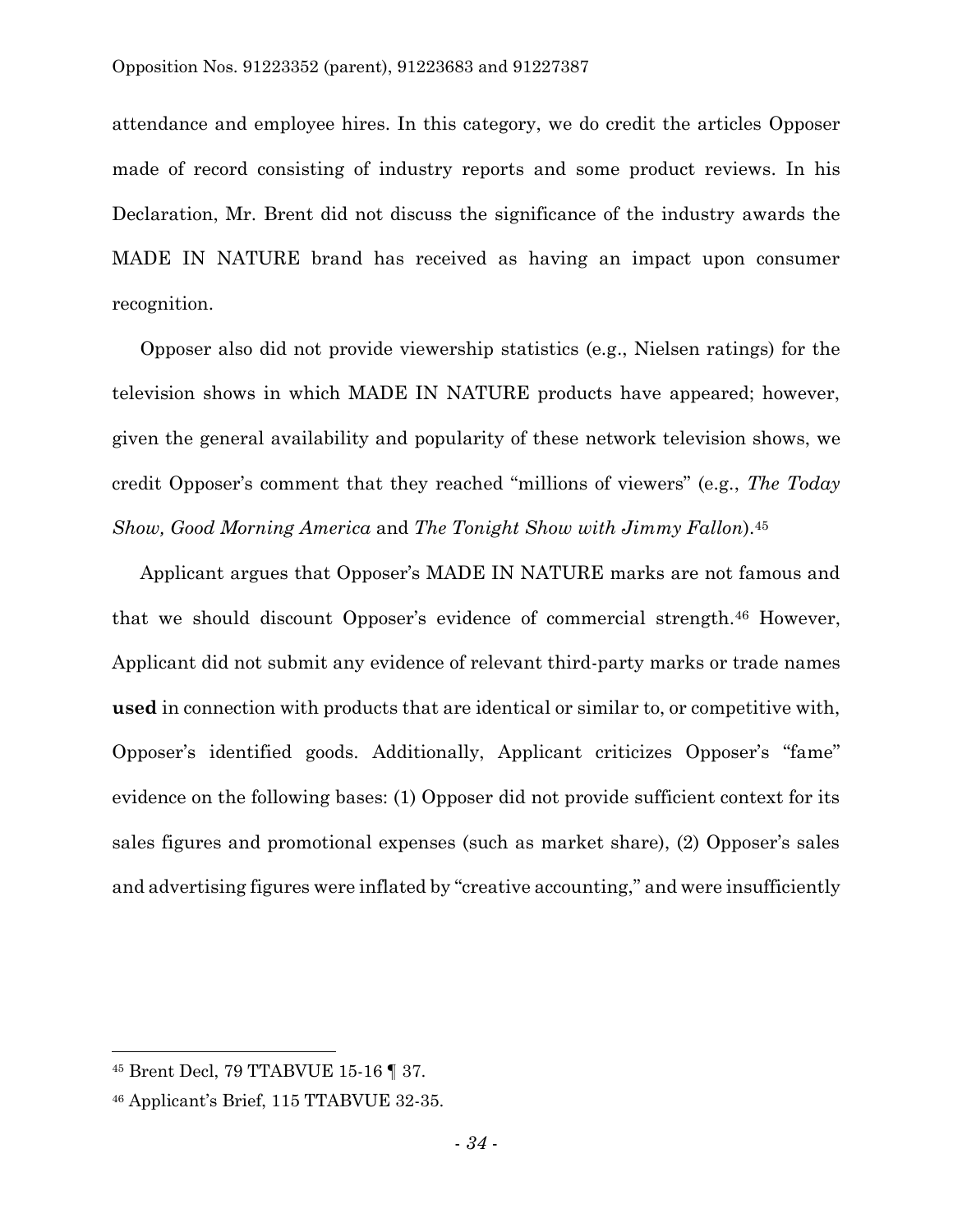attendance and employee hires. In this category, we do credit the articles Opposer made of record consisting of industry reports and some product reviews. In his Declaration, Mr. Brent did not discuss the significance of the industry awards the MADE IN NATURE brand has received as having an impact upon consumer recognition.

Opposer also did not provide viewership statistics (e.g., Nielsen ratings) for the television shows in which MADE IN NATURE products have appeared; however, given the general availability and popularity of these network television shows, we credit Opposer's comment that they reached "millions of viewers" (e.g., *The Today Show, Good Morning America* and *The Tonight Show with Jimmy Fallon*).[45]

Applicant argues that Opposer's MADE IN NATURE marks are not famous and that we should discount Opposer's evidence of commercial strength.[46] However, Applicant did not submit any evidence of relevant third-party marks or trade names **used** in connection with products that are identical or similar to, or competitive with, Opposer's identified goods. Additionally, Applicant criticizes Opposer's "fame" evidence on the following bases: (1) Opposer did not provide sufficient context for its sales figures and promotional expenses (such as market share), (2) Opposer's sales and advertising figures were inflated by "creative accounting," and were insufficiently

---

[45] Brent Decl, 79 TTABVUE 15-16 ¶ 37.

[46] Applicant's Brief, 115 TTABVUE 32-35.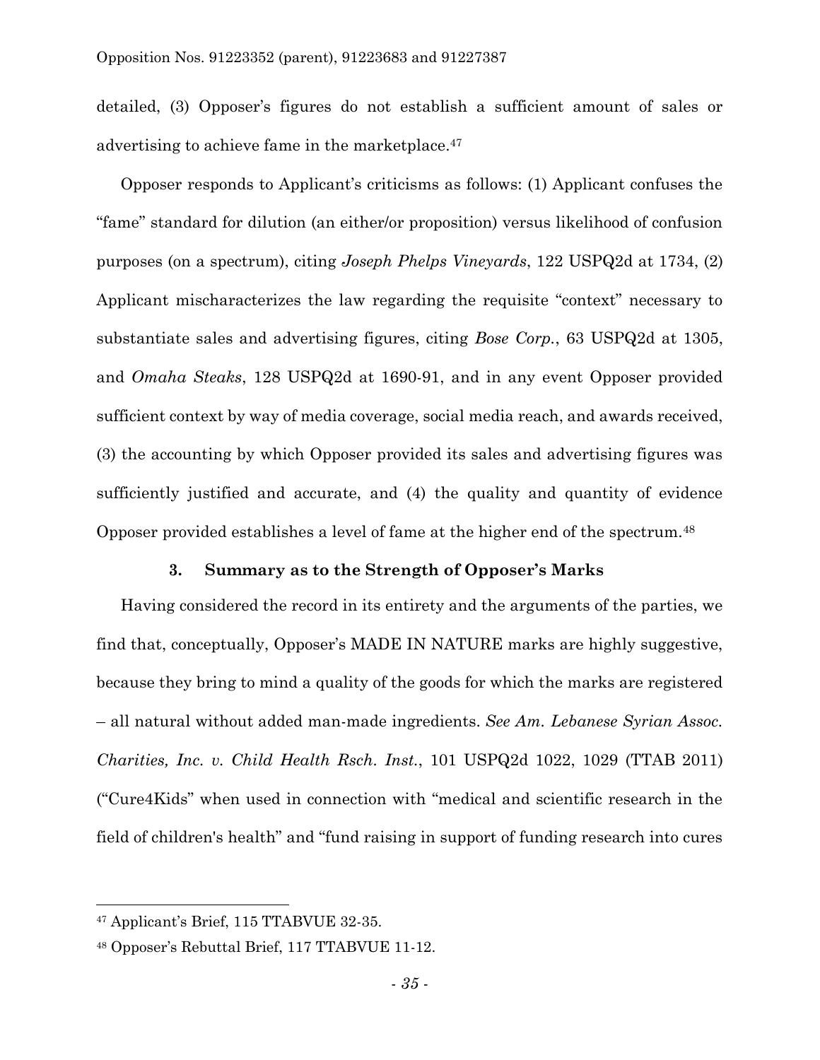detailed, (3) Opposer's figures do not establish a sufficient amount of sales or advertising to achieve fame in the marketplace.[47]

Opposer responds to Applicant's criticisms as follows: (1) Applicant confuses the "fame" standard for dilution (an either/or proposition) versus likelihood of confusion purposes (on a spectrum), citing *Joseph Phelps Vineyards*, 122 USPQ2d at 1734, (2) Applicant mischaracterizes the law regarding the requisite "context" necessary to substantiate sales and advertising figures, citing *Bose Corp.*, 63 USPQ2d at 1305, and *Omaha Steaks*, 128 USPQ2d at 1690-91, and in any event Opposer provided sufficient context by way of media coverage, social media reach, and awards received, (3) the accounting by which Opposer provided its sales and advertising figures was sufficiently justified and accurate, and (4) the quality and quantity of evidence Opposer provided establishes a level of fame at the higher end of the spectrum.[48]

### 3. Summary as to the Strength of Opposer's Marks

Having considered the record in its entirety and the arguments of the parties, we find that, conceptually, Opposer's MADE IN NATURE marks are highly suggestive, because they bring to mind a quality of the goods for which the marks are registered – all natural without added man-made ingredients. *See Am. Lebanese Syrian Assoc. Charities, Inc. v. Child Health Rsch. Inst.*, 101 USPQ2d 1022, 1029 (TTAB 2011) ("Cure4Kids" when used in connection with "medical and scientific research in the field of children's health" and "fund raising in support of funding research into cures

---

[47] Applicant's Brief, 115 TTABVUE 32-35.

[48] Opposer's Rebuttal Brief, 117 TTABVUE 11-12.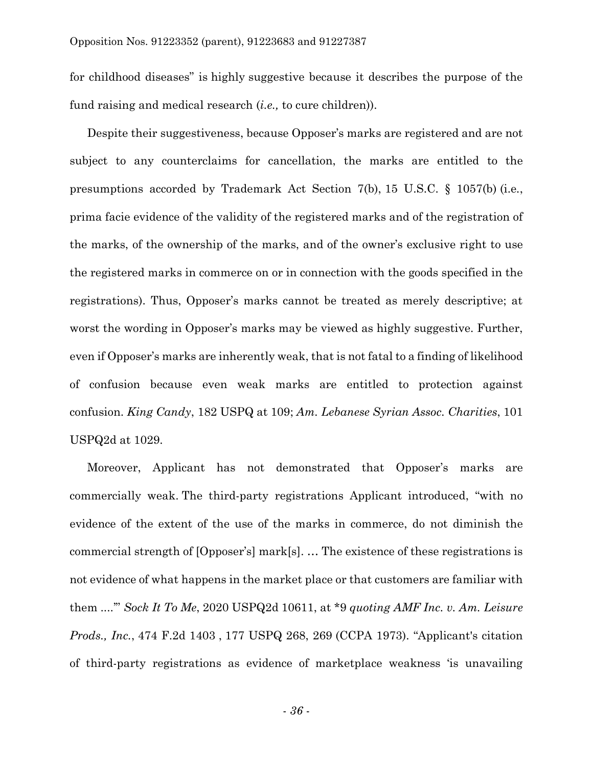for childhood diseases" is highly suggestive because it describes the purpose of the fund raising and medical research (*i.e.,* to cure children)).

Despite their suggestiveness, because Opposer's marks are registered and are not subject to any counterclaims for cancellation, the marks are entitled to the presumptions accorded by Trademark Act Section 7(b), 15 U.S.C. § 1057(b) (i.e., prima facie evidence of the validity of the registered marks and of the registration of the marks, of the ownership of the marks, and of the owner's exclusive right to use the registered marks in commerce on or in connection with the goods specified in the registrations). Thus, Opposer's marks cannot be treated as merely descriptive; at worst the wording in Opposer's marks may be viewed as highly suggestive. Further, even if Opposer's marks are inherently weak, that is not fatal to a finding of likelihood of confusion because even weak marks are entitled to protection against confusion. *King Candy*, 182 USPQ at 109; *Am. Lebanese Syrian Assoc. Charities*, 101 USPQ2d at 1029.

Moreover, Applicant has not demonstrated that Opposer's marks are commercially weak. The third-party registrations Applicant introduced, "with no evidence of the extent of the use of the marks in commerce, do not diminish the commercial strength of [Opposer's] mark[s]. … The existence of these registrations is not evidence of what happens in the market place or that customers are familiar with them ....'" *Sock It To Me*, 2020 USPQ2d 10611, at *9 *quoting AMF Inc. v. Am. Leisure Prods., Inc.*, 474 F.2d 1403 , 177 USPQ 268, 269 (CCPA 1973). "Applicant's citation of third-party registrations as evidence of marketplace weakness 'is unavailing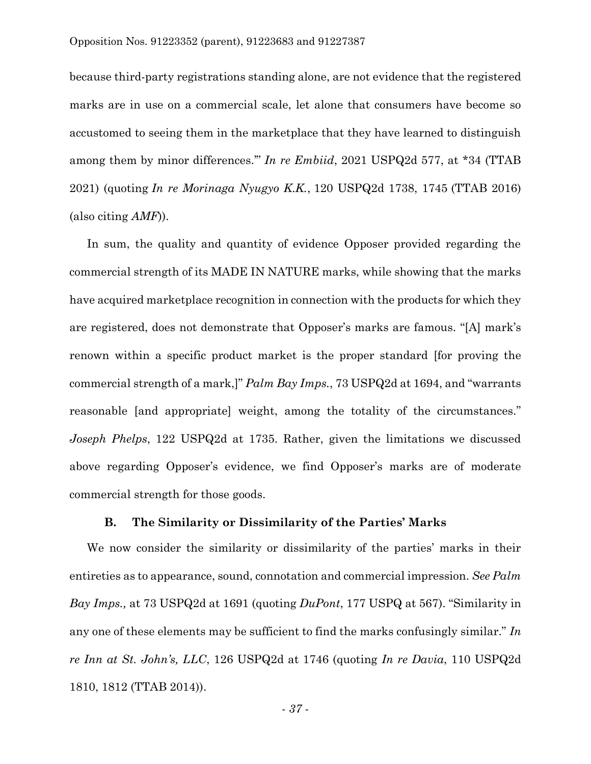because third-party registrations standing alone, are not evidence that the registered marks are in use on a commercial scale, let alone that consumers have become so accustomed to seeing them in the marketplace that they have learned to distinguish among them by minor differences.'" *In re Embiid*, 2021 USPQ2d 577, at *34 (TTAB 2021) (quoting *In re Morinaga Nyugyo K.K.*, 120 USPQ2d 1738, 1745 (TTAB 2016) (also citing *AMF*)).

In sum, the quality and quantity of evidence Opposer provided regarding the commercial strength of its MADE IN NATURE marks, while showing that the marks have acquired marketplace recognition in connection with the products for which they are registered, does not demonstrate that Opposer's marks are famous. "[A] mark's renown within a specific product market is the proper standard [for proving the commercial strength of a mark,]" *Palm Bay Imps.*, 73 USPQ2d at 1694, and "warrants reasonable [and appropriate] weight, among the totality of the circumstances." *Joseph Phelps*, 122 USPQ2d at 1735. Rather, given the limitations we discussed above regarding Opposer's evidence, we find Opposer's marks are of moderate commercial strength for those goods.

### B. The Similarity or Dissimilarity of the Parties' Marks

We now consider the similarity or dissimilarity of the parties' marks in their entireties as to appearance, sound, connotation and commercial impression. *See Palm Bay Imps.,* at 73 USPQ2d at 1691 (quoting *DuPont*, 177 USPQ at 567). "Similarity in any one of these elements may be sufficient to find the marks confusingly similar." *In re Inn at St. John's, LLC*, 126 USPQ2d at 1746 (quoting *In re Davia*, 110 USPQ2d 1810, 1812 (TTAB 2014)).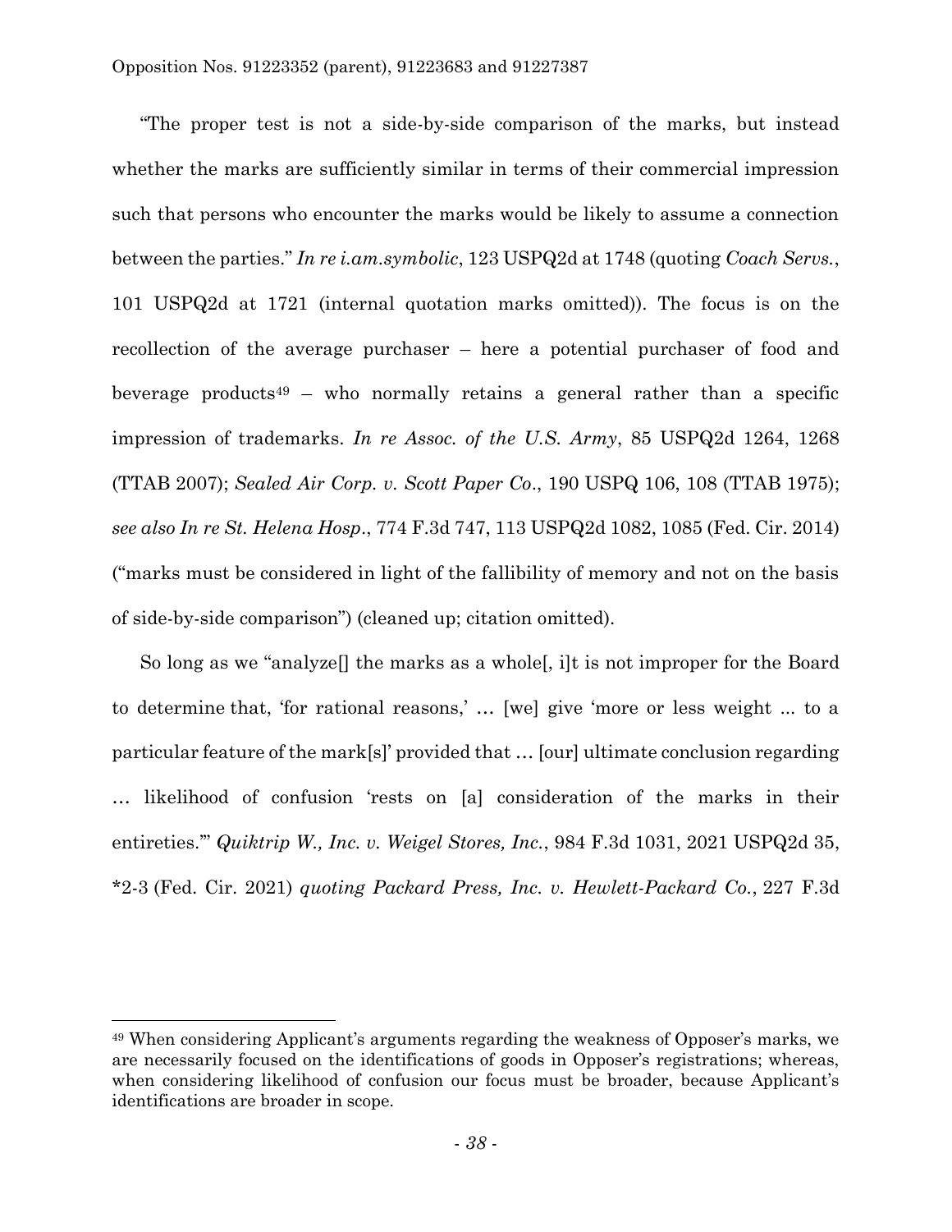"The proper test is not a side-by-side comparison of the marks, but instead whether the marks are sufficiently similar in terms of their commercial impression such that persons who encounter the marks would be likely to assume a connection between the parties." *In re i.am.symbolic*, 123 USPQ2d at 1748 (quoting *Coach Servs.*, 101 USPQ2d at 1721 (internal quotation marks omitted)). The focus is on the recollection of the average purchaser – here a potential purchaser of food and beverage products[49] – who normally retains a general rather than a specific impression of trademarks. *In re Assoc. of the U.S. Army*, 85 USPQ2d 1264, 1268 (TTAB 2007); *Sealed Air Corp. v. Scott Paper Co*., 190 USPQ 106, 108 (TTAB 1975); *see also In re St. Helena Hosp*., 774 F.3d 747, 113 USPQ2d 1082, 1085 (Fed. Cir. 2014) ("marks must be considered in light of the fallibility of memory and not on the basis of side-by-side comparison") (cleaned up; citation omitted).

So long as we "analyze[] the marks as a whole[, i]t is not improper for the Board to determine that, 'for rational reasons,' … [we] give 'more or less weight ... to a particular feature of the mark[s]' provided that … [our] ultimate conclusion regarding … likelihood of confusion 'rests on [a] consideration of the marks in their entireties.'" *Quiktrip W., Inc. v. Weigel Stores, Inc.*, 984 F.3d 1031, 2021 USPQ2d 35, *2-3 (Fed. Cir. 2021) *quoting Packard Press, Inc. v. Hewlett-Packard Co.*, 227 F.3d

---

[49] When considering Applicant's arguments regarding the weakness of Opposer's marks, we are necessarily focused on the identifications of goods in Opposer's registrations; whereas, when considering likelihood of confusion our focus must be broader, because Applicant's identifications are broader in scope.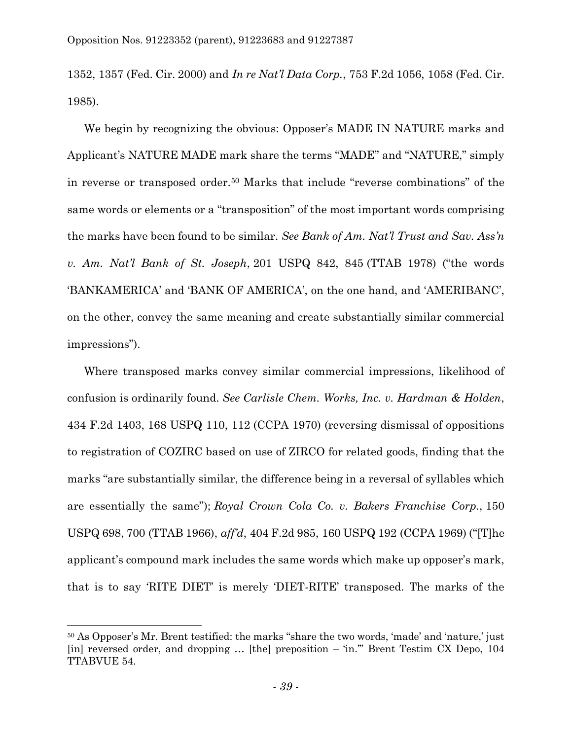1352, 1357 (Fed. Cir. 2000) and *In re Nat'l Data Corp.*, 753 F.2d 1056, 1058 (Fed. Cir. 1985).

We begin by recognizing the obvious: Opposer's MADE IN NATURE marks and Applicant's NATURE MADE mark share the terms "MADE" and "NATURE," simply in reverse or transposed order.[50] Marks that include "reverse combinations" of the same words or elements or a "transposition" of the most important words comprising the marks have been found to be similar. *See Bank of Am. Nat'l Trust and Sav. Ass'n v. Am. Nat'l Bank of St. Joseph*, 201 USPQ 842, 845 (TTAB 1978) ("the words 'BANKAMERICA' and 'BANK OF AMERICA', on the one hand, and 'AMERIBANC', on the other, convey the same meaning and create substantially similar commercial impressions").

Where transposed marks convey similar commercial impressions, likelihood of confusion is ordinarily found. *See Carlisle Chem. Works, Inc. v. Hardman & Holden*, 434 F.2d 1403, 168 USPQ 110, 112 (CCPA 1970) (reversing dismissal of oppositions to registration of COZIRC based on use of ZIRCO for related goods, finding that the marks "are substantially similar, the difference being in a reversal of syllables which are essentially the same"); *Royal Crown Cola Co. v. Bakers Franchise Corp.*, 150 USPQ 698, 700 (TTAB 1966), *aff'd*, 404 F.2d 985, 160 USPQ 192 (CCPA 1969) ("[T]he applicant's compound mark includes the same words which make up opposer's mark, that is to say 'RITE DIET' is merely 'DIET-RITE' transposed. The marks of the

---

[50] As Opposer's Mr. Brent testified: the marks "share the two words, 'made' and 'nature,' just [in] reversed order, and dropping … [the] preposition – 'in.'" Brent Testim CX Depo, 104 TTABVUE 54.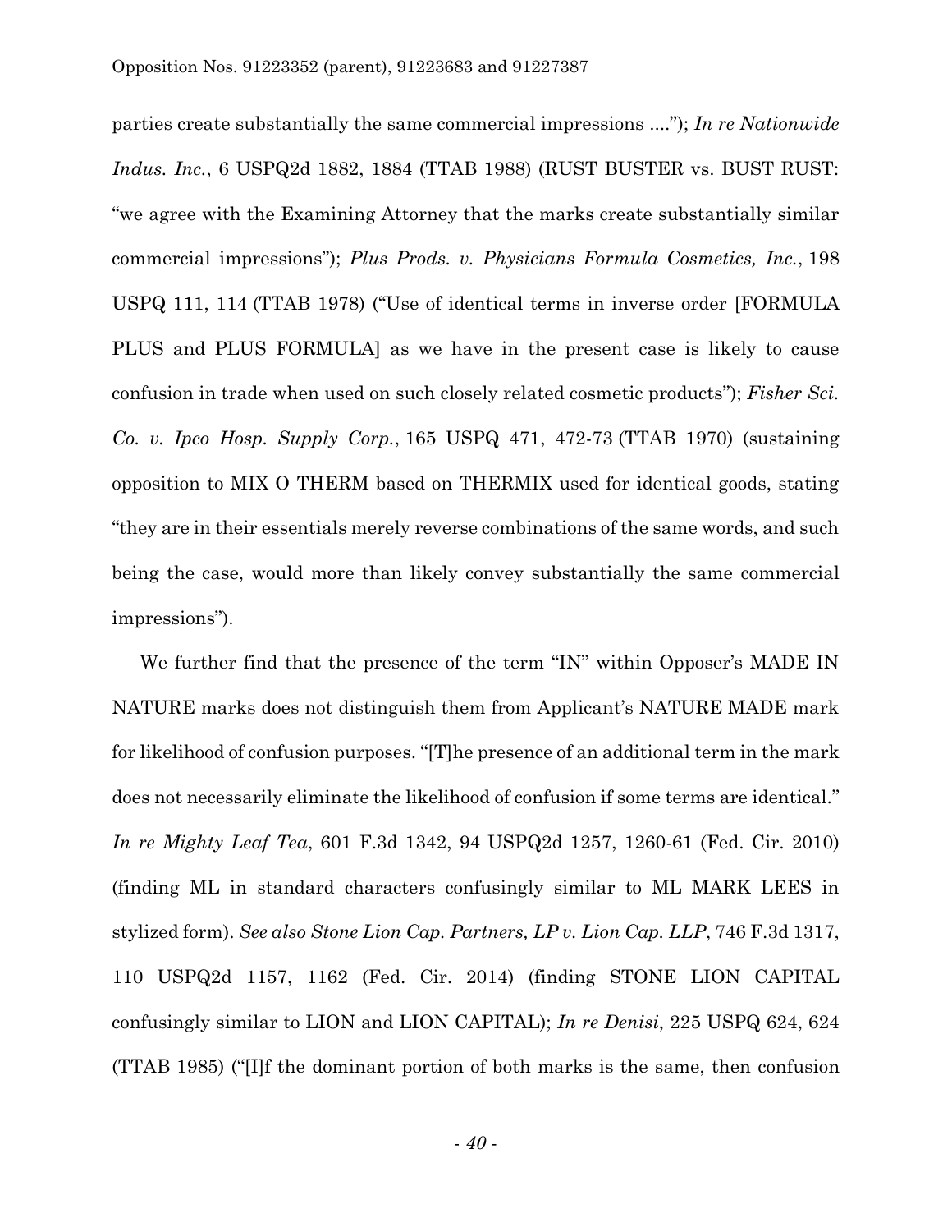parties create substantially the same commercial impressions ...."); *In re Nationwide Indus. Inc.*, 6 USPQ2d 1882, 1884 (TTAB 1988) (RUST BUSTER vs. BUST RUST: "we agree with the Examining Attorney that the marks create substantially similar commercial impressions"); *Plus Prods. v. Physicians Formula Cosmetics, Inc.*, 198 USPQ 111, 114 (TTAB 1978) ("Use of identical terms in inverse order [FORMULA PLUS and PLUS FORMULA] as we have in the present case is likely to cause confusion in trade when used on such closely related cosmetic products"); *Fisher Sci. Co. v. Ipco Hosp. Supply Corp.*, 165 USPQ 471, 472-73 (TTAB 1970) (sustaining opposition to MIX O THERM based on THERMIX used for identical goods, stating "they are in their essentials merely reverse combinations of the same words, and such being the case, would more than likely convey substantially the same commercial impressions").

We further find that the presence of the term "IN" within Opposer's MADE IN NATURE marks does not distinguish them from Applicant's NATURE MADE mark for likelihood of confusion purposes. "[T]he presence of an additional term in the mark does not necessarily eliminate the likelihood of confusion if some terms are identical." *In re Mighty Leaf Tea*, 601 F.3d 1342, 94 USPQ2d 1257, 1260-61 (Fed. Cir. 2010) (finding ML in standard characters confusingly similar to ML MARK LEES in stylized form). *See also Stone Lion Cap. Partners, LP v. Lion Cap. LLP*, 746 F.3d 1317, 110 USPQ2d 1157, 1162 (Fed. Cir. 2014) (finding STONE LION CAPITAL confusingly similar to LION and LION CAPITAL); *In re Denisi*, 225 USPQ 624, 624 (TTAB 1985) ("[I]f the dominant portion of both marks is the same, then confusion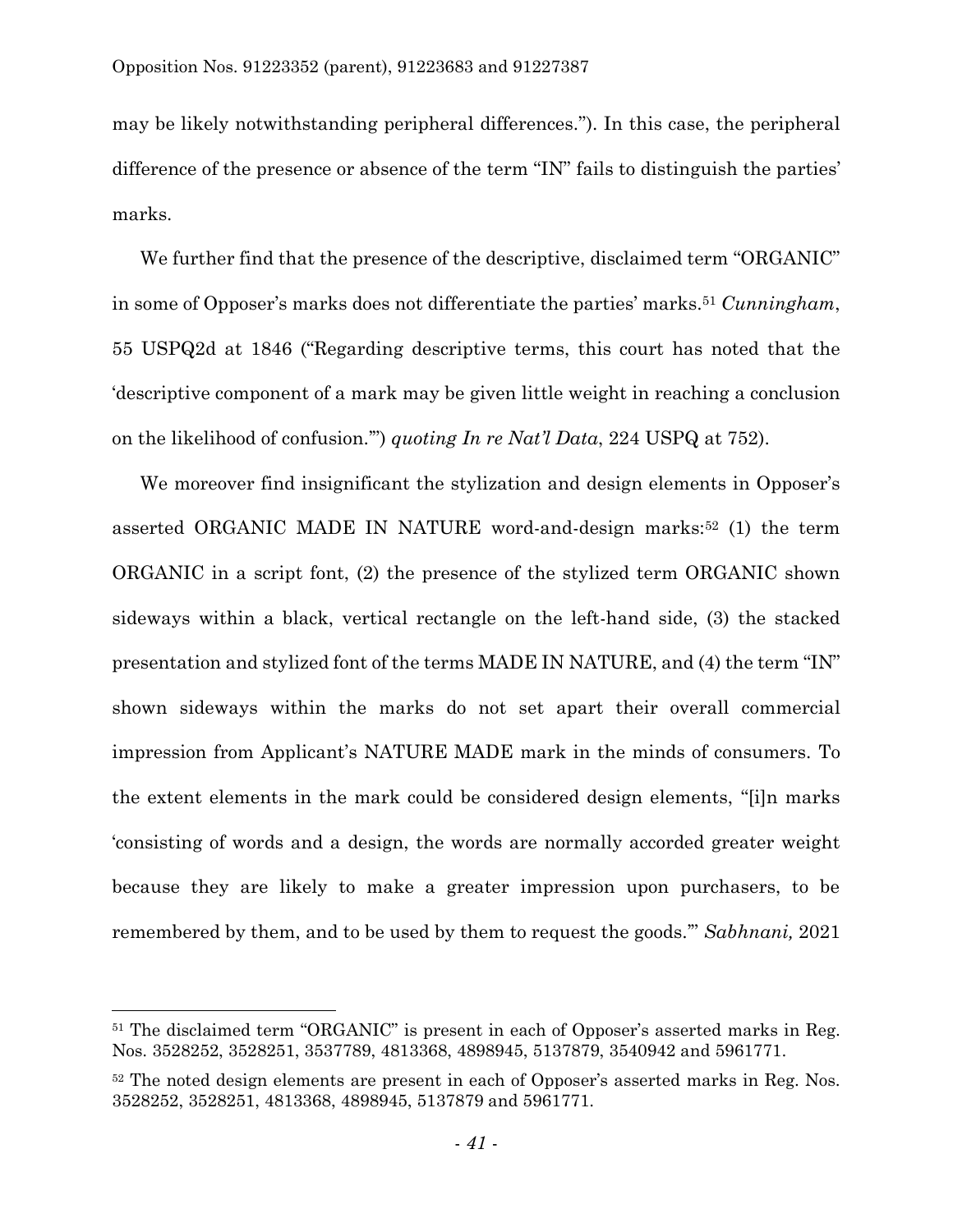may be likely notwithstanding peripheral differences."). In this case, the peripheral difference of the presence or absence of the term "IN" fails to distinguish the parties' marks.

We further find that the presence of the descriptive, disclaimed term "ORGANIC" in some of Opposer's marks does not differentiate the parties' marks.[51] *Cunningham*, 55 USPQ2d at 1846 ("Regarding descriptive terms, this court has noted that the 'descriptive component of a mark may be given little weight in reaching a conclusion on the likelihood of confusion.'") *quoting In re Nat'l Data*, 224 USPQ at 752).

We moreover find insignificant the stylization and design elements in Opposer's asserted ORGANIC MADE IN NATURE word-and-design marks:[52] (1) the term ORGANIC in a script font, (2) the presence of the stylized term ORGANIC shown sideways within a black, vertical rectangle on the left-hand side, (3) the stacked presentation and stylized font of the terms MADE IN NATURE, and (4) the term "IN" shown sideways within the marks do not set apart their overall commercial impression from Applicant's NATURE MADE mark in the minds of consumers. To the extent elements in the mark could be considered design elements, "[i]n marks 'consisting of words and a design, the words are normally accorded greater weight because they are likely to make a greater impression upon purchasers, to be remembered by them, and to be used by them to request the goods.'" *Sabhnani,* 2021

---

[51] The disclaimed term "ORGANIC" is present in each of Opposer's asserted marks in Reg. Nos. 3528252, 3528251, 3537789, 4813368, 4898945, 5137879, 3540942 and 5961771.

[52] The noted design elements are present in each of Opposer's asserted marks in Reg. Nos. 3528252, 3528251, 4813368, 4898945, 5137879 and 5961771.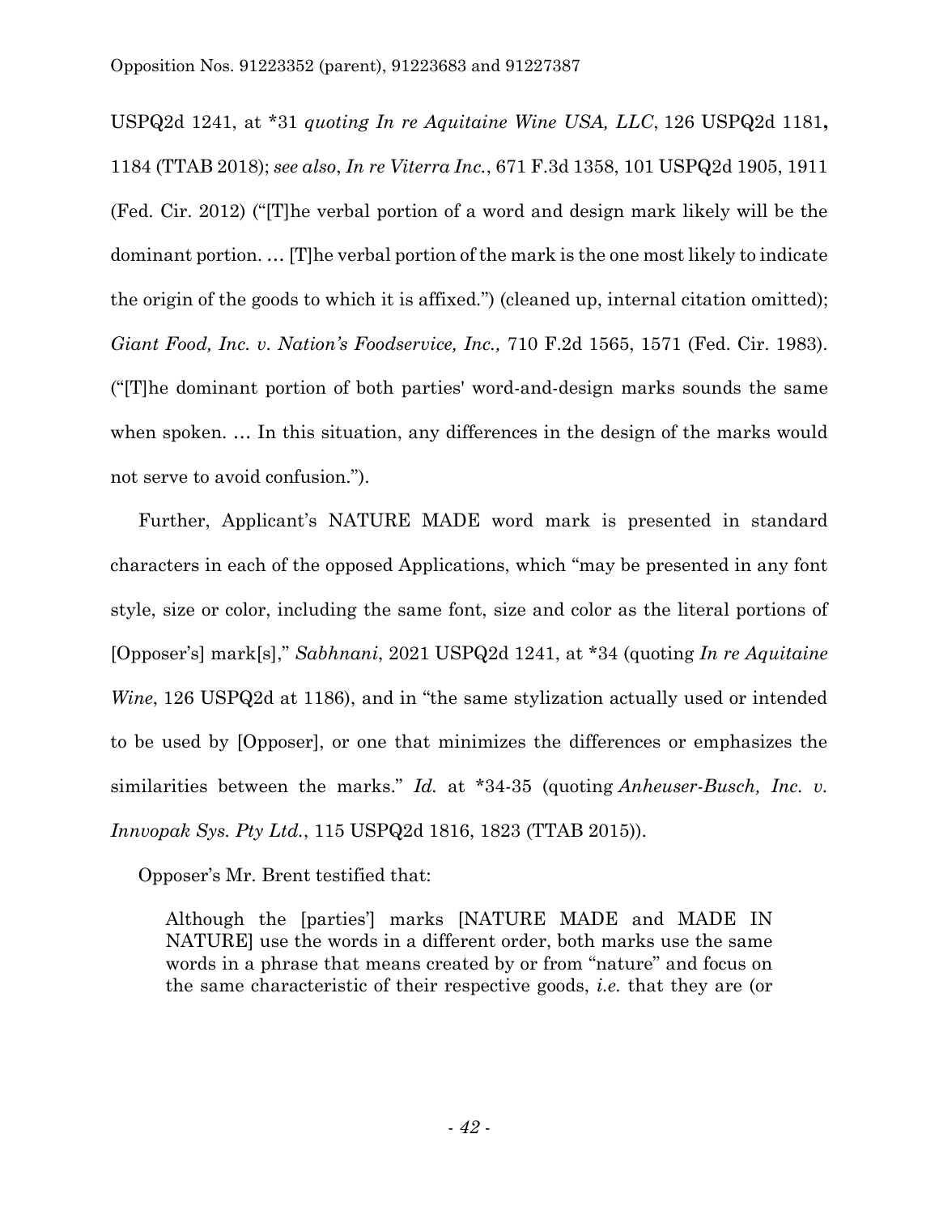USPQ2d 1241, at \*31 *quoting In re Aquitaine Wine USA, LLC*, 126 USPQ2d 1181**,** 1184 (TTAB 2018); *see also*, *In re Viterra Inc.*, 671 F.3d 1358, 101 USPQ2d 1905, 1911 (Fed. Cir. 2012) ("[T]he verbal portion of a word and design mark likely will be the dominant portion. … [T]he verbal portion of the mark is the one most likely to indicate the origin of the goods to which it is affixed.") (cleaned up, internal citation omitted); *Giant Food, Inc. v. Nation's Foodservice, Inc.,* 710 F.2d 1565, 1571 (Fed. Cir. 1983). ("[T]he dominant portion of both parties' word-and-design marks sounds the same when spoken. … In this situation, any differences in the design of the marks would not serve to avoid confusion.").

Further, Applicant's NATURE MADE word mark is presented in standard characters in each of the opposed Applications, which "may be presented in any font style, size or color, including the same font, size and color as the literal portions of [Opposer's] mark[s]," *Sabhnani*, 2021 USPQ2d 1241, at \*34 (quoting *In re Aquitaine Wine*, 126 USPQ2d at 1186), and in "the same stylization actually used or intended to be used by [Opposer], or one that minimizes the differences or emphasizes the similarities between the marks." *Id.* at \*34-35 (quoting *Anheuser-Busch, Inc. v. Innvopak Sys. Pty Ltd.*, 115 USPQ2d 1816, 1823 (TTAB 2015)).

Opposer's Mr. Brent testified that:

> Although the [parties'] marks [NATURE MADE and MADE IN NATURE] use the words in a different order, both marks use the same words in a phrase that means created by or from "nature" and focus on the same characteristic of their respective goods, *i.e.* that they are (or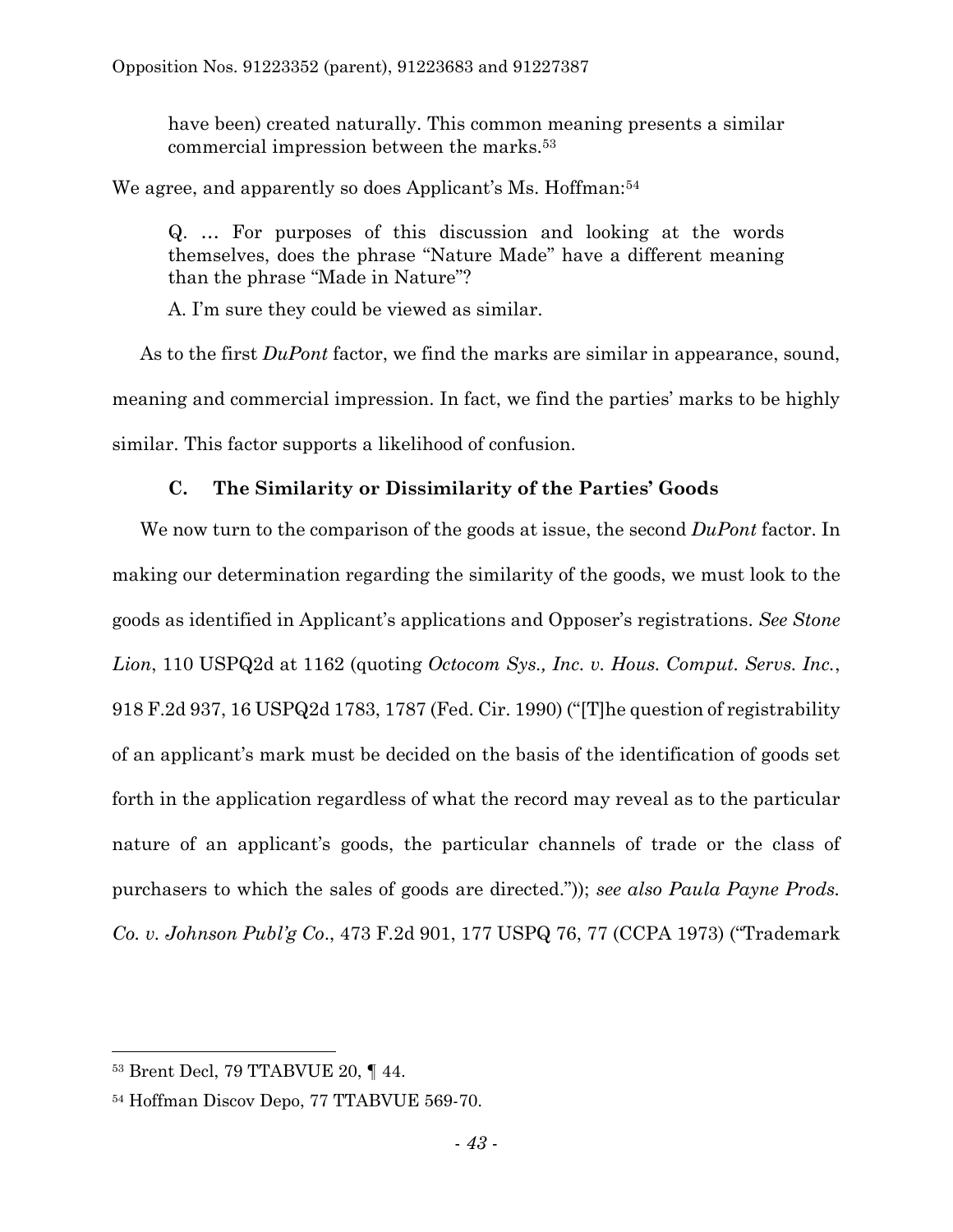> have been) created naturally. This common meaning presents a similar commercial impression between the marks.[53]

We agree, and apparently so does Applicant's Ms. Hoffman:[54]

> Q. … For purposes of this discussion and looking at the words themselves, does the phrase "Nature Made" have a different meaning than the phrase "Made in Nature"?
>
> A. I'm sure they could be viewed as similar.

As to the first *DuPont* factor, we find the marks are similar in appearance, sound, meaning and commercial impression. In fact, we find the parties' marks to be highly similar. This factor supports a likelihood of confusion.

### C. The Similarity or Dissimilarity of the Parties' Goods

We now turn to the comparison of the goods at issue, the second *DuPont* factor. In making our determination regarding the similarity of the goods, we must look to the goods as identified in Applicant's applications and Opposer's registrations. *See Stone Lion*, 110 USPQ2d at 1162 (quoting *Octocom Sys., Inc. v. Hous. Comput. Servs. Inc.*, 918 F.2d 937, 16 USPQ2d 1783, 1787 (Fed. Cir. 1990) ("[T]he question of registrability of an applicant's mark must be decided on the basis of the identification of goods set forth in the application regardless of what the record may reveal as to the particular nature of an applicant's goods, the particular channels of trade or the class of purchasers to which the sales of goods are directed.")); *see also Paula Payne Prods. Co. v. Johnson Publ'g Co.*, 473 F.2d 901, 177 USPQ 76, 77 (CCPA 1973) ("Trademark

---

[53] Brent Decl, 79 TTABVUE 20, ¶ 44.

[54] Hoffman Discov Depo, 77 TTABVUE 569-70.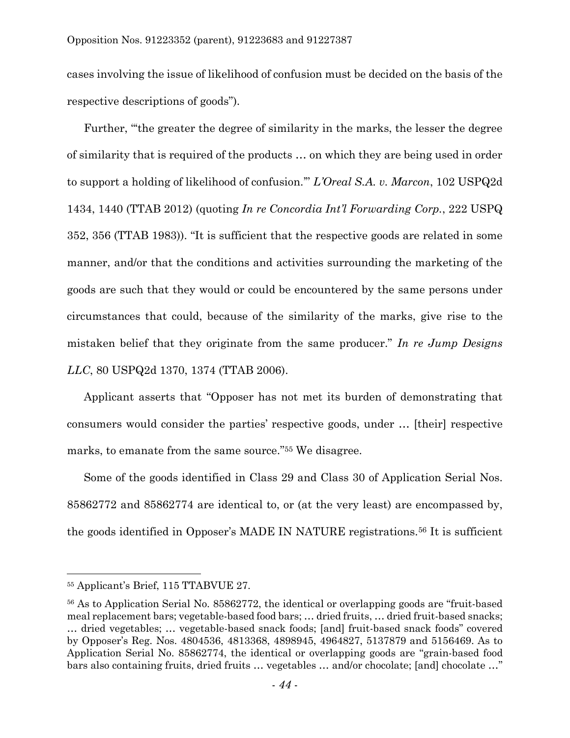cases involving the issue of likelihood of confusion must be decided on the basis of the respective descriptions of goods").

Further, "'the greater the degree of similarity in the marks, the lesser the degree of similarity that is required of the products … on which they are being used in order to support a holding of likelihood of confusion.'" *L'Oreal S.A. v. Marcon*, 102 USPQ2d 1434, 1440 (TTAB 2012) (quoting *In re Concordia Int'l Forwarding Corp.*, 222 USPQ 352, 356 (TTAB 1983)). "It is sufficient that the respective goods are related in some manner, and/or that the conditions and activities surrounding the marketing of the goods are such that they would or could be encountered by the same persons under circumstances that could, because of the similarity of the marks, give rise to the mistaken belief that they originate from the same producer." *In re Jump Designs LLC*, 80 USPQ2d 1370, 1374 (TTAB 2006).

Applicant asserts that "Opposer has not met its burden of demonstrating that consumers would consider the parties' respective goods, under … [their] respective marks, to emanate from the same source."[55] We disagree.

Some of the goods identified in Class 29 and Class 30 of Application Serial Nos. 85862772 and 85862774 are identical to, or (at the very least) are encompassed by, the goods identified in Opposer's MADE IN NATURE registrations.[56] It is sufficient

---

[55] Applicant's Brief, 115 TTABVUE 27.

[56] As to Application Serial No. 85862772, the identical or overlapping goods are "fruit-based meal replacement bars; vegetable-based food bars; … dried fruits, … dried fruit-based snacks; … dried vegetables; … vegetable-based snack foods; [and] fruit-based snack foods" covered by Opposer's Reg. Nos. 4804536, 4813368, 4898945, 4964827, 5137879 and 5156469. As to Application Serial No. 85862774, the identical or overlapping goods are "grain-based food bars also containing fruits, dried fruits … vegetables … and/or chocolate; [and] chocolate …"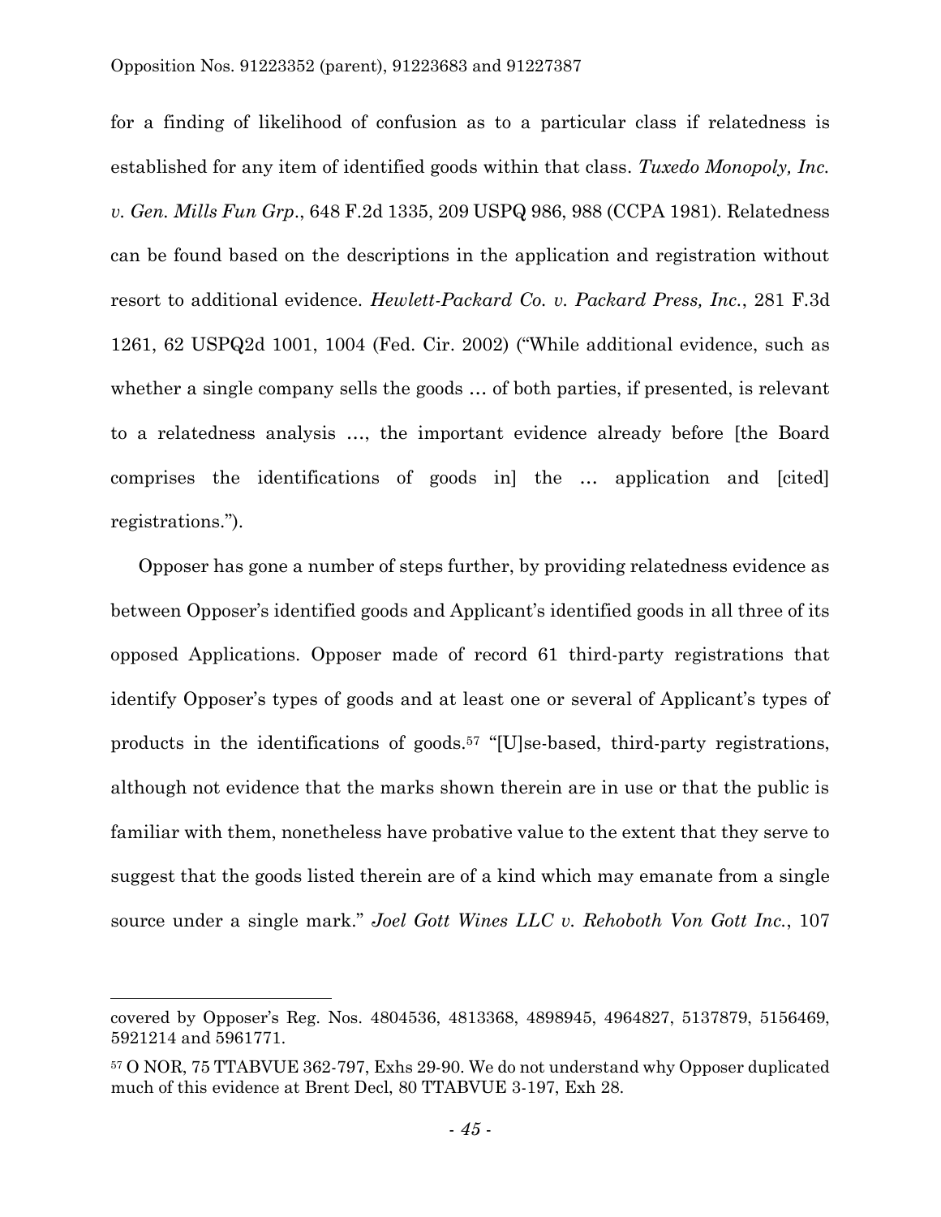for a finding of likelihood of confusion as to a particular class if relatedness is established for any item of identified goods within that class. *Tuxedo Monopoly, Inc. v. Gen. Mills Fun Grp.*, 648 F.2d 1335, 209 USPQ 986, 988 (CCPA 1981). Relatedness can be found based on the descriptions in the application and registration without resort to additional evidence. *Hewlett-Packard Co. v. Packard Press, Inc.*, 281 F.3d 1261, 62 USPQ2d 1001, 1004 (Fed. Cir. 2002) ("While additional evidence, such as whether a single company sells the goods … of both parties, if presented, is relevant to a relatedness analysis …, the important evidence already before [the Board comprises the identifications of goods in] the … application and [cited] registrations.").

Opposer has gone a number of steps further, by providing relatedness evidence as between Opposer's identified goods and Applicant's identified goods in all three of its opposed Applications. Opposer made of record 61 third-party registrations that identify Opposer's types of goods and at least one or several of Applicant's types of products in the identifications of goods.[57] "[U]se-based, third-party registrations, although not evidence that the marks shown therein are in use or that the public is familiar with them, nonetheless have probative value to the extent that they serve to suggest that the goods listed therein are of a kind which may emanate from a single source under a single mark." *Joel Gott Wines LLC v. Rehoboth Von Gott Inc.*, 107

---

covered by Opposer's Reg. Nos. 4804536, 4813368, 4898945, 4964827, 5137879, 5156469, 5921214 and 5961771.

[57] O NOR, 75 TTABVUE 362-797, Exhs 29-90. We do not understand why Opposer duplicated much of this evidence at Brent Decl, 80 TTABVUE 3-197, Exh 28.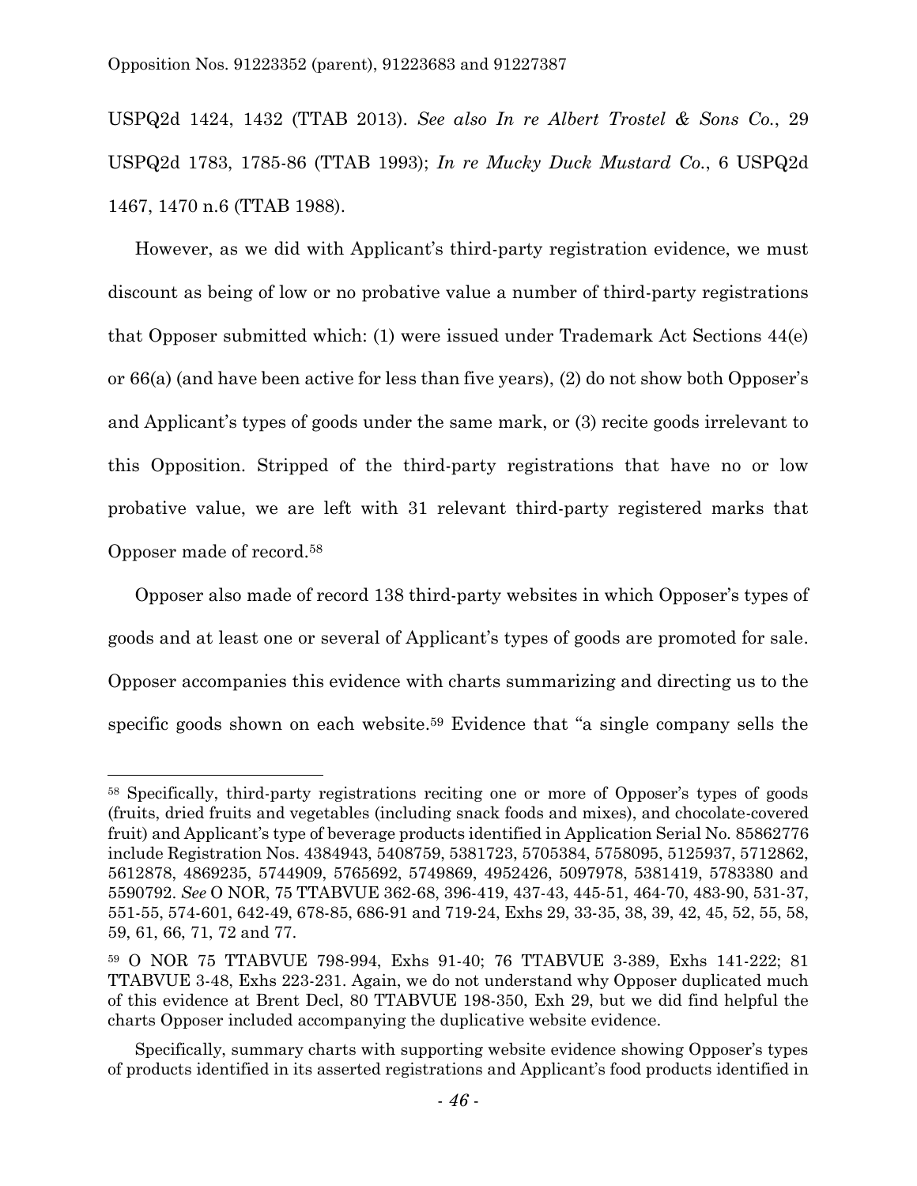USPQ2d 1424, 1432 (TTAB 2013). *See also In re Albert Trostel & Sons Co.*, 29 USPQ2d 1783, 1785-86 (TTAB 1993); *In re Mucky Duck Mustard Co.*, 6 USPQ2d 1467, 1470 n.6 (TTAB 1988).

However, as we did with Applicant's third-party registration evidence, we must discount as being of low or no probative value a number of third-party registrations that Opposer submitted which: (1) were issued under Trademark Act Sections 44(e) or 66(a) (and have been active for less than five years), (2) do not show both Opposer's and Applicant's types of goods under the same mark, or (3) recite goods irrelevant to this Opposition. Stripped of the third-party registrations that have no or low probative value, we are left with 31 relevant third-party registered marks that Opposer made of record.[58]

Opposer also made of record 138 third-party websites in which Opposer's types of goods and at least one or several of Applicant's types of goods are promoted for sale. Opposer accompanies this evidence with charts summarizing and directing us to the specific goods shown on each website.[59] Evidence that "a single company sells the

---

[58] Specifically, third-party registrations reciting one or more of Opposer's types of goods (fruits, dried fruits and vegetables (including snack foods and mixes), and chocolate-covered fruit) and Applicant's type of beverage products identified in Application Serial No. 85862776 include Registration Nos. 4384943, 5408759, 5381723, 5705384, 5758095, 5125937, 5712862, 5612878, 4869235, 5744909, 5765692, 5749869, 4952426, 5097978, 5381419, 5783380 and 5590792. *See* O NOR, 75 TTABVUE 362-68, 396-419, 437-43, 445-51, 464-70, 483-90, 531-37, 551-55, 574-601, 642-49, 678-85, 686-91 and 719-24, Exhs 29, 33-35, 38, 39, 42, 45, 52, 55, 58, 59, 61, 66, 71, 72 and 77.

[59] O NOR 75 TTABVUE 798-994, Exhs 91-40; 76 TTABVUE 3-389, Exhs 141-222; 81 TTABVUE 3-48, Exhs 223-231. Again, we do not understand why Opposer duplicated much of this evidence at Brent Decl, 80 TTABVUE 198-350, Exh 29, but we did find helpful the charts Opposer included accompanying the duplicative website evidence.

Specifically, summary charts with supporting website evidence showing Opposer's types of products identified in its asserted registrations and Applicant's food products identified in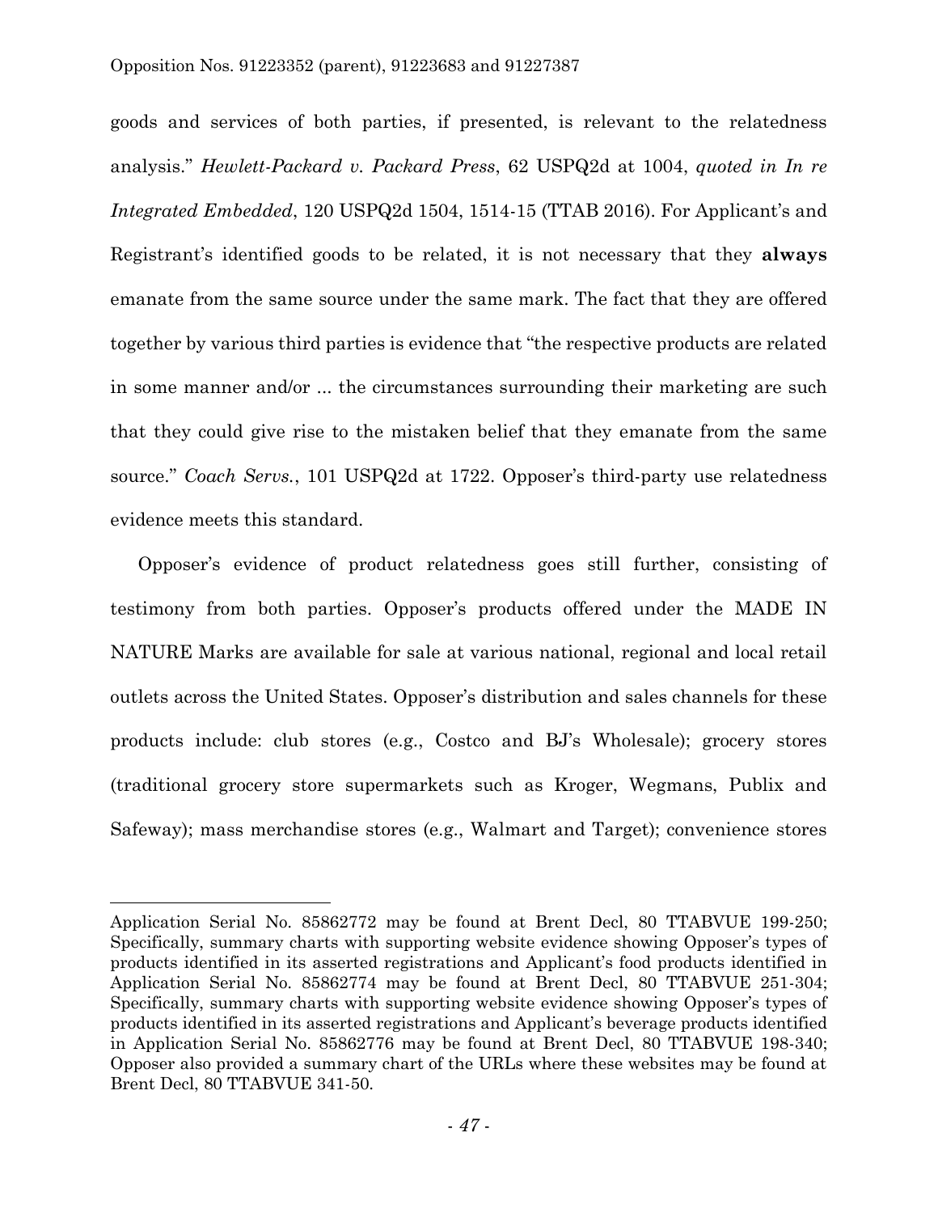goods and services of both parties, if presented, is relevant to the relatedness analysis." *Hewlett-Packard v. Packard Press*, 62 USPQ2d at 1004, *quoted in In re Integrated Embedded*, 120 USPQ2d 1504, 1514-15 (TTAB 2016). For Applicant's and Registrant's identified goods to be related, it is not necessary that they **always** emanate from the same source under the same mark. The fact that they are offered together by various third parties is evidence that "the respective products are related in some manner and/or ... the circumstances surrounding their marketing are such that they could give rise to the mistaken belief that they emanate from the same source." *Coach Servs.*, 101 USPQ2d at 1722. Opposer's third-party use relatedness evidence meets this standard.

Opposer's evidence of product relatedness goes still further, consisting of testimony from both parties. Opposer's products offered under the MADE IN NATURE Marks are available for sale at various national, regional and local retail outlets across the United States. Opposer's distribution and sales channels for these products include: club stores (e.g., Costco and BJ's Wholesale); grocery stores (traditional grocery store supermarkets such as Kroger, Wegmans, Publix and Safeway); mass merchandise stores (e.g., Walmart and Target); convenience stores

---

Application Serial No. 85862772 may be found at Brent Decl, 80 TTABVUE 199-250; Specifically, summary charts with supporting website evidence showing Opposer's types of products identified in its asserted registrations and Applicant's food products identified in Application Serial No. 85862774 may be found at Brent Decl, 80 TTABVUE 251-304; Specifically, summary charts with supporting website evidence showing Opposer's types of products identified in its asserted registrations and Applicant's beverage products identified in Application Serial No. 85862776 may be found at Brent Decl, 80 TTABVUE 198-340; Opposer also provided a summary chart of the URLs where these websites may be found at Brent Decl, 80 TTABVUE 341-50.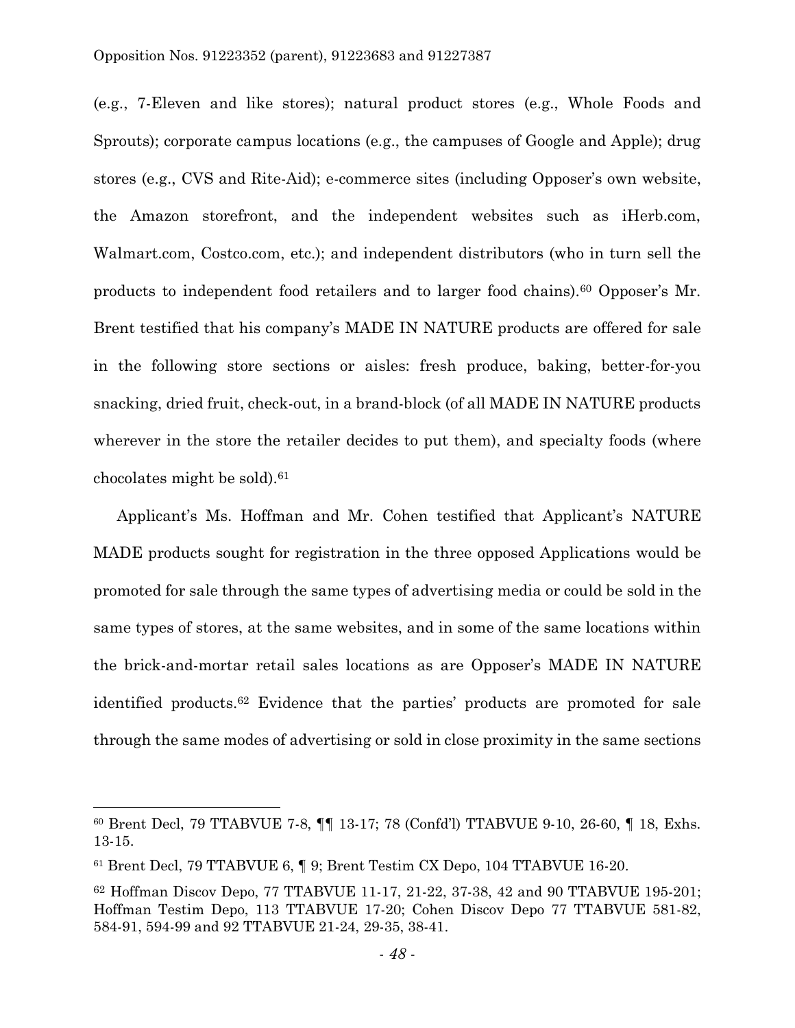(e.g., 7-Eleven and like stores); natural product stores (e.g., Whole Foods and Sprouts); corporate campus locations (e.g., the campuses of Google and Apple); drug stores (e.g., CVS and Rite-Aid); e-commerce sites (including Opposer's own website, the Amazon storefront, and the independent websites such as iHerb.com, Walmart.com, Costco.com, etc.); and independent distributors (who in turn sell the products to independent food retailers and to larger food chains).[60] Opposer's Mr. Brent testified that his company's MADE IN NATURE products are offered for sale in the following store sections or aisles: fresh produce, baking, better-for-you snacking, dried fruit, check-out, in a brand-block (of all MADE IN NATURE products wherever in the store the retailer decides to put them), and specialty foods (where chocolates might be sold).[61]

Applicant's Ms. Hoffman and Mr. Cohen testified that Applicant's NATURE MADE products sought for registration in the three opposed Applications would be promoted for sale through the same types of advertising media or could be sold in the same types of stores, at the same websites, and in some of the same locations within the brick-and-mortar retail sales locations as are Opposer's MADE IN NATURE identified products.[62] Evidence that the parties' products are promoted for sale through the same modes of advertising or sold in close proximity in the same sections

---

[60] Brent Decl, 79 TTABVUE 7-8, ¶¶ 13-17; 78 (Confd'l) TTABVUE 9-10, 26-60, ¶ 18, Exhs. 13-15.

[61] Brent Decl, 79 TTABVUE 6, ¶ 9; Brent Testim CX Depo, 104 TTABVUE 16-20.

[62] Hoffman Discov Depo, 77 TTABVUE 11-17, 21-22, 37-38, 42 and 90 TTABVUE 195-201; Hoffman Testim Depo, 113 TTABVUE 17-20; Cohen Discov Depo 77 TTABVUE 581-82, 584-91, 594-99 and 92 TTABVUE 21-24, 29-35, 38-41.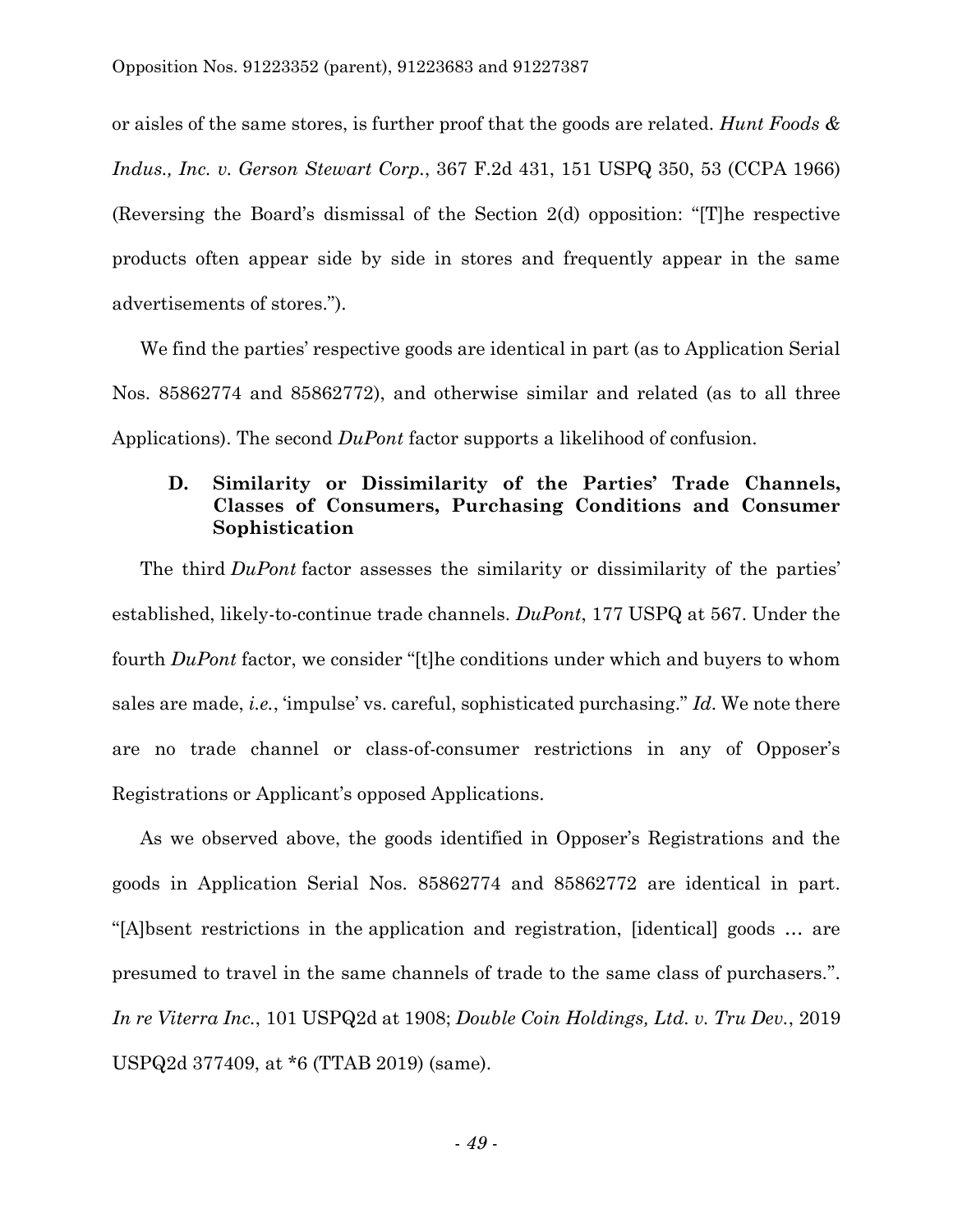or aisles of the same stores, is further proof that the goods are related. *Hunt Foods & Indus., Inc. v. Gerson Stewart Corp.*, 367 F.2d 431, 151 USPQ 350, 53 (CCPA 1966) (Reversing the Board's dismissal of the Section 2(d) opposition: "[T]he respective products often appear side by side in stores and frequently appear in the same advertisements of stores.").

We find the parties' respective goods are identical in part (as to Application Serial Nos. 85862774 and 85862772), and otherwise similar and related (as to all three Applications). The second *DuPont* factor supports a likelihood of confusion.

### D. Similarity or Dissimilarity of the Parties' Trade Channels, Classes of Consumers, Purchasing Conditions and Consumer Sophistication

The third *DuPont* factor assesses the similarity or dissimilarity of the parties' established, likely-to-continue trade channels. *DuPont*, 177 USPQ at 567. Under the fourth *DuPont* factor, we consider "[t]he conditions under which and buyers to whom sales are made, *i.e.*, 'impulse' vs. careful, sophisticated purchasing." *Id*. We note there are no trade channel or class-of-consumer restrictions in any of Opposer's Registrations or Applicant's opposed Applications.

As we observed above, the goods identified in Opposer's Registrations and the goods in Application Serial Nos. 85862774 and 85862772 are identical in part. "[A]bsent restrictions in the application and registration, [identical] goods … are presumed to travel in the same channels of trade to the same class of purchasers.". *In re Viterra Inc.*, 101 USPQ2d at 1908; *Double Coin Holdings, Ltd. v. Tru Dev.*, 2019 USPQ2d 377409, at *6 (TTAB 2019) (same).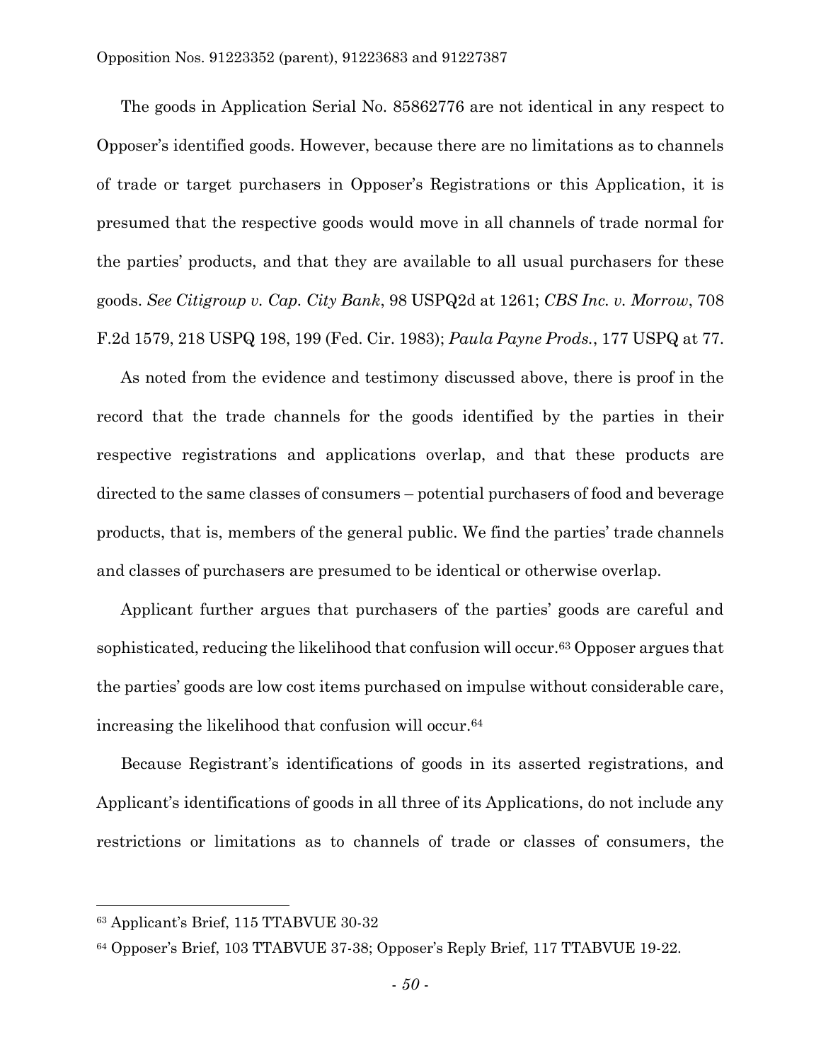The goods in Application Serial No. 85862776 are not identical in any respect to Opposer's identified goods. However, because there are no limitations as to channels of trade or target purchasers in Opposer's Registrations or this Application, it is presumed that the respective goods would move in all channels of trade normal for the parties' products, and that they are available to all usual purchasers for these goods. *See Citigroup v. Cap. City Bank*, 98 USPQ2d at 1261; *CBS Inc. v. Morrow*, 708 F.2d 1579, 218 USPQ 198, 199 (Fed. Cir. 1983); *Paula Payne Prods.*, 177 USPQ at 77.

As noted from the evidence and testimony discussed above, there is proof in the record that the trade channels for the goods identified by the parties in their respective registrations and applications overlap, and that these products are directed to the same classes of consumers – potential purchasers of food and beverage products, that is, members of the general public. We find the parties' trade channels and classes of purchasers are presumed to be identical or otherwise overlap.

Applicant further argues that purchasers of the parties' goods are careful and sophisticated, reducing the likelihood that confusion will occur.[63] Opposer argues that the parties' goods are low cost items purchased on impulse without considerable care, increasing the likelihood that confusion will occur.[64]

Because Registrant's identifications of goods in its asserted registrations, and Applicant's identifications of goods in all three of its Applications, do not include any restrictions or limitations as to channels of trade or classes of consumers, the

---

[63] Applicant's Brief, 115 TTABVUE 30-32

[64] Opposer's Brief, 103 TTABVUE 37-38; Opposer's Reply Brief, 117 TTABVUE 19-22.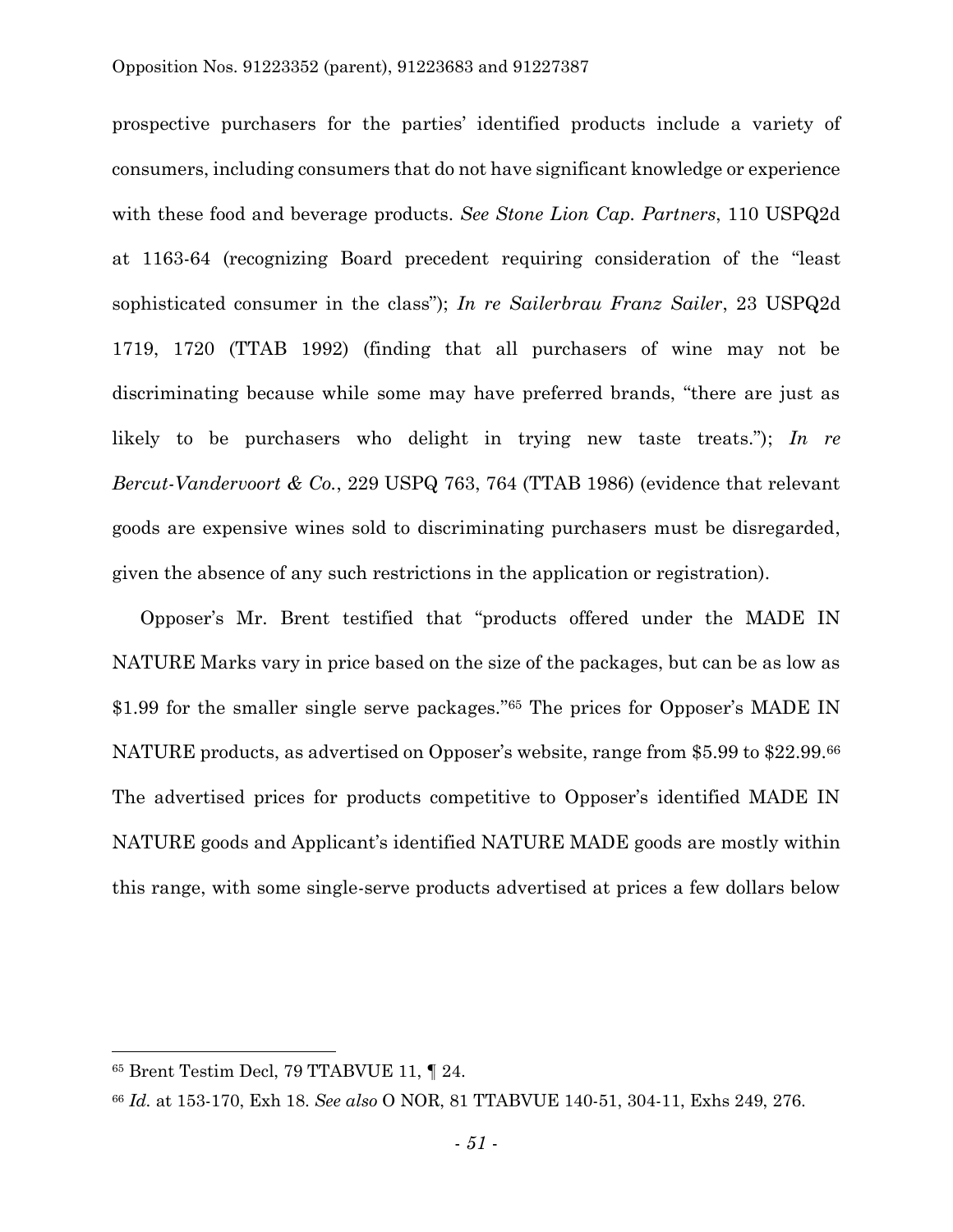prospective purchasers for the parties' identified products include a variety of consumers, including consumers that do not have significant knowledge or experience with these food and beverage products. *See Stone Lion Cap. Partners*, 110 USPQ2d at 1163-64 (recognizing Board precedent requiring consideration of the "least sophisticated consumer in the class"); *In re Sailerbrau Franz Sailer*, 23 USPQ2d 1719, 1720 (TTAB 1992) (finding that all purchasers of wine may not be discriminating because while some may have preferred brands, "there are just as likely to be purchasers who delight in trying new taste treats."); *In re Bercut-Vandervoort & Co.*, 229 USPQ 763, 764 (TTAB 1986) (evidence that relevant goods are expensive wines sold to discriminating purchasers must be disregarded, given the absence of any such restrictions in the application or registration).

Opposer's Mr. Brent testified that "products offered under the MADE IN NATURE Marks vary in price based on the size of the packages, but can be as low as $1.99 for the smaller single serve packages."[65] The prices for Opposer's MADE IN NATURE products, as advertised on Opposer's website, range from $5.99 to $22.99.[66] The advertised prices for products competitive to Opposer's identified MADE IN NATURE goods and Applicant's identified NATURE MADE goods are mostly within this range, with some single-serve products advertised at prices a few dollars below

---

[65] Brent Testim Decl, 79 TTABVUE 11, ¶ 24.

[66] *Id.* at 153-170, Exh 18. *See also* O NOR, 81 TTABVUE 140-51, 304-11, Exhs 249, 276.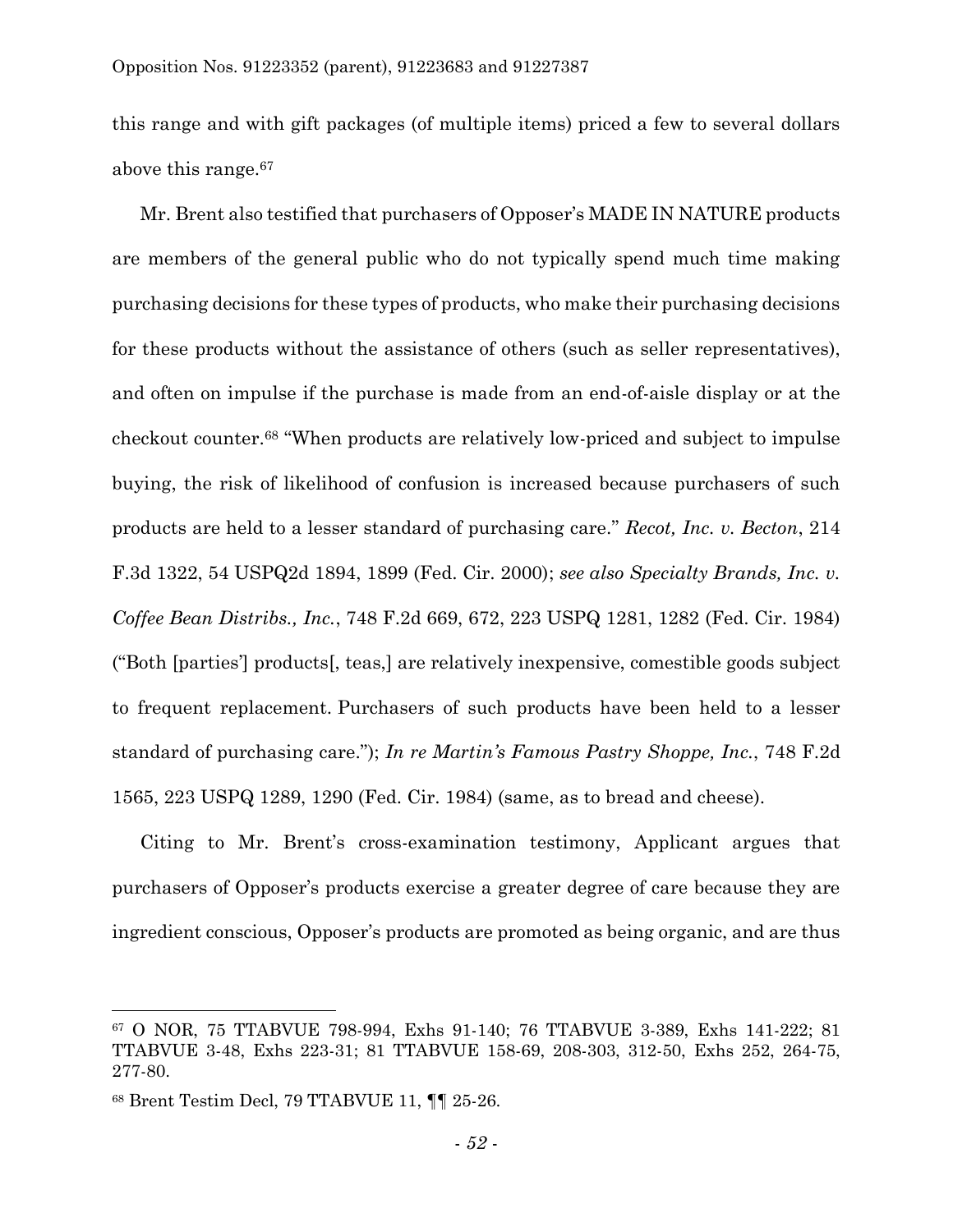this range and with gift packages (of multiple items) priced a few to several dollars above this range.[67]

Mr. Brent also testified that purchasers of Opposer's MADE IN NATURE products are members of the general public who do not typically spend much time making purchasing decisions for these types of products, who make their purchasing decisions for these products without the assistance of others (such as seller representatives), and often on impulse if the purchase is made from an end-of-aisle display or at the checkout counter.[68] "When products are relatively low-priced and subject to impulse buying, the risk of likelihood of confusion is increased because purchasers of such products are held to a lesser standard of purchasing care." *Recot, Inc. v. Becton*, 214 F.3d 1322, 54 USPQ2d 1894, 1899 (Fed. Cir. 2000); *see also Specialty Brands, Inc. v. Coffee Bean Distribs., Inc.*, 748 F.2d 669, 672, 223 USPQ 1281, 1282 (Fed. Cir. 1984) ("Both [parties'] products[, teas,] are relatively inexpensive, comestible goods subject to frequent replacement. Purchasers of such products have been held to a lesser standard of purchasing care."); *In re Martin's Famous Pastry Shoppe, Inc.*, 748 F.2d 1565, 223 USPQ 1289, 1290 (Fed. Cir. 1984) (same, as to bread and cheese).

Citing to Mr. Brent's cross-examination testimony, Applicant argues that purchasers of Opposer's products exercise a greater degree of care because they are ingredient conscious, Opposer's products are promoted as being organic, and are thus

---

[67] O NOR, 75 TTABVUE 798-994, Exhs 91-140; 76 TTABVUE 3-389, Exhs 141-222; 81 TTABVUE 3-48, Exhs 223-31; 81 TTABVUE 158-69, 208-303, 312-50, Exhs 252, 264-75, 277-80.

[68] Brent Testim Decl, 79 TTABVUE 11, ¶¶ 25-26.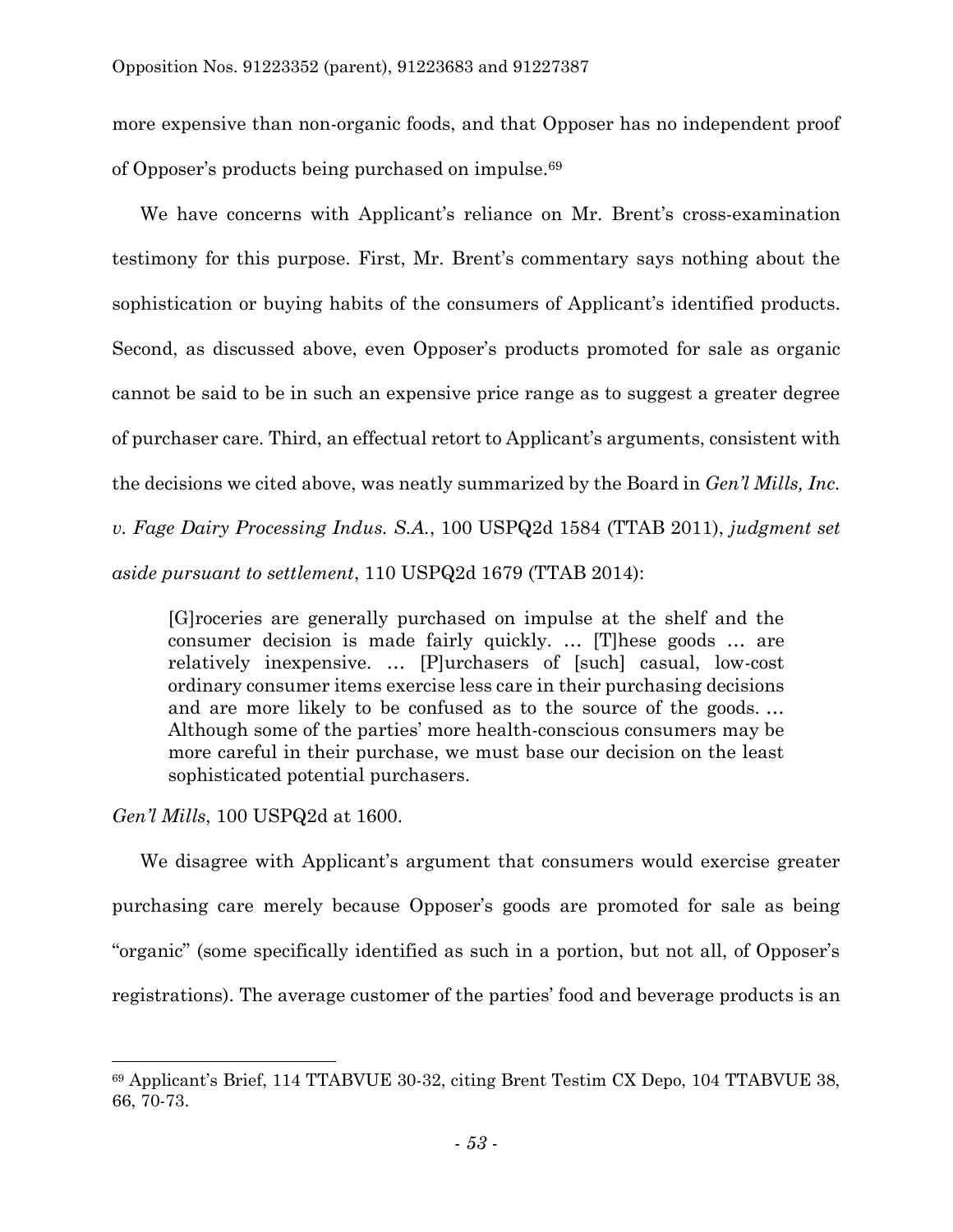more expensive than non-organic foods, and that Opposer has no independent proof of Opposer's products being purchased on impulse.[69]

We have concerns with Applicant's reliance on Mr. Brent's cross-examination testimony for this purpose. First, Mr. Brent's commentary says nothing about the sophistication or buying habits of the consumers of Applicant's identified products. Second, as discussed above, even Opposer's products promoted for sale as organic cannot be said to be in such an expensive price range as to suggest a greater degree of purchaser care. Third, an effectual retort to Applicant's arguments, consistent with the decisions we cited above, was neatly summarized by the Board in *Gen'l Mills, Inc. v. Fage Dairy Processing Indus. S.A.*, 100 USPQ2d 1584 (TTAB 2011), *judgment set aside pursuant to settlement*, 110 USPQ2d 1679 (TTAB 2014):

> [G]roceries are generally purchased on impulse at the shelf and the consumer decision is made fairly quickly. … [T]hese goods … are relatively inexpensive. … [P]urchasers of [such] casual, low-cost ordinary consumer items exercise less care in their purchasing decisions and are more likely to be confused as to the source of the goods. … Although some of the parties' more health-conscious consumers may be more careful in their purchase, we must base our decision on the least sophisticated potential purchasers.

*Gen'l Mills*, 100 USPQ2d at 1600.

We disagree with Applicant's argument that consumers would exercise greater purchasing care merely because Opposer's goods are promoted for sale as being "organic" (some specifically identified as such in a portion, but not all, of Opposer's registrations). The average customer of the parties' food and beverage products is an

---

[69] Applicant's Brief, 114 TTABVUE 30-32, citing Brent Testim CX Depo, 104 TTABVUE 38, 66, 70-73.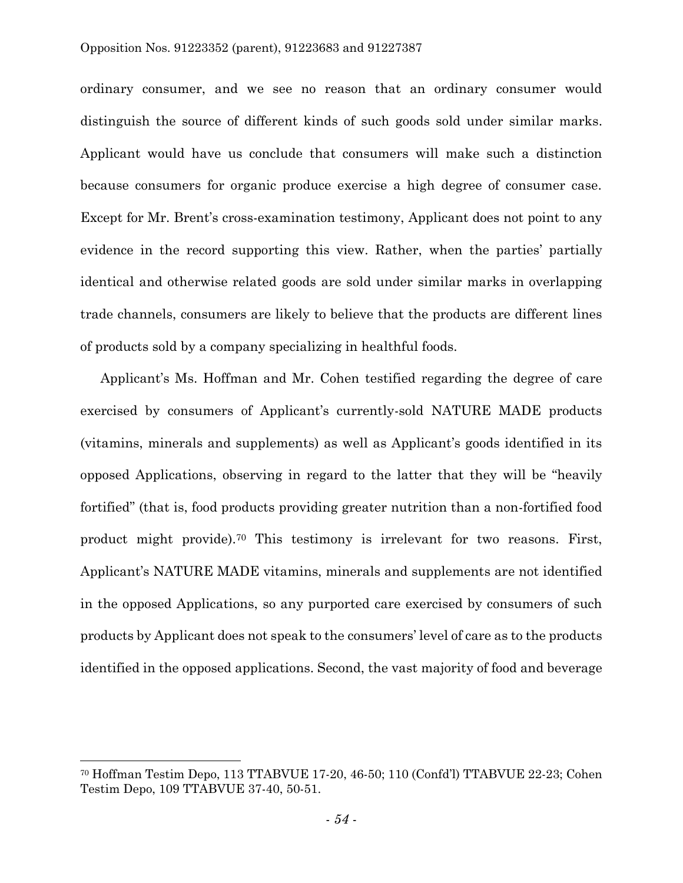ordinary consumer, and we see no reason that an ordinary consumer would distinguish the source of different kinds of such goods sold under similar marks. Applicant would have us conclude that consumers will make such a distinction because consumers for organic produce exercise a high degree of consumer case. Except for Mr. Brent's cross-examination testimony, Applicant does not point to any evidence in the record supporting this view. Rather, when the parties' partially identical and otherwise related goods are sold under similar marks in overlapping trade channels, consumers are likely to believe that the products are different lines of products sold by a company specializing in healthful foods.

Applicant's Ms. Hoffman and Mr. Cohen testified regarding the degree of care exercised by consumers of Applicant's currently-sold NATURE MADE products (vitamins, minerals and supplements) as well as Applicant's goods identified in its opposed Applications, observing in regard to the latter that they will be "heavily fortified" (that is, food products providing greater nutrition than a non-fortified food product might provide).[70] This testimony is irrelevant for two reasons. First, Applicant's NATURE MADE vitamins, minerals and supplements are not identified in the opposed Applications, so any purported care exercised by consumers of such products by Applicant does not speak to the consumers' level of care as to the products identified in the opposed applications. Second, the vast majority of food and beverage

---

[70] Hoffman Testim Depo, 113 TTABVUE 17-20, 46-50; 110 (Confd'l) TTABVUE 22-23; Cohen Testim Depo, 109 TTABVUE 37-40, 50-51.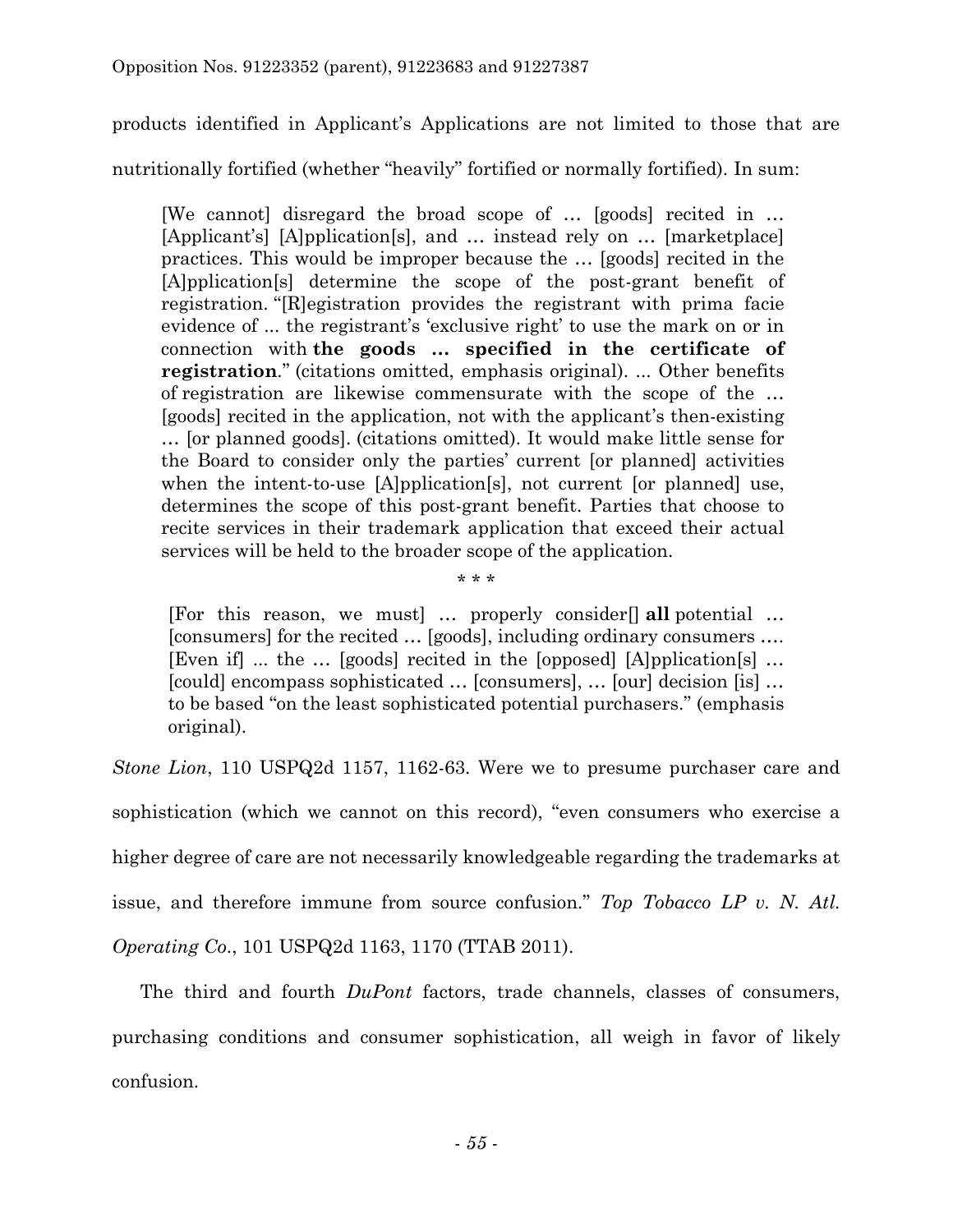products identified in Applicant's Applications are not limited to those that are nutritionally fortified (whether "heavily" fortified or normally fortified). In sum:

> [We cannot] disregard the broad scope of … [goods] recited in … [Applicant's] [A]pplication[s], and … instead rely on … [marketplace] practices. This would be improper because the … [goods] recited in the [A]pplication[s] determine the scope of the post-grant benefit of registration. "[R]egistration provides the registrant with prima facie evidence of ... the registrant's 'exclusive right' to use the mark on or in connection with **the goods … specified in the certificate of registration**." (citations omitted, emphasis original). ... Other benefits of registration are likewise commensurate with the scope of the … [goods] recited in the application, not with the applicant's then-existing … [or planned goods]. (citations omitted). It would make little sense for the Board to consider only the parties' current [or planned] activities when the intent-to-use [A]pplication[s], not current [or planned] use, determines the scope of this post-grant benefit. Parties that choose to recite services in their trademark application that exceed their actual services will be held to the broader scope of the application.
>
> \* \* \*
>
> [For this reason, we must] … properly consider[] **all** potential … [consumers] for the recited … [goods], including ordinary consumers …. [Even if] ... the … [goods] recited in the [opposed] [A]pplication[s] … [could] encompass sophisticated … [consumers], … [our] decision [is] … to be based "on the least sophisticated potential purchasers." (emphasis original).

*Stone Lion*, 110 USPQ2d 1157, 1162-63. Were we to presume purchaser care and sophistication (which we cannot on this record), "even consumers who exercise a higher degree of care are not necessarily knowledgeable regarding the trademarks at issue, and therefore immune from source confusion." *Top Tobacco LP v. N. Atl. Operating Co.*, 101 USPQ2d 1163, 1170 (TTAB 2011).

The third and fourth *DuPont* factors, trade channels, classes of consumers, purchasing conditions and consumer sophistication, all weigh in favor of likely confusion.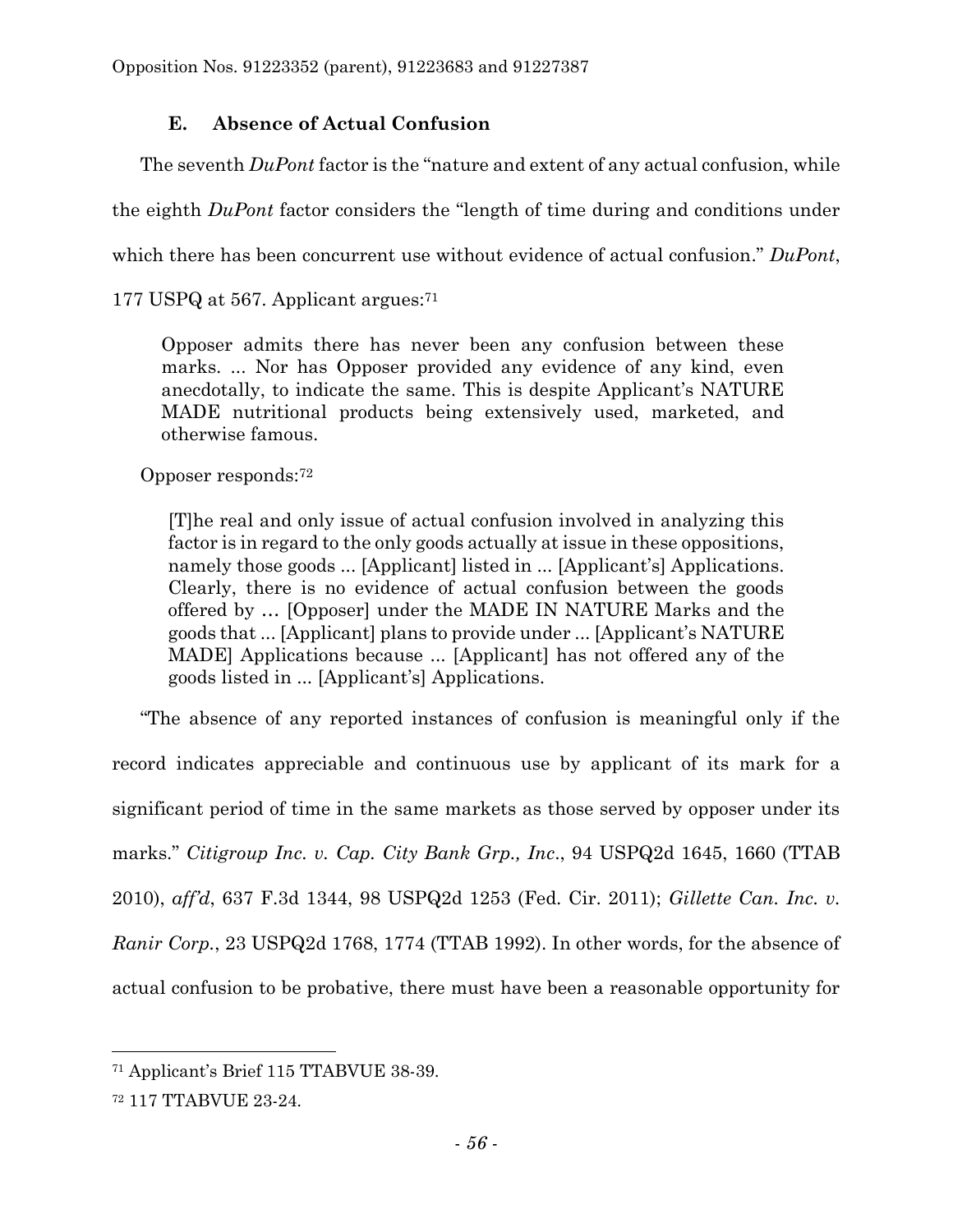### E. Absence of Actual Confusion

The seventh *DuPont* factor is the "nature and extent of any actual confusion, while the eighth *DuPont* factor considers the "length of time during and conditions under which there has been concurrent use without evidence of actual confusion." *DuPont*, 177 USPQ at 567. Applicant argues:[71]

> Opposer admits there has never been any confusion between these marks. ... Nor has Opposer provided any evidence of any kind, even anecdotally, to indicate the same. This is despite Applicant's NATURE MADE nutritional products being extensively used, marketed, and otherwise famous.

Opposer responds:[72]

> [T]he real and only issue of actual confusion involved in analyzing this factor is in regard to the only goods actually at issue in these oppositions, namely those goods ... [Applicant] listed in ... [Applicant's] Applications. Clearly, there is no evidence of actual confusion between the goods offered by … [Opposer] under the MADE IN NATURE Marks and the goods that ... [Applicant] plans to provide under ... [Applicant's NATURE MADE] Applications because ... [Applicant] has not offered any of the goods listed in ... [Applicant's] Applications.

"The absence of any reported instances of confusion is meaningful only if the record indicates appreciable and continuous use by applicant of its mark for a significant period of time in the same markets as those served by opposer under its marks." *Citigroup Inc. v. Cap. City Bank Grp., Inc*., 94 USPQ2d 1645, 1660 (TTAB 2010), *aff'd*, 637 F.3d 1344, 98 USPQ2d 1253 (Fed. Cir. 2011); *Gillette Can. Inc. v. Ranir Corp.*, 23 USPQ2d 1768, 1774 (TTAB 1992). In other words, for the absence of actual confusion to be probative, there must have been a reasonable opportunity for

---

[71] Applicant's Brief 115 TTABVUE 38-39.

[72] 117 TTABVUE 23-24.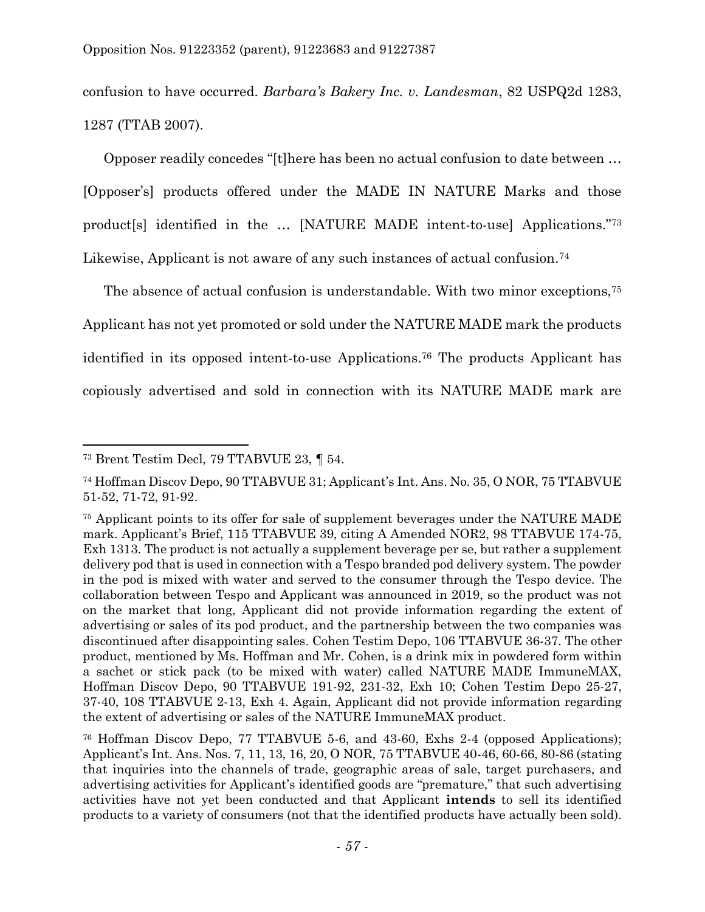confusion to have occurred. *Barbara's Bakery Inc. v. Landesman*, 82 USPQ2d 1283, 1287 (TTAB 2007).

Opposer readily concedes "[t]here has been no actual confusion to date between … [Opposer's] products offered under the MADE IN NATURE Marks and those product[s] identified in the … [NATURE MADE intent-to-use] Applications."[73] Likewise, Applicant is not aware of any such instances of actual confusion.[74]

The absence of actual confusion is understandable. With two minor exceptions,[75] Applicant has not yet promoted or sold under the NATURE MADE mark the products identified in its opposed intent-to-use Applications.[76] The products Applicant has copiously advertised and sold in connection with its NATURE MADE mark are

---

[73] Brent Testim Decl, 79 TTABVUE 23, ¶ 54.

[74] Hoffman Discov Depo, 90 TTABVUE 31; Applicant's Int. Ans. No. 35, O NOR, 75 TTABVUE 51-52, 71-72, 91-92.

[75] Applicant points to its offer for sale of supplement beverages under the NATURE MADE mark. Applicant's Brief, 115 TTABVUE 39, citing A Amended NOR2, 98 TTABVUE 174-75, Exh 1313. The product is not actually a supplement beverage per se, but rather a supplement delivery pod that is used in connection with a Tespo branded pod delivery system. The powder in the pod is mixed with water and served to the consumer through the Tespo device. The collaboration between Tespo and Applicant was announced in 2019, so the product was not on the market that long, Applicant did not provide information regarding the extent of advertising or sales of its pod product, and the partnership between the two companies was discontinued after disappointing sales. Cohen Testim Depo, 106 TTABVUE 36-37. The other product, mentioned by Ms. Hoffman and Mr. Cohen, is a drink mix in powdered form within a sachet or stick pack (to be mixed with water) called NATURE MADE ImmuneMAX, Hoffman Discov Depo, 90 TTABVUE 191-92, 231-32, Exh 10; Cohen Testim Depo 25-27, 37-40, 108 TTABVUE 2-13, Exh 4. Again, Applicant did not provide information regarding the extent of advertising or sales of the NATURE ImmuneMAX product.

[76] Hoffman Discov Depo, 77 TTABVUE 5-6, and 43-60, Exhs 2-4 (opposed Applications); Applicant's Int. Ans. Nos. 7, 11, 13, 16, 20, O NOR, 75 TTABVUE 40-46, 60-66, 80-86 (stating that inquiries into the channels of trade, geographic areas of sale, target purchasers, and advertising activities for Applicant's identified goods are "premature," that such advertising activities have not yet been conducted and that Applicant **intends** to sell its identified products to a variety of consumers (not that the identified products have actually been sold).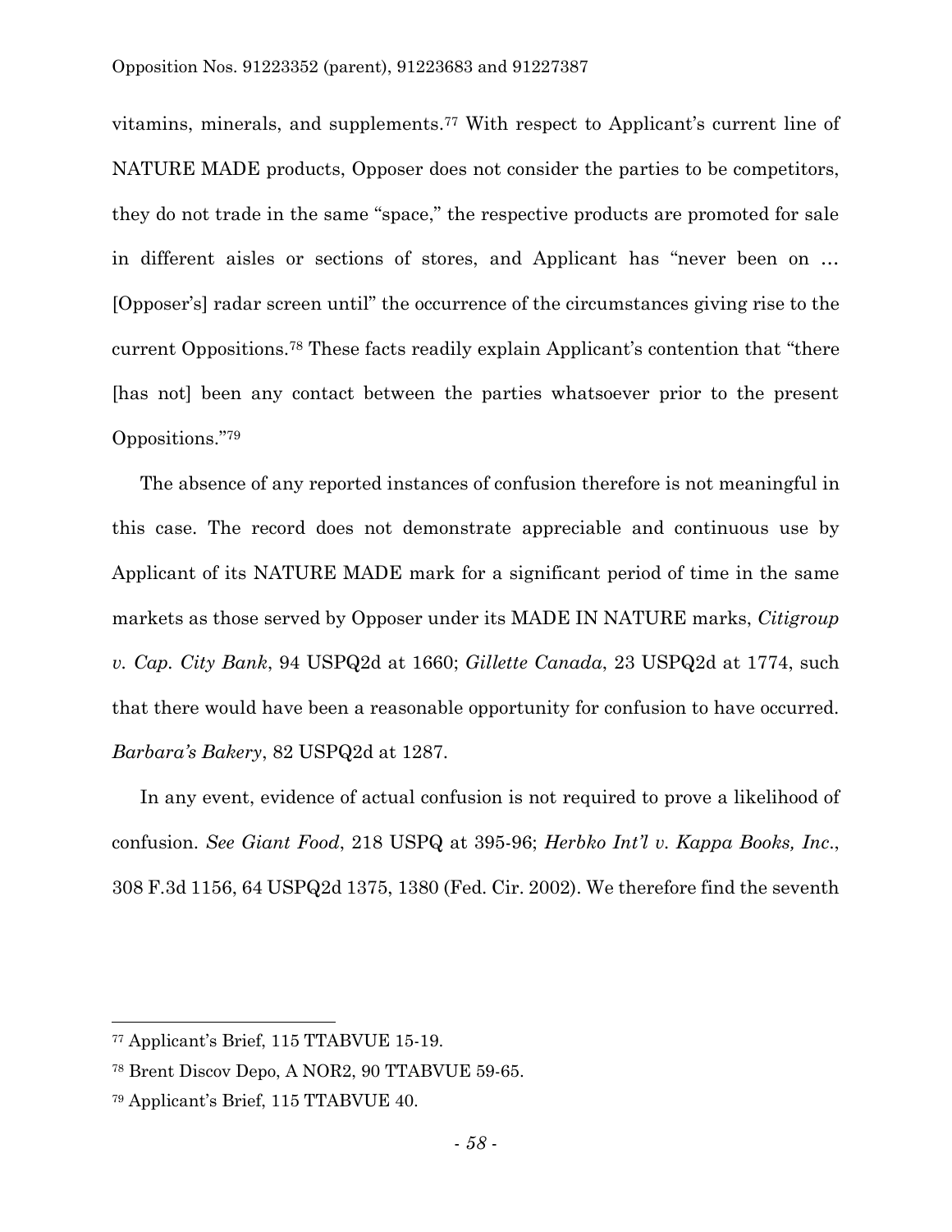vitamins, minerals, and supplements.[77] With respect to Applicant's current line of NATURE MADE products, Opposer does not consider the parties to be competitors, they do not trade in the same "space," the respective products are promoted for sale in different aisles or sections of stores, and Applicant has "never been on … [Opposer's] radar screen until" the occurrence of the circumstances giving rise to the current Oppositions.[78] These facts readily explain Applicant's contention that "there [has not] been any contact between the parties whatsoever prior to the present Oppositions."[79]

The absence of any reported instances of confusion therefore is not meaningful in this case. The record does not demonstrate appreciable and continuous use by Applicant of its NATURE MADE mark for a significant period of time in the same markets as those served by Opposer under its MADE IN NATURE marks, *Citigroup v. Cap. City Bank*, 94 USPQ2d at 1660; *Gillette Canada*, 23 USPQ2d at 1774, such that there would have been a reasonable opportunity for confusion to have occurred. *Barbara's Bakery*, 82 USPQ2d at 1287.

In any event, evidence of actual confusion is not required to prove a likelihood of confusion. *See Giant Food*, 218 USPQ at 395-96; *Herbko Int'l v. Kappa Books, Inc.*, 308 F.3d 1156, 64 USPQ2d 1375, 1380 (Fed. Cir. 2002). We therefore find the seventh

---

[77] Applicant's Brief, 115 TTABVUE 15-19.

[78] Brent Discov Depo, A NOR2, 90 TTABVUE 59-65.

[79] Applicant's Brief, 115 TTABVUE 40.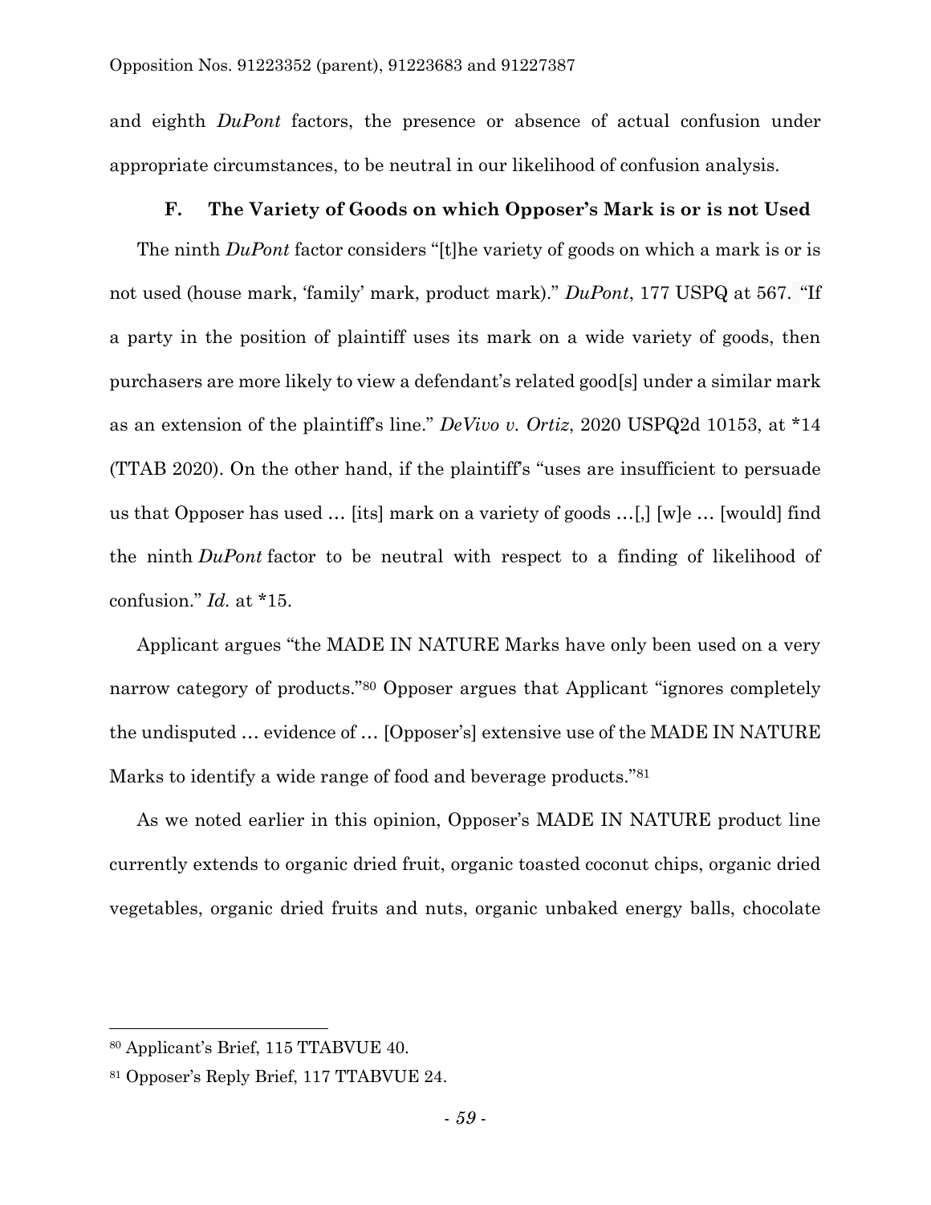and eighth *DuPont* factors, the presence or absence of actual confusion under appropriate circumstances, to be neutral in our likelihood of confusion analysis.

### F. The Variety of Goods on which Opposer's Mark is or is not Used

The ninth *DuPont* factor considers "[t]he variety of goods on which a mark is or is not used (house mark, 'family' mark, product mark)." *DuPont*, 177 USPQ at 567. "If a party in the position of plaintiff uses its mark on a wide variety of goods, then purchasers are more likely to view a defendant's related good[s] under a similar mark as an extension of the plaintiff's line." *DeVivo v. Ortiz*, 2020 USPQ2d 10153, at *14 (TTAB 2020). On the other hand, if the plaintiff's "uses are insufficient to persuade us that Opposer has used … [its] mark on a variety of goods …[,] [w]e … [would] find the ninth *DuPont* factor to be neutral with respect to a finding of likelihood of confusion." *Id.* at *15.

Applicant argues "the MADE IN NATURE Marks have only been used on a very narrow category of products."[80] Opposer argues that Applicant "ignores completely the undisputed … evidence of … [Opposer's] extensive use of the MADE IN NATURE Marks to identify a wide range of food and beverage products."[81]

As we noted earlier in this opinion, Opposer's MADE IN NATURE product line currently extends to organic dried fruit, organic toasted coconut chips, organic dried vegetables, organic dried fruits and nuts, organic unbaked energy balls, chocolate

---

[80] Applicant's Brief, 115 TTABVUE 40.

[81] Opposer's Reply Brief, 117 TTABVUE 24.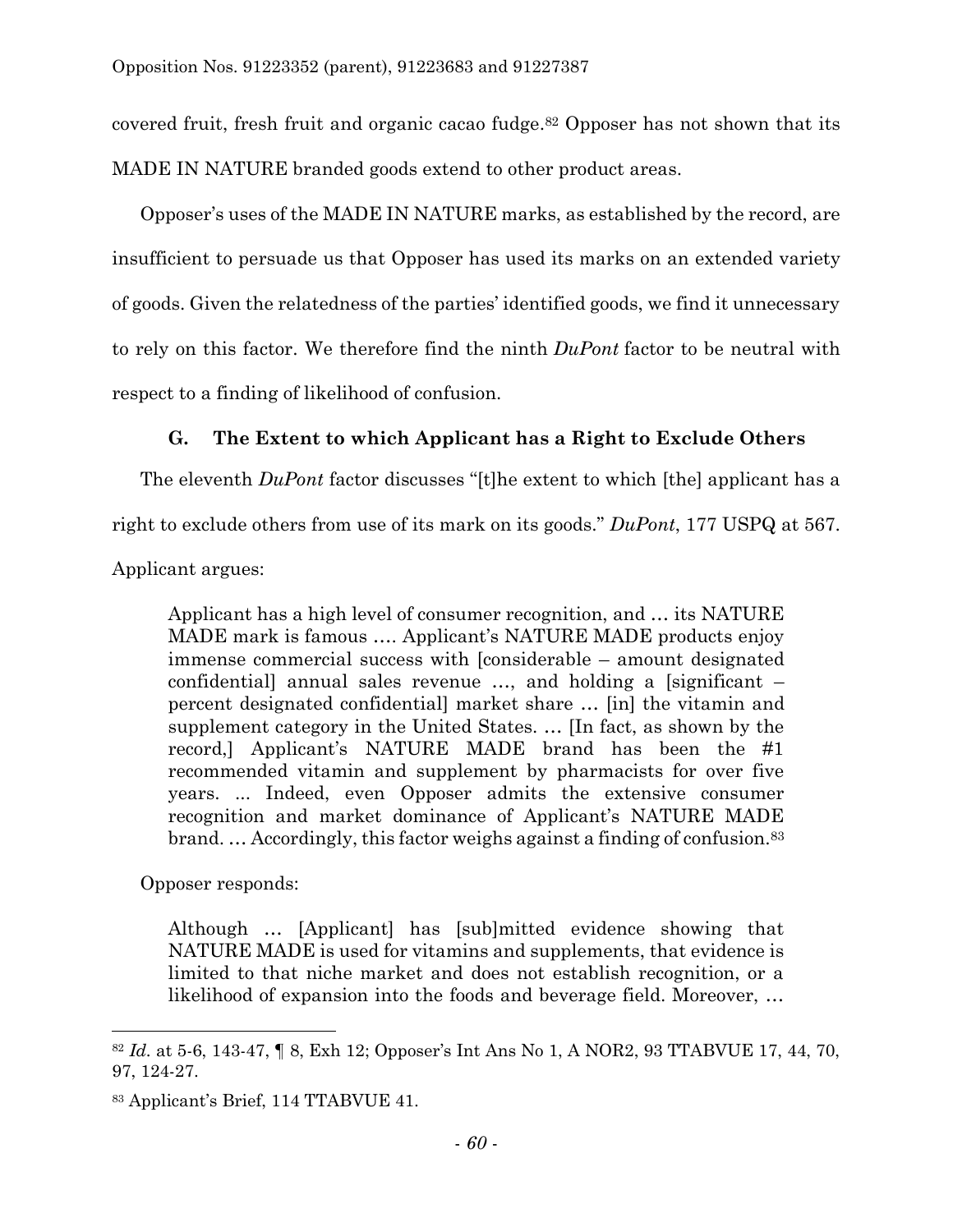covered fruit, fresh fruit and organic cacao fudge.[82] Opposer has not shown that its MADE IN NATURE branded goods extend to other product areas.

Opposer's uses of the MADE IN NATURE marks, as established by the record, are insufficient to persuade us that Opposer has used its marks on an extended variety of goods. Given the relatedness of the parties' identified goods, we find it unnecessary to rely on this factor. We therefore find the ninth *DuPont* factor to be neutral with respect to a finding of likelihood of confusion.

### G. The Extent to which Applicant has a Right to Exclude Others

The eleventh *DuPont* factor discusses "[t]he extent to which [the] applicant has a right to exclude others from use of its mark on its goods." *DuPont*, 177 USPQ at 567.

Applicant argues:

> Applicant has a high level of consumer recognition, and … its NATURE MADE mark is famous …. Applicant's NATURE MADE products enjoy immense commercial success with [considerable – amount designated confidential] annual sales revenue …, and holding a [significant – percent designated confidential] market share … [in] the vitamin and supplement category in the United States. … [In fact, as shown by the record,] Applicant's NATURE MADE brand has been the #1 recommended vitamin and supplement by pharmacists for over five years. ... Indeed, even Opposer admits the extensive consumer recognition and market dominance of Applicant's NATURE MADE brand. … Accordingly, this factor weighs against a finding of confusion.[83]

Opposer responds:

> Although … [Applicant] has [sub]mitted evidence showing that NATURE MADE is used for vitamins and supplements, that evidence is limited to that niche market and does not establish recognition, or a likelihood of expansion into the foods and beverage field. Moreover, …

---

[82] *Id.* at 5-6, 143-47, ¶ 8, Exh 12; Opposer's Int Ans No 1, A NOR2, 93 TTABVUE 17, 44, 70, 97, 124-27.

[83] Applicant's Brief, 114 TTABVUE 41.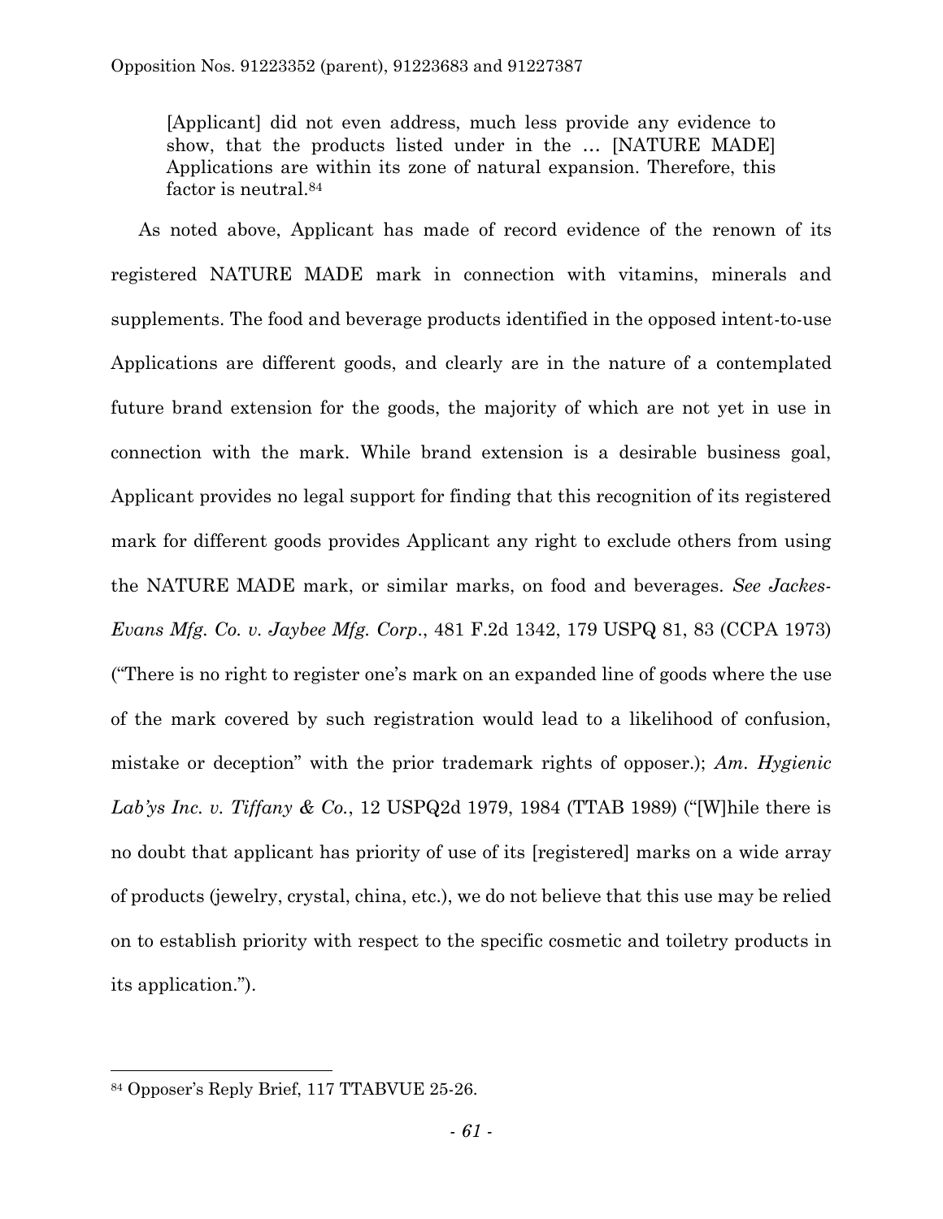> [Applicant] did not even address, much less provide any evidence to show, that the products listed under in the … [NATURE MADE] Applications are within its zone of natural expansion. Therefore, this factor is neutral.[84]

As noted above, Applicant has made of record evidence of the renown of its registered NATURE MADE mark in connection with vitamins, minerals and supplements. The food and beverage products identified in the opposed intent-to-use Applications are different goods, and clearly are in the nature of a contemplated future brand extension for the goods, the majority of which are not yet in use in connection with the mark. While brand extension is a desirable business goal, Applicant provides no legal support for finding that this recognition of its registered mark for different goods provides Applicant any right to exclude others from using the NATURE MADE mark, or similar marks, on food and beverages. *See Jackes-Evans Mfg. Co. v. Jaybee Mfg. Corp.*, 481 F.2d 1342, 179 USPQ 81, 83 (CCPA 1973) ("There is no right to register one's mark on an expanded line of goods where the use of the mark covered by such registration would lead to a likelihood of confusion, mistake or deception" with the prior trademark rights of opposer.); *Am. Hygienic Lab'ys Inc. v. Tiffany & Co.*, 12 USPQ2d 1979, 1984 (TTAB 1989) ("[W]hile there is no doubt that applicant has priority of use of its [registered] marks on a wide array of products (jewelry, crystal, china, etc.), we do not believe that this use may be relied on to establish priority with respect to the specific cosmetic and toiletry products in its application.").

---

[84] Opposer's Reply Brief, 117 TTABVUE 25-26.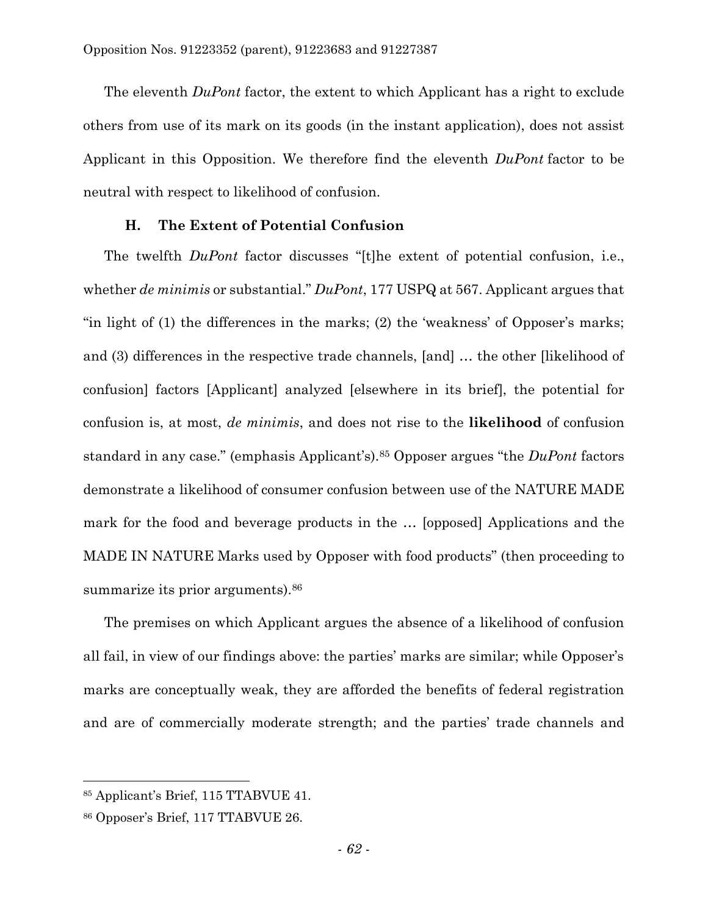The eleventh *DuPont* factor, the extent to which Applicant has a right to exclude others from use of its mark on its goods (in the instant application), does not assist Applicant in this Opposition. We therefore find the eleventh *DuPont* factor to be neutral with respect to likelihood of confusion.

### H. The Extent of Potential Confusion

The twelfth *DuPont* factor discusses "[t]he extent of potential confusion, i.e., whether *de minimis* or substantial." *DuPont*, 177 USPQ at 567. Applicant argues that "in light of (1) the differences in the marks; (2) the 'weakness' of Opposer's marks; and (3) differences in the respective trade channels, [and] … the other [likelihood of confusion] factors [Applicant] analyzed [elsewhere in its brief], the potential for confusion is, at most, *de minimis*, and does not rise to the **likelihood** of confusion standard in any case." (emphasis Applicant's).[85] Opposer argues "the *DuPont* factors demonstrate a likelihood of consumer confusion between use of the NATURE MADE mark for the food and beverage products in the … [opposed] Applications and the MADE IN NATURE Marks used by Opposer with food products" (then proceeding to summarize its prior arguments).[86]

The premises on which Applicant argues the absence of a likelihood of confusion all fail, in view of our findings above: the parties' marks are similar; while Opposer's marks are conceptually weak, they are afforded the benefits of federal registration and are of commercially moderate strength; and the parties' trade channels and

---

[85] Applicant's Brief, 115 TTABVUE 41.

[86] Opposer's Brief, 117 TTABVUE 26.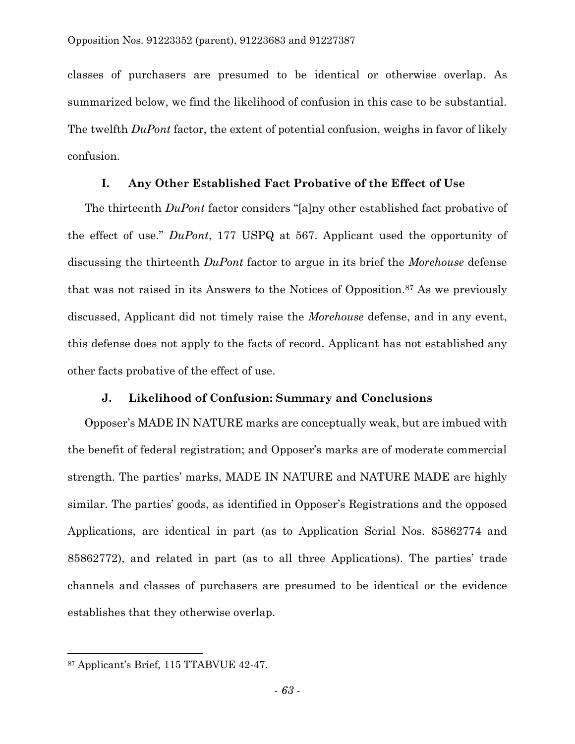classes of purchasers are presumed to be identical or otherwise overlap. As summarized below, we find the likelihood of confusion in this case to be substantial. The twelfth *DuPont* factor, the extent of potential confusion, weighs in favor of likely confusion.

### I. Any Other Established Fact Probative of the Effect of Use

The thirteenth *DuPont* factor considers "[a]ny other established fact probative of the effect of use." *DuPont*, 177 USPQ at 567. Applicant used the opportunity of discussing the thirteenth *DuPont* factor to argue in its brief the *Morehouse* defense that was not raised in its Answers to the Notices of Opposition.[87] As we previously discussed, Applicant did not timely raise the *Morehouse* defense, and in any event, this defense does not apply to the facts of record. Applicant has not established any other facts probative of the effect of use.

### J. Likelihood of Confusion: Summary and Conclusions

Opposer's MADE IN NATURE marks are conceptually weak, but are imbued with the benefit of federal registration; and Opposer's marks are of moderate commercial strength. The parties' marks, MADE IN NATURE and NATURE MADE are highly similar. The parties' goods, as identified in Opposer's Registrations and the opposed Applications, are identical in part (as to Application Serial Nos. 85862774 and 85862772), and related in part (as to all three Applications). The parties' trade channels and classes of purchasers are presumed to be identical or the evidence establishes that they otherwise overlap.

---

[87] Applicant's Brief, 115 TTABVUE 42-47.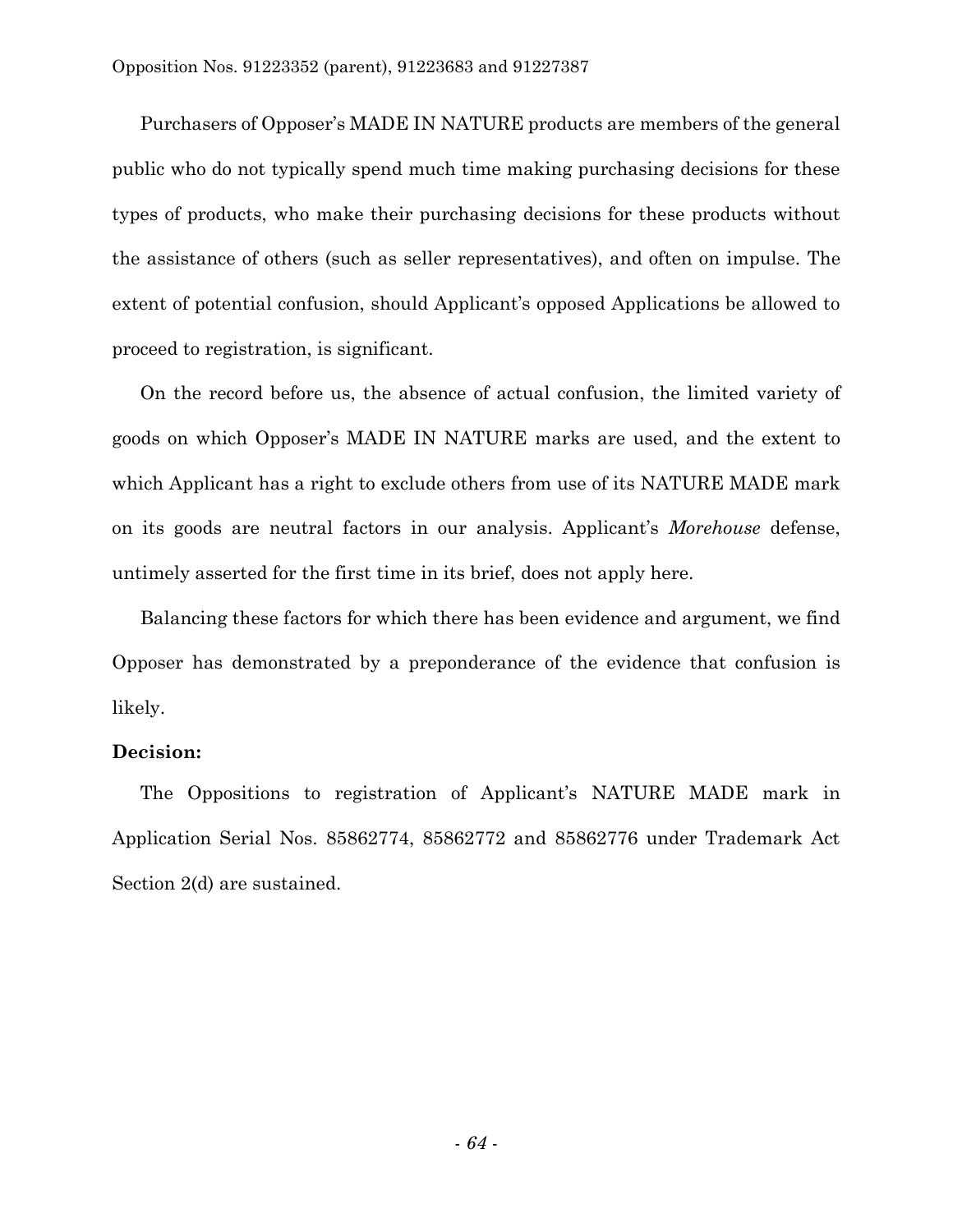Purchasers of Opposer's MADE IN NATURE products are members of the general public who do not typically spend much time making purchasing decisions for these types of products, who make their purchasing decisions for these products without the assistance of others (such as seller representatives), and often on impulse. The extent of potential confusion, should Applicant's opposed Applications be allowed to proceed to registration, is significant.

On the record before us, the absence of actual confusion, the limited variety of goods on which Opposer's MADE IN NATURE marks are used, and the extent to which Applicant has a right to exclude others from use of its NATURE MADE mark on its goods are neutral factors in our analysis. Applicant's *Morehouse* defense, untimely asserted for the first time in its brief, does not apply here.

Balancing these factors for which there has been evidence and argument, we find Opposer has demonstrated by a preponderance of the evidence that confusion is likely.

**Decision:**

The Oppositions to registration of Applicant's NATURE MADE mark in Application Serial Nos. 85862774, 85862772 and 85862776 under Trademark Act Section 2(d) are sustained.